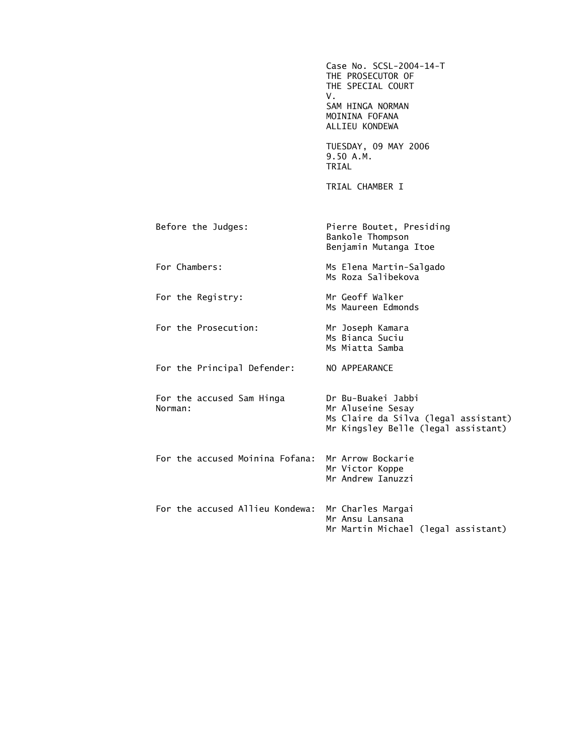Case No. SCSL-2004-14-T
THE PROSECUTOR OF
THE SPECIAL COURT
V.
SAM HINGA NORMAN
MOININA FOFANA
ALLIEU KONDEWA

TUESDAY, 09 MAY 2006
9.50 A.M.
TRIAL

TRIAL CHAMBER I

| | |
|---|---|
| Before the Judges: | Pierre Boutet, Presiding<br>Bankole Thompson<br>Benjamin Mutanga Itoe |
| For Chambers: | Ms Elena Martin-Salgado<br>Ms Roza Salibekova |
| For the Registry: | Mr Geoff Walker<br>Ms Maureen Edmonds |
| For the Prosecution: | Mr Joseph Kamara<br>Ms Bianca Suciu<br>Ms Miatta Samba |
| For the Principal Defender: | NO APPEARANCE |
| For the accused Sam Hinga Norman: | Dr Bu-Buakei Jabbi<br>Mr Aluseine Sesay<br>Ms Claire da Silva (legal assistant)<br>Mr Kingsley Belle (legal assistant) |
| For the accused Moinina Fofana: | Mr Arrow Bockarie<br>Mr Victor Koppe<br>Mr Andrew Ianuzzi |
| For the accused Allieu Kondewa: | Mr Charles Margai<br>Mr Ansu Lansana<br>Mr Martin Michael (legal assistant) |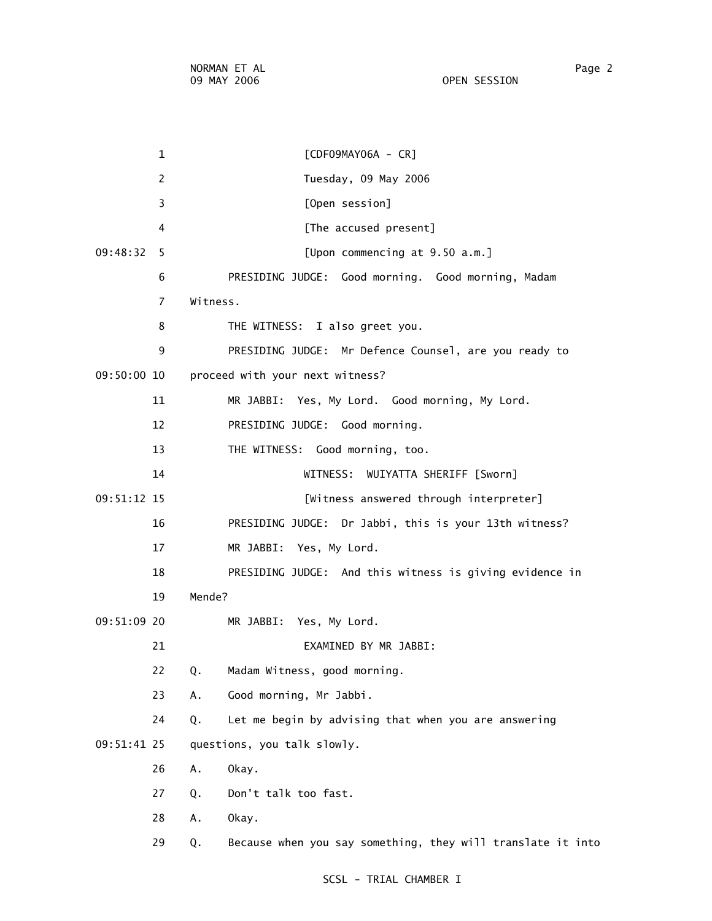[CDF09MAY06A - CR]

Tuesday, 09 May 2006

[Open session]

[The accused present]

[Upon commencing at 9.50 a.m.]

PRESIDING JUDGE: Good morning. Good morning, Madam Witness.

THE WITNESS: I also greet you.

PRESIDING JUDGE: Mr Defence Counsel, are you ready to proceed with your next witness?

MR JABBI: Yes, My Lord. Good morning, My Lord.

PRESIDING JUDGE: Good morning.

THE WITNESS: Good morning, too.

WITNESS: WUIYATTA SHERIFF [Sworn]

[Witness answered through interpreter]

PRESIDING JUDGE: Dr Jabbi, this is your 13th witness?

MR JABBI: Yes, My Lord.

PRESIDING JUDGE: And this witness is giving evidence in Mende?

MR JABBI: Yes, My Lord.

EXAMINED BY MR JABBI:

Q. Madam Witness, good morning.

A. Good morning, Mr Jabbi.

Q. Let me begin by advising that when you are answering questions, you talk slowly.

A. Okay.

Q. Don't talk too fast.

A. Okay.

Q. Because when you say something, they will translate it into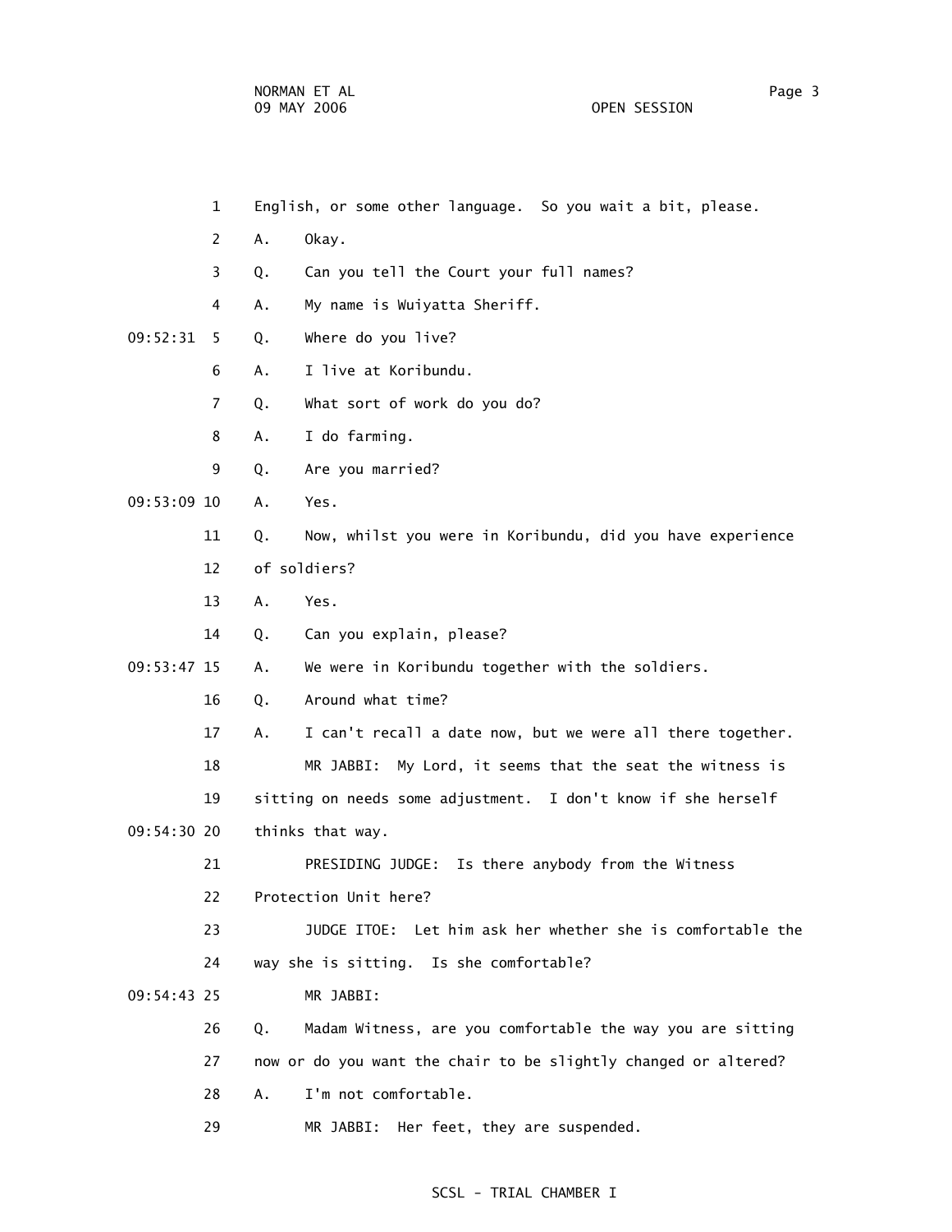1 English, or some other language. So you wait a bit, please.

2 A. Okay.

3 Q. Can you tell the Court your full names?

4 A. My name is Wuiyatta Sheriff.

09:52:31 5 Q. Where do you live?

6 A. I live at Koribundu.

7 Q. What sort of work do you do?

8 A. I do farming.

9 Q. Are you married?

09:53:09 10 A. Yes.

11 Q. Now, whilst you were in Koribundu, did you have experience

12 of soldiers?

13 A. Yes.

14 Q. Can you explain, please?

09:53:47 15 A. We were in Koribundu together with the soldiers.

16 Q. Around what time?

17 A. I can't recall a date now, but we were all there together.

18 MR JABBI: My Lord, it seems that the seat the witness is

19 sitting on needs some adjustment. I don't know if she herself

09:54:30 20 thinks that way.

21 PRESIDING JUDGE: Is there anybody from the Witness

22 Protection Unit here?

23 JUDGE ITOE: Let him ask her whether she is comfortable the

24 way she is sitting. Is she comfortable?

09:54:43 25 MR JABBI:

26 Q. Madam Witness, are you comfortable the way you are sitting

27 now or do you want the chair to be slightly changed or altered?

28 A. I'm not comfortable.

29 MR JABBI: Her feet, they are suspended.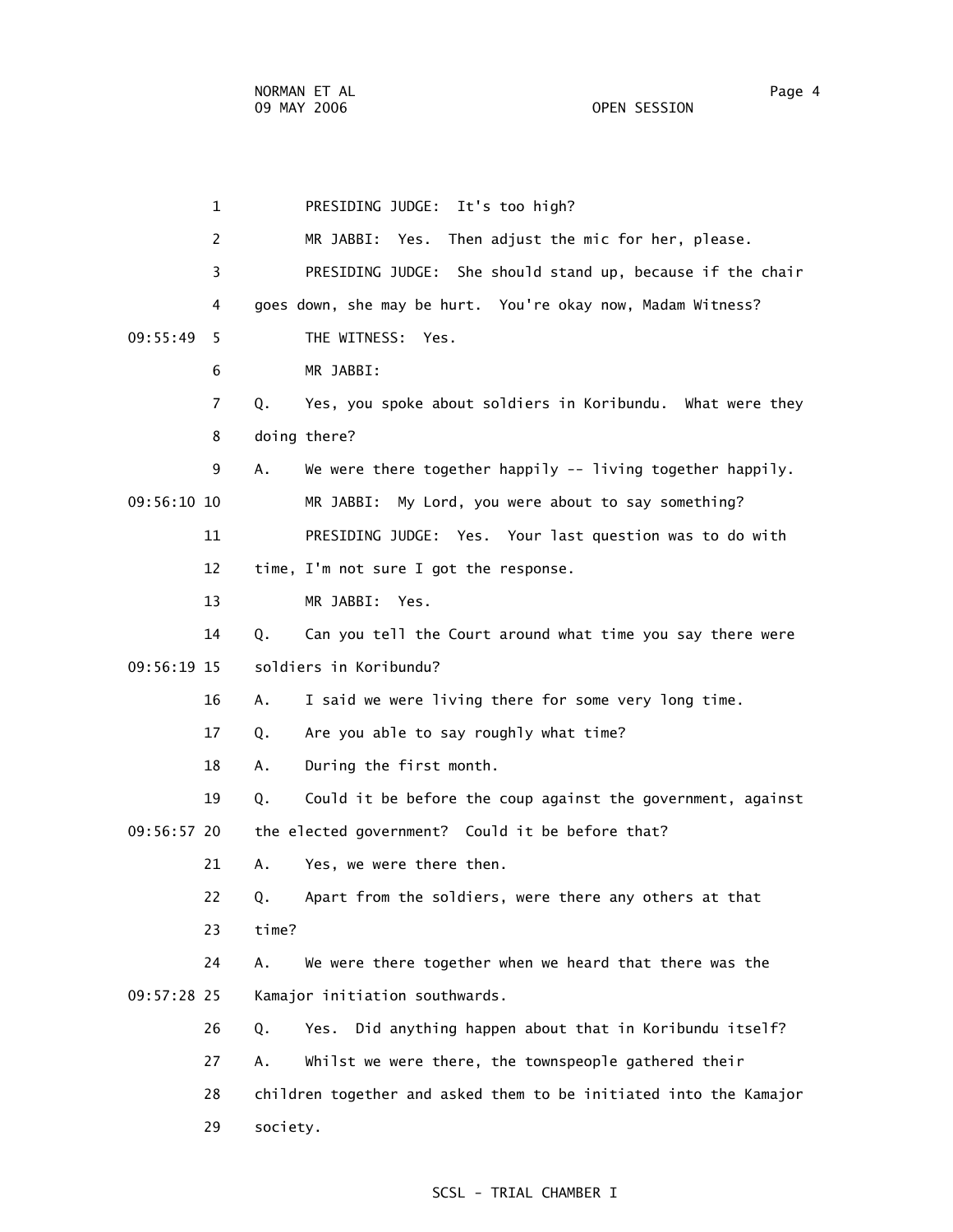PRESIDING JUDGE: It's too high?

MR JABBI: Yes. Then adjust the mic for her, please.

PRESIDING JUDGE: She should stand up, because if the chair goes down, she may be hurt. You're okay now, Madam Witness?

THE WITNESS: Yes.

MR JABBI:

Q. Yes, you spoke about soldiers in Koribundu. What were they doing there?

A. We were there together happily -- living together happily.

MR JABBI: My Lord, you were about to say something?

PRESIDING JUDGE: Yes. Your last question was to do with time, I'm not sure I got the response.

MR JABBI: Yes.

Q. Can you tell the Court around what time you say there were soldiers in Koribundu?

A. I said we were living there for some very long time.

Q. Are you able to say roughly what time?

A. During the first month.

Q. Could it be before the coup against the government, against the elected government? Could it be before that?

A. Yes, we were there then.

Q. Apart from the soldiers, were there any others at that time?

A. We were there together when we heard that there was the Kamajor initiation southwards.

Q. Yes. Did anything happen about that in Koribundu itself?

A. Whilst we were there, the townspeople gathered their children together and asked them to be initiated into the Kamajor society.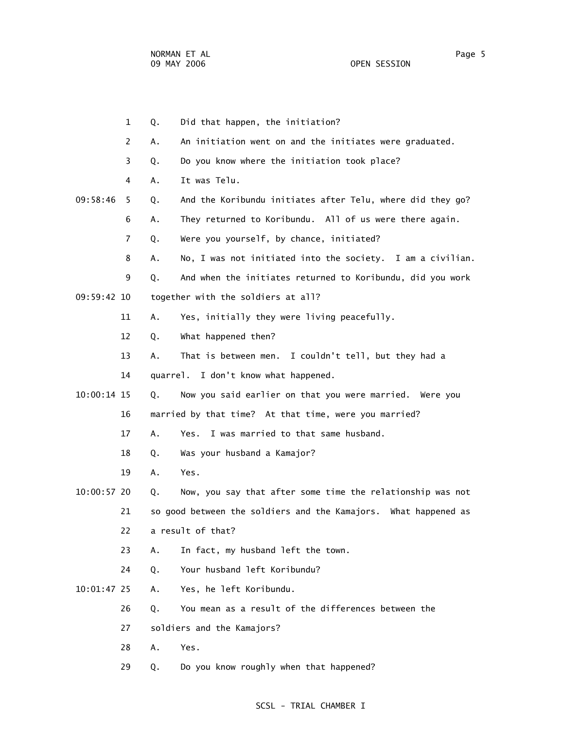1 Q. Did that happen, the initiation?

2 A. An initiation went on and the initiates were graduated.

3 Q. Do you know where the initiation took place?

4 A. It was Telu.

09:58:46 5 Q. And the Koribundu initiates after Telu, where did they go?

6 A. They returned to Koribundu. All of us were there again.

7 Q. Were you yourself, by chance, initiated?

8 A. No, I was not initiated into the society. I am a civilian.

9 Q. And when the initiates returned to Koribundu, did you work

09:59:42 10 together with the soldiers at all?

11 A. Yes, initially they were living peacefully.

12 Q. What happened then?

13 A. That is between men. I couldn't tell, but they had a

14 quarrel. I don't know what happened.

10:00:14 15 Q. Now you said earlier on that you were married. Were you

16 married by that time? At that time, were you married?

17 A. Yes. I was married to that same husband.

18 Q. Was your husband a Kamajor?

19 A. Yes.

10:00:57 20 Q. Now, you say that after some time the relationship was not

21 so good between the soldiers and the Kamajors. What happened as

22 a result of that?

23 A. In fact, my husband left the town.

24 Q. Your husband left Koribundu?

10:01:47 25 A. Yes, he left Koribundu.

26 Q. You mean as a result of the differences between the

27 soldiers and the Kamajors?

28 A. Yes.

29 Q. Do you know roughly when that happened?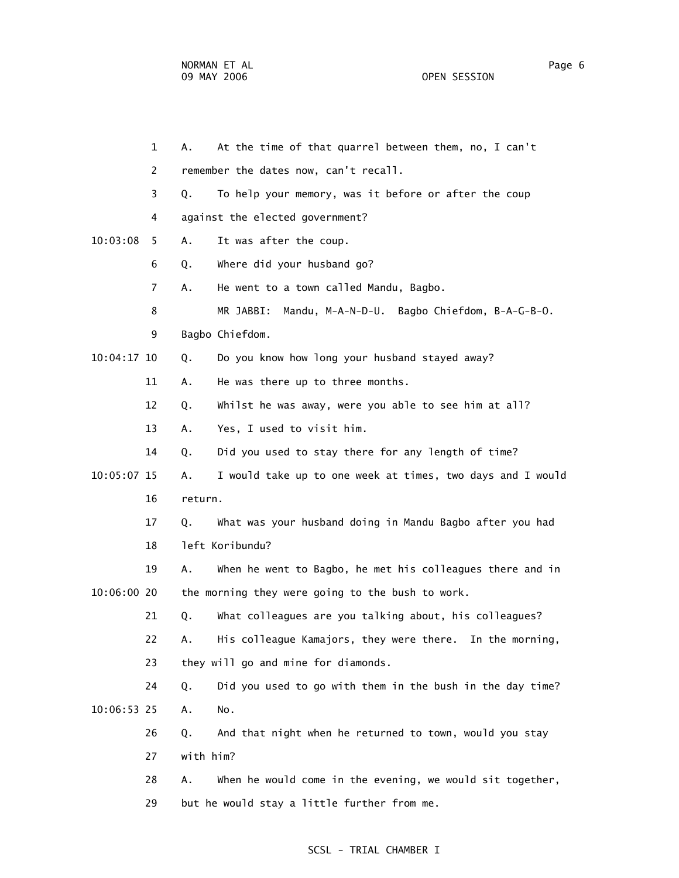1 A. At the time of that quarrel between them, no, I can't

2 remember the dates now, can't recall.

3 Q. To help your memory, was it before or after the coup

4 against the elected government?

10:03:08 5 A. It was after the coup.

6 Q. Where did your husband go?

7 A. He went to a town called Mandu, Bagbo.

8 MR JABBI: Mandu, M-A-N-D-U. Bagbo Chiefdom, B-A-G-B-O.

9 Bagbo Chiefdom.

10:04:17 10 Q. Do you know how long your husband stayed away?

11 A. He was there up to three months.

12 Q. Whilst he was away, were you able to see him at all?

13 A. Yes, I used to visit him.

14 Q. Did you used to stay there for any length of time?

10:05:07 15 A. I would take up to one week at times, two days and I would

16 return.

17 Q. What was your husband doing in Mandu Bagbo after you had

18 left Koribundu?

19 A. When he went to Bagbo, he met his colleagues there and in

10:06:00 20 the morning they were going to the bush to work.

21 Q. What colleagues are you talking about, his colleagues?

22 A. His colleague Kamajors, they were there. In the morning,

23 they will go and mine for diamonds.

24 Q. Did you used to go with them in the bush in the day time?

10:06:53 25 A. No.

26 Q. And that night when he returned to town, would you stay

27 with him?

28 A. When he would come in the evening, we would sit together,

29 but he would stay a little further from me.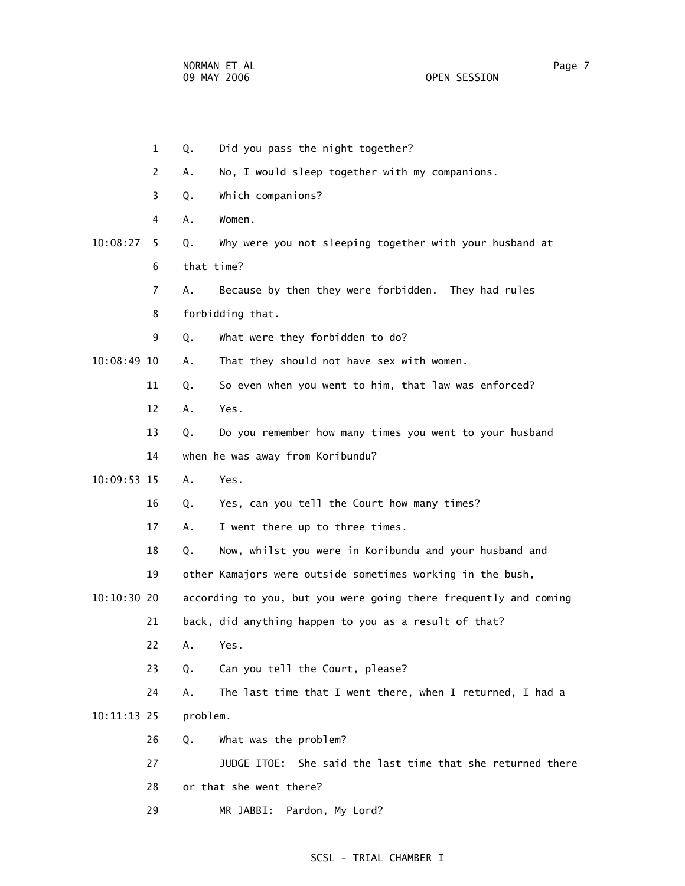1 Q. Did you pass the night together?

2 A. No, I would sleep together with my companions.

3 Q. Which companions?

4 A. Women.

10:08:27 5 Q. Why were you not sleeping together with your husband at

6 that time?

7 A. Because by then they were forbidden. They had rules

8 forbidding that.

9 Q. What were they forbidden to do?

10:08:49 10 A. That they should not have sex with women.

11 Q. So even when you went to him, that law was enforced?

12 A. Yes.

13 Q. Do you remember how many times you went to your husband

14 when he was away from Koribundu?

10:09:53 15 A. Yes.

16 Q. Yes, can you tell the Court how many times?

17 A. I went there up to three times.

18 Q. Now, whilst you were in Koribundu and your husband and

19 other Kamajors were outside sometimes working in the bush,

10:10:30 20 according to you, but you were going there frequently and coming

21 back, did anything happen to you as a result of that?

22 A. Yes.

23 Q. Can you tell the Court, please?

24 A. The last time that I went there, when I returned, I had a

10:11:13 25 problem.

26 Q. What was the problem?

27 JUDGE ITOE: She said the last time that she returned there

28 or that she went there?

29 MR JABBI: Pardon, My Lord?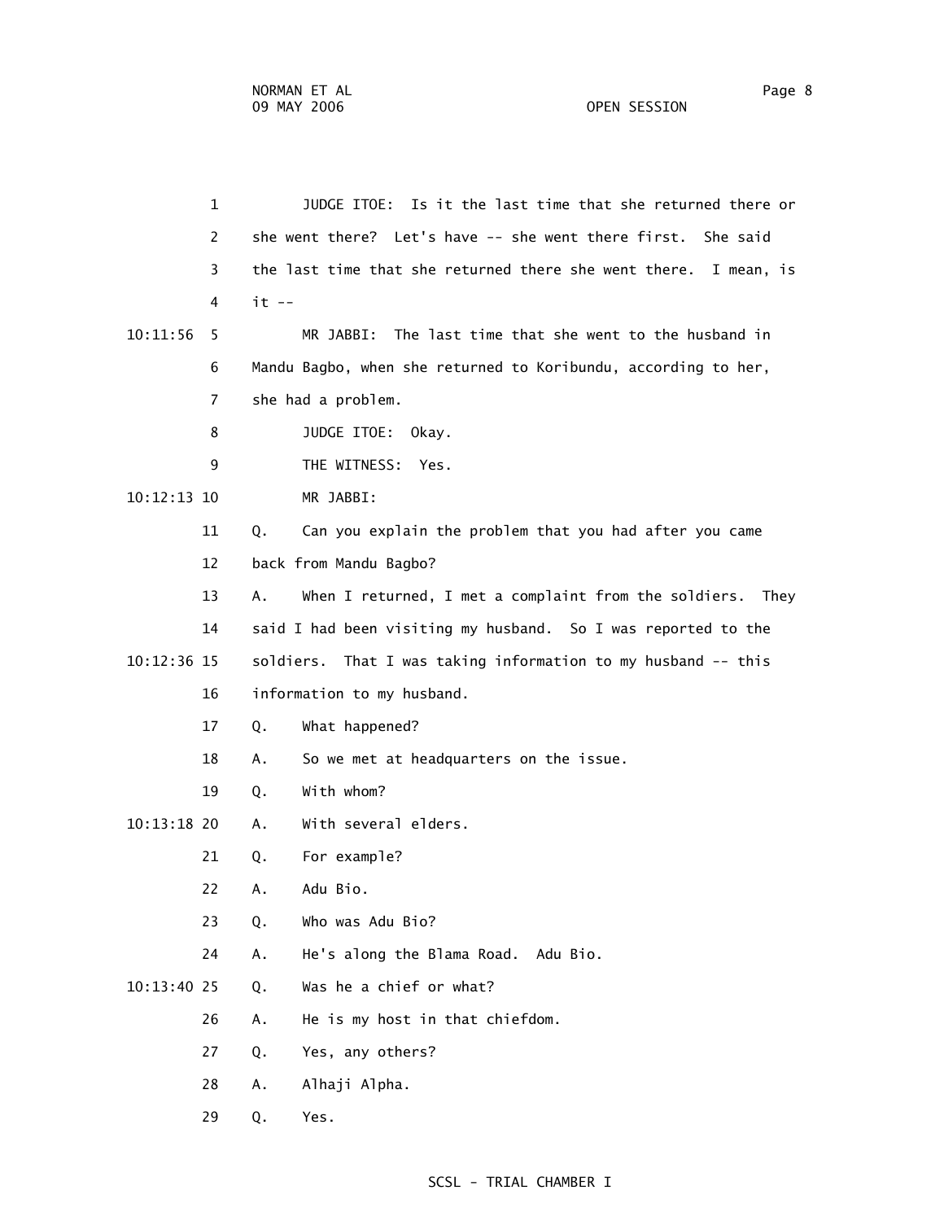JUDGE ITOE: Is it the last time that she returned there or she went there? Let's have -- she went there first. She said the last time that she returned there she went there. I mean, is it --

MR JABBI: The last time that she went to the husband in Mandu Bagbo, when she returned to Koribundu, according to her, she had a problem.

JUDGE ITOE: Okay.

THE WITNESS: Yes.

MR JABBI:

Q. Can you explain the problem that you had after you came back from Mandu Bagbo?

A. When I returned, I met a complaint from the soldiers. They said I had been visiting my husband. So I was reported to the soldiers. That I was taking information to my husband -- this information to my husband.

Q. What happened?

A. So we met at headquarters on the issue.

Q. With whom?

A. With several elders.

Q. For example?

A. Adu Bio.

Q. Who was Adu Bio?

A. He's along the Blama Road. Adu Bio.

Q. Was he a chief or what?

A. He is my host in that chiefdom.

Q. Yes, any others?

A. Alhaji Alpha.

Q. Yes.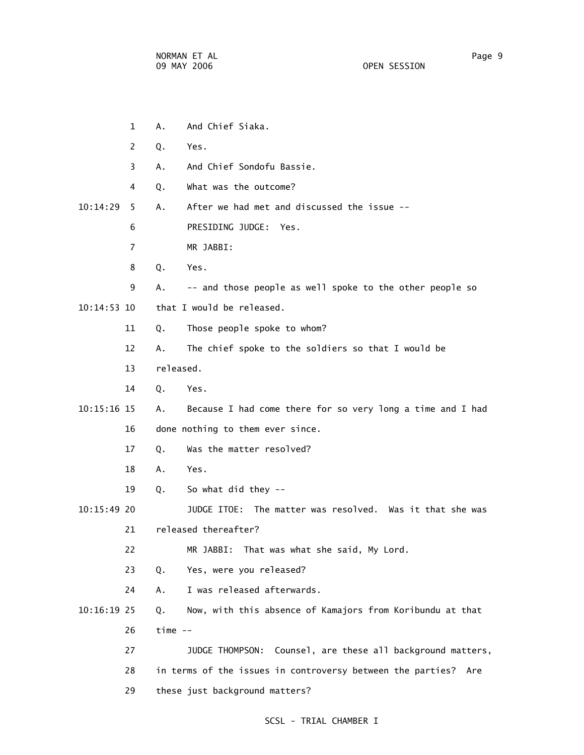1 A. And Chief Siaka.

2 Q. Yes.

3 A. And Chief Sondofu Bassie.

4 Q. What was the outcome?

10:14:29 5 A. After we had met and discussed the issue --

6 PRESIDING JUDGE: Yes.

7 MR JABBI:

8 Q. Yes.

9 A. -- and those people as well spoke to the other people so

10:14:53 10 that I would be released.

11 Q. Those people spoke to whom?

12 A. The chief spoke to the soldiers so that I would be

13 released.

14 Q. Yes.

10:15:16 15 A. Because I had come there for so very long a time and I had

16 done nothing to them ever since.

17 Q. Was the matter resolved?

18 A. Yes.

19 Q. So what did they --

10:15:49 20 JUDGE ITOE: The matter was resolved. Was it that she was

21 released thereafter?

22 MR JABBI: That was what she said, My Lord.

23 Q. Yes, were you released?

24 A. I was released afterwards.

10:16:19 25 Q. Now, with this absence of Kamajors from Koribundu at that

26 time --

27 JUDGE THOMPSON: Counsel, are these all background matters,

28 in terms of the issues in controversy between the parties? Are

29 these just background matters?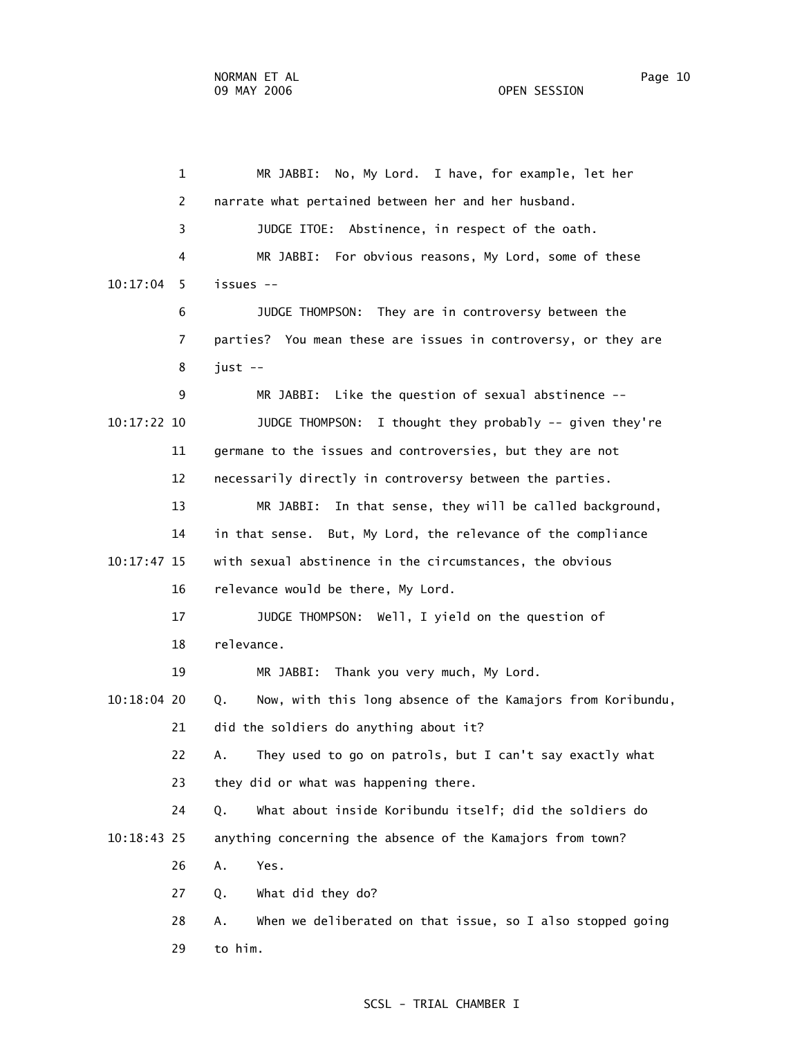MR JABBI: No, My Lord. I have, for example, let her narrate what pertained between her and her husband.

JUDGE ITOE: Abstinence, in respect of the oath.

MR JABBI: For obvious reasons, My Lord, some of these issues --

JUDGE THOMPSON: They are in controversy between the parties? You mean these are issues in controversy, or they are just --

MR JABBI: Like the question of sexual abstinence --

JUDGE THOMPSON: I thought they probably -- given they're germane to the issues and controversies, but they are not necessarily directly in controversy between the parties.

MR JABBI: In that sense, they will be called background, in that sense. But, My Lord, the relevance of the compliance with sexual abstinence in the circumstances, the obvious relevance would be there, My Lord.

JUDGE THOMPSON: Well, I yield on the question of relevance.

MR JABBI: Thank you very much, My Lord.

Q. Now, with this long absence of the Kamajors from Koribundu, did the soldiers do anything about it?

A. They used to go on patrols, but I can't say exactly what they did or what was happening there.

Q. What about inside Koribundu itself; did the soldiers do anything concerning the absence of the Kamajors from town?

A. Yes.

Q. What did they do?

A. When we deliberated on that issue, so I also stopped going to him.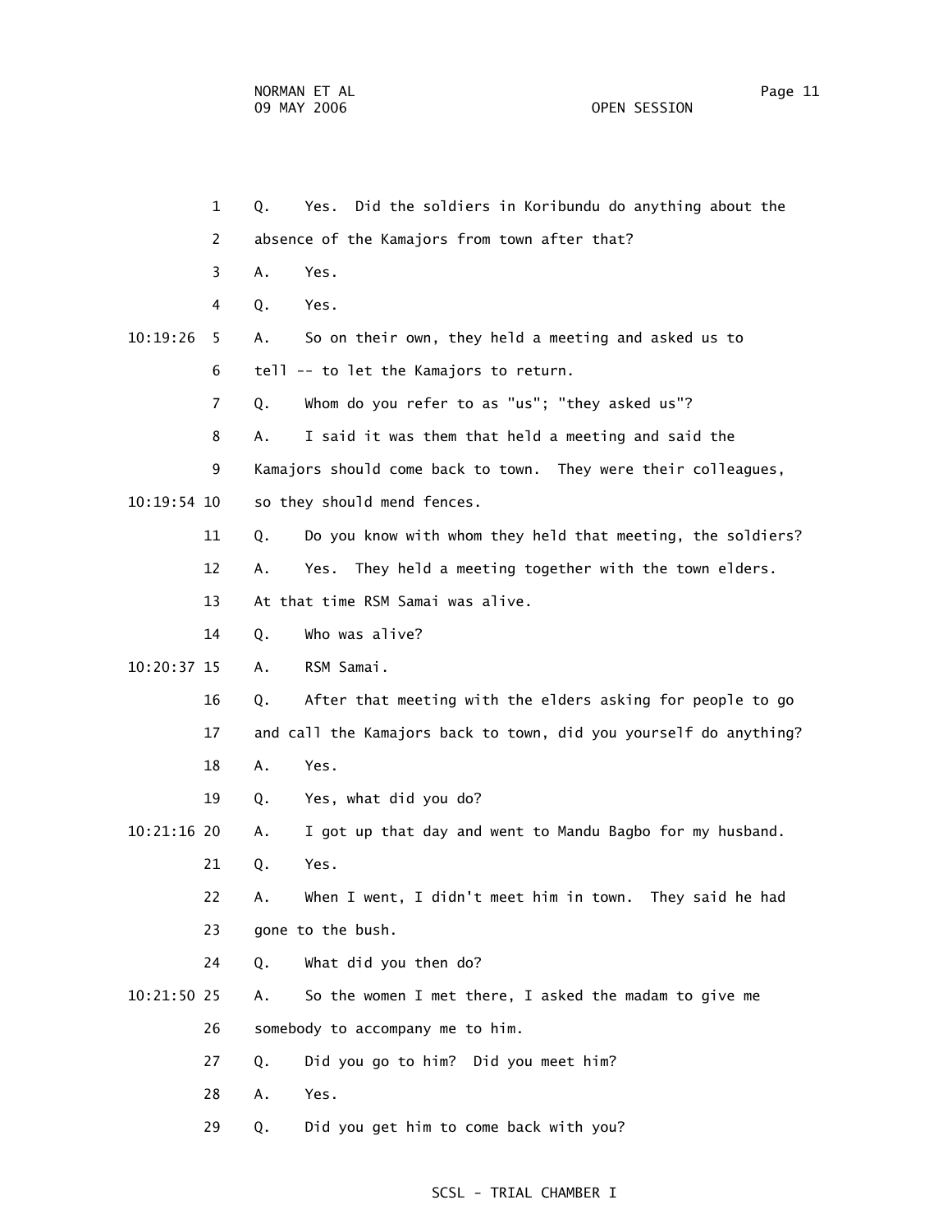1 Q. Yes. Did the soldiers in Koribundu do anything about the

2 absence of the Kamajors from town after that?

3 A. Yes.

4 Q. Yes.

10:19:26 5 A. So on their own, they held a meeting and asked us to

6 tell -- to let the Kamajors to return.

7 Q. Whom do you refer to as "us"; "they asked us"?

8 A. I said it was them that held a meeting and said the

9 Kamajors should come back to town. They were their colleagues,

10:19:54 10 so they should mend fences.

11 Q. Do you know with whom they held that meeting, the soldiers?

12 A. Yes. They held a meeting together with the town elders.

13 At that time RSM Samai was alive.

14 Q. Who was alive?

10:20:37 15 A. RSM Samai.

16 Q. After that meeting with the elders asking for people to go

17 and call the Kamajors back to town, did you yourself do anything?

18 A. Yes.

19 Q. Yes, what did you do?

10:21:16 20 A. I got up that day and went to Mandu Bagbo for my husband.

21 Q. Yes.

22 A. When I went, I didn't meet him in town. They said he had

23 gone to the bush.

24 Q. What did you then do?

10:21:50 25 A. So the women I met there, I asked the madam to give me

26 somebody to accompany me to him.

27 Q. Did you go to him? Did you meet him?

28 A. Yes.

29 Q. Did you get him to come back with you?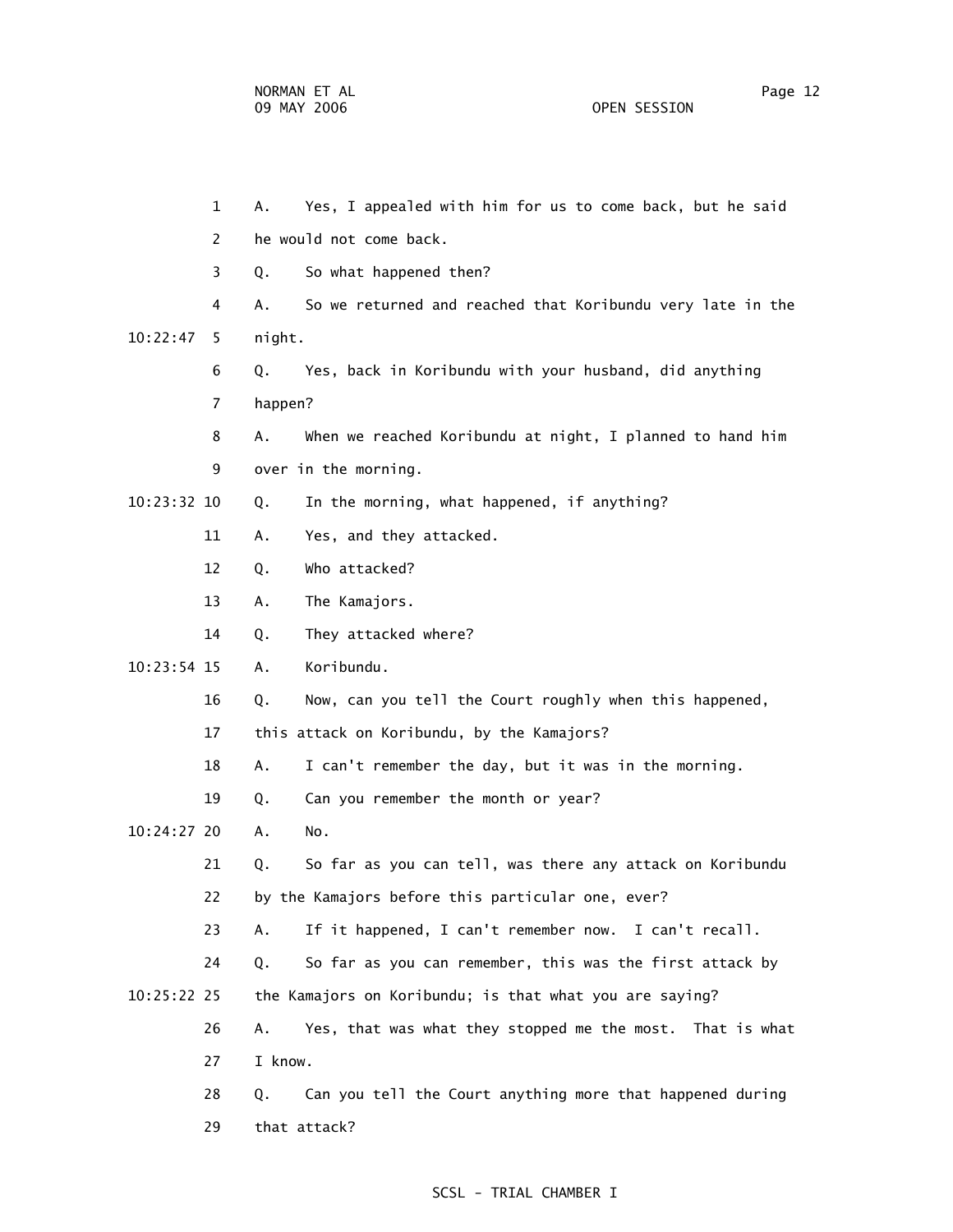1 A. Yes, I appealed with him for us to come back, but he said

2 he would not come back.

3 Q. So what happened then?

4 A. So we returned and reached that Koribundu very late in the

10:22:47 5 night.

6 Q. Yes, back in Koribundu with your husband, did anything

7 happen?

8 A. When we reached Koribundu at night, I planned to hand him

9 over in the morning.

10:23:32 10 Q. In the morning, what happened, if anything?

11 A. Yes, and they attacked.

12 Q. Who attacked?

13 A. The Kamajors.

14 Q. They attacked where?

10:23:54 15 A. Koribundu.

16 Q. Now, can you tell the Court roughly when this happened,

17 this attack on Koribundu, by the Kamajors?

18 A. I can't remember the day, but it was in the morning.

19 Q. Can you remember the month or year?

10:24:27 20 A. No.

21 Q. So far as you can tell, was there any attack on Koribundu

22 by the Kamajors before this particular one, ever?

23 A. If it happened, I can't remember now. I can't recall.

24 Q. So far as you can remember, this was the first attack by

10:25:22 25 the Kamajors on Koribundu; is that what you are saying?

26 A. Yes, that was what they stopped me the most. That is what

27 I know.

28 Q. Can you tell the Court anything more that happened during

29 that attack?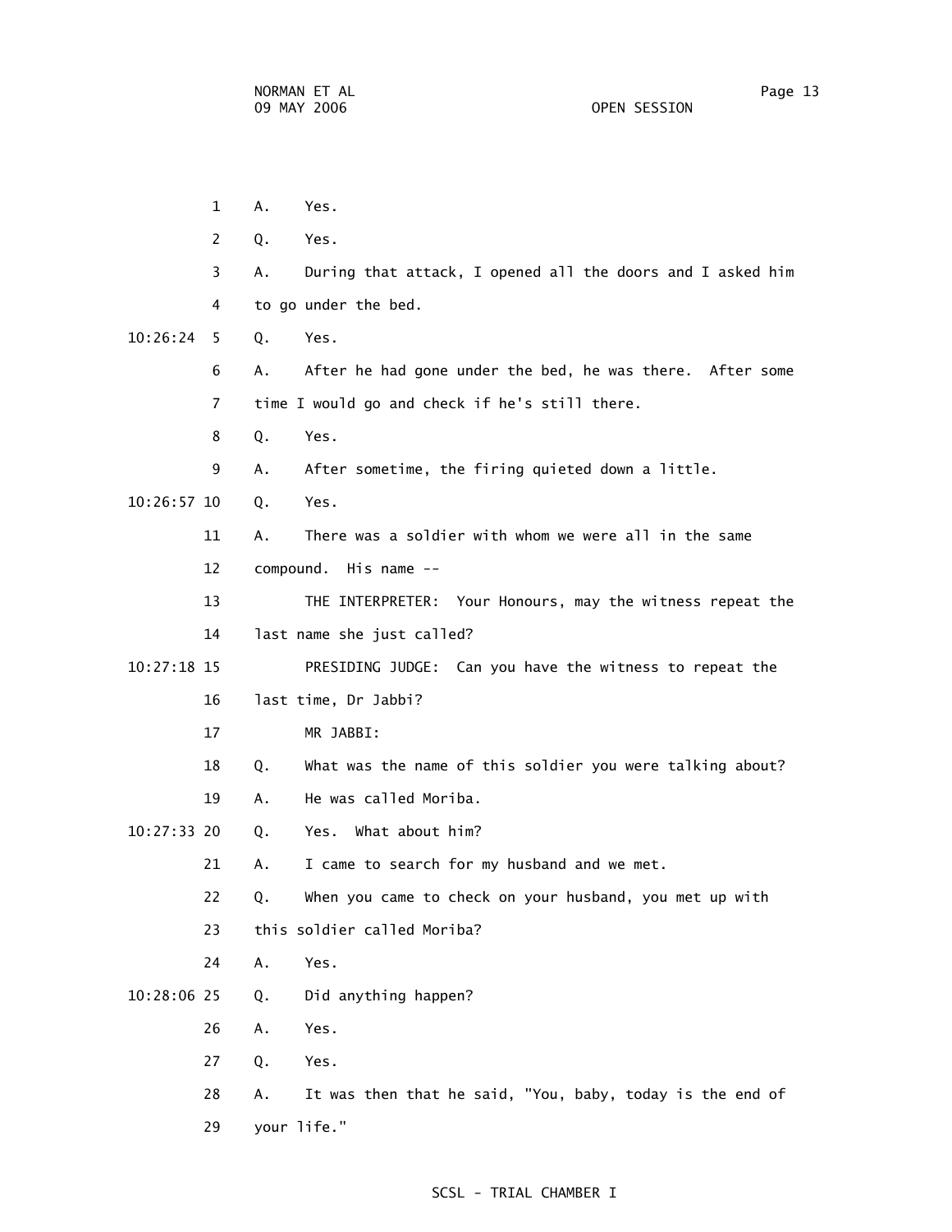1 A. Yes.

2 Q. Yes.

3 A. During that attack, I opened all the doors and I asked him

4 to go under the bed.

10:26:24 5 Q. Yes.

6 A. After he had gone under the bed, he was there. After some

7 time I would go and check if he's still there.

8 Q. Yes.

9 A. After sometime, the firing quieted down a little.

10:26:57 10 Q. Yes.

11 A. There was a soldier with whom we were all in the same

12 compound. His name --

13 THE INTERPRETER: Your Honours, may the witness repeat the

14 last name she just called?

10:27:18 15 PRESIDING JUDGE: Can you have the witness to repeat the

16 last time, Dr Jabbi?

17 MR JABBI:

18 Q. What was the name of this soldier you were talking about?

19 A. He was called Moriba.

10:27:33 20 Q. Yes. What about him?

21 A. I came to search for my husband and we met.

22 Q. When you came to check on your husband, you met up with

23 this soldier called Moriba?

24 A. Yes.

10:28:06 25 Q. Did anything happen?

26 A. Yes.

27 Q. Yes.

28 A. It was then that he said, "You, baby, today is the end of

29 your life."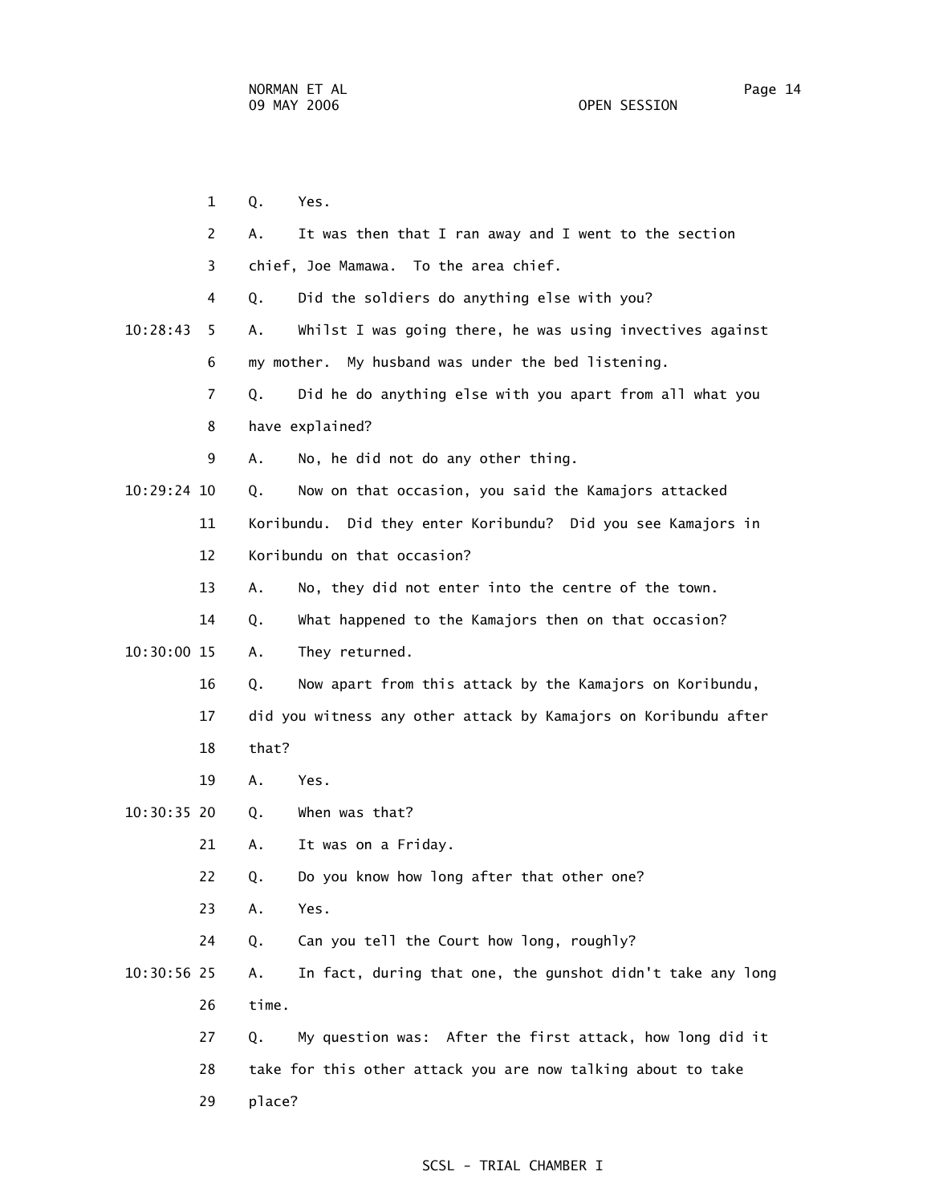1 Q. Yes.

2 A. It was then that I ran away and I went to the section

3 chief, Joe Mamawa. To the area chief.

4 Q. Did the soldiers do anything else with you?

10:28:43 5 A. Whilst I was going there, he was using invectives against

6 my mother. My husband was under the bed listening.

7 Q. Did he do anything else with you apart from all what you

8 have explained?

9 A. No, he did not do any other thing.

10:29:24 10 Q. Now on that occasion, you said the Kamajors attacked

11 Koribundu. Did they enter Koribundu? Did you see Kamajors in

12 Koribundu on that occasion?

13 A. No, they did not enter into the centre of the town.

14 Q. What happened to the Kamajors then on that occasion?

10:30:00 15 A. They returned.

16 Q. Now apart from this attack by the Kamajors on Koribundu,

17 did you witness any other attack by Kamajors on Koribundu after

18 that?

19 A. Yes.

10:30:35 20 Q. When was that?

21 A. It was on a Friday.

22 Q. Do you know how long after that other one?

23 A. Yes.

24 Q. Can you tell the Court how long, roughly?

10:30:56 25 A. In fact, during that one, the gunshot didn't take any long

26 time.

27 Q. My question was: After the first attack, how long did it

28 take for this other attack you are now talking about to take

29 place?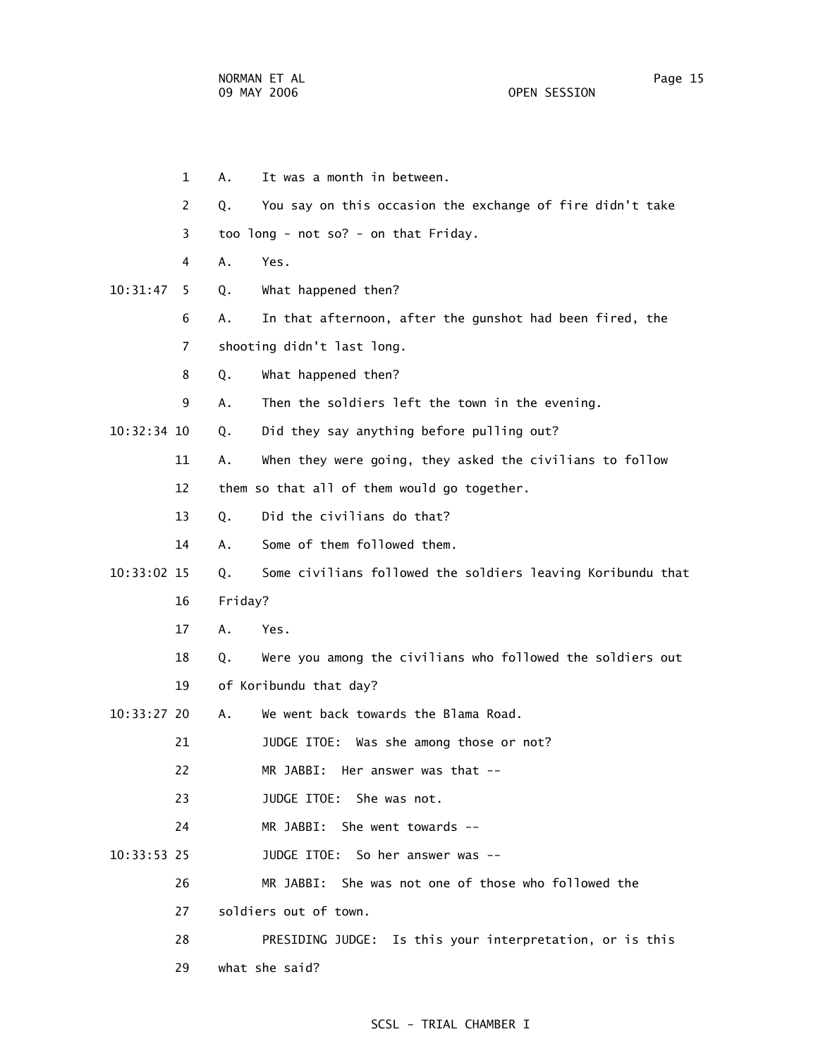1 A. It was a month in between.

2 Q. You say on this occasion the exchange of fire didn't take

3 too long - not so? - on that Friday.

4 A. Yes.

10:31:47 5 Q. What happened then?

6 A. In that afternoon, after the gunshot had been fired, the

7 shooting didn't last long.

8 Q. What happened then?

9 A. Then the soldiers left the town in the evening.

10:32:34 10 Q. Did they say anything before pulling out?

11 A. When they were going, they asked the civilians to follow

12 them so that all of them would go together.

13 Q. Did the civilians do that?

14 A. Some of them followed them.

10:33:02 15 Q. Some civilians followed the soldiers leaving Koribundu that

16 Friday?

17 A. Yes.

18 Q. Were you among the civilians who followed the soldiers out

19 of Koribundu that day?

10:33:27 20 A. We went back towards the Blama Road.

21 JUDGE ITOE: Was she among those or not?

22 MR JABBI: Her answer was that --

23 JUDGE ITOE: She was not.

24 MR JABBI: She went towards --

10:33:53 25 JUDGE ITOE: So her answer was --

26 MR JABBI: She was not one of those who followed the

27 soldiers out of town.

28 PRESIDING JUDGE: Is this your interpretation, or is this

29 what she said?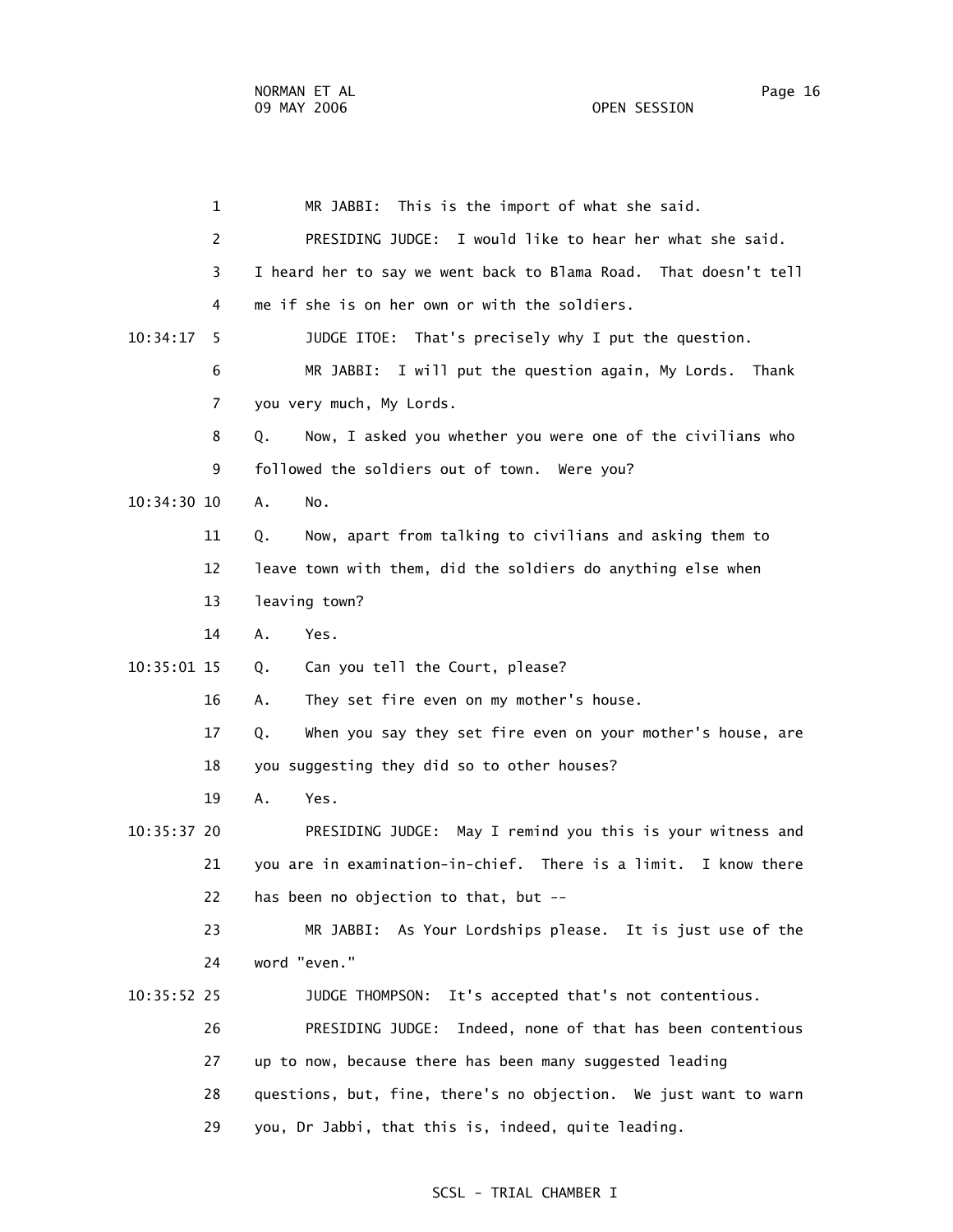1 MR JABBI: This is the import of what she said.

2 PRESIDING JUDGE: I would like to hear her what she said.

3 I heard her to say we went back to Blama Road. That doesn't tell

4 me if she is on her own or with the soldiers.

10:34:17 5 JUDGE ITOE: That's precisely why I put the question.

6 MR JABBI: I will put the question again, My Lords. Thank

7 you very much, My Lords.

8 Q. Now, I asked you whether you were one of the civilians who

9 followed the soldiers out of town. Were you?

10:34:30 10 A. No.

11 Q. Now, apart from talking to civilians and asking them to

12 leave town with them, did the soldiers do anything else when

13 leaving town?

14 A. Yes.

10:35:01 15 Q. Can you tell the Court, please?

16 A. They set fire even on my mother's house.

17 Q. When you say they set fire even on your mother's house, are

18 you suggesting they did so to other houses?

19 A. Yes.

10:35:37 20 PRESIDING JUDGE: May I remind you this is your witness and

21 you are in examination-in-chief. There is a limit. I know there

22 has been no objection to that, but --

23 MR JABBI: As Your Lordships please. It is just use of the

24 word "even."

10:35:52 25 JUDGE THOMPSON: It's accepted that's not contentious.

26 PRESIDING JUDGE: Indeed, none of that has been contentious

27 up to now, because there has been many suggested leading

28 questions, but, fine, there's no objection. We just want to warn

29 you, Dr Jabbi, that this is, indeed, quite leading.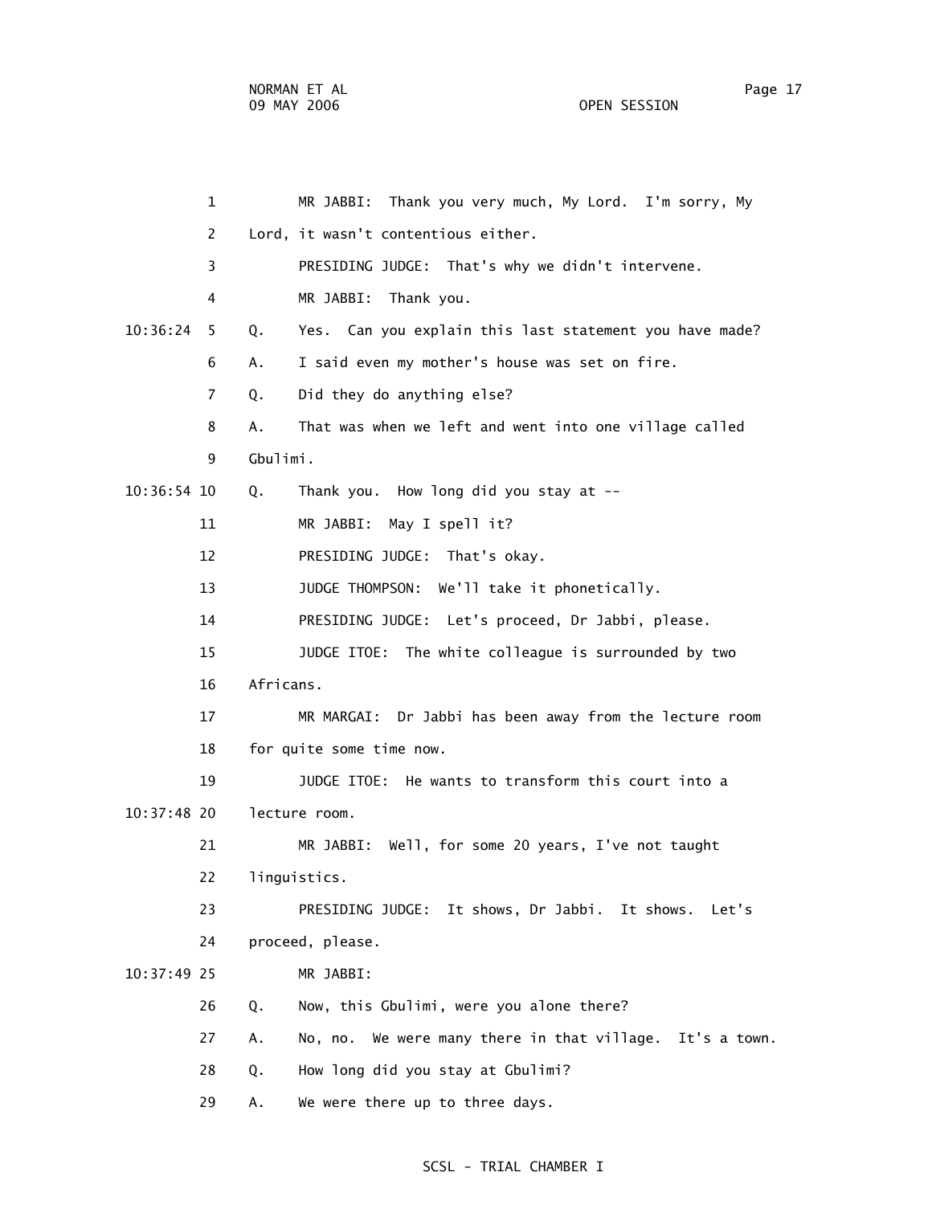1 MR JABBI: Thank you very much, My Lord. I'm sorry, My

2 Lord, it wasn't contentious either.

3 PRESIDING JUDGE: That's why we didn't intervene.

4 MR JABBI: Thank you.

10:36:24 5 Q. Yes. Can you explain this last statement you have made?

6 A. I said even my mother's house was set on fire.

7 Q. Did they do anything else?

8 A. That was when we left and went into one village called

9 Gbulimi.

10:36:54 10 Q. Thank you. How long did you stay at --

11 MR JABBI: May I spell it?

12 PRESIDING JUDGE: That's okay.

13 JUDGE THOMPSON: We'll take it phonetically.

14 PRESIDING JUDGE: Let's proceed, Dr Jabbi, please.

15 JUDGE ITOE: The white colleague is surrounded by two

16 Africans.

17 MR MARGAI: Dr Jabbi has been away from the lecture room

18 for quite some time now.

19 JUDGE ITOE: He wants to transform this court into a

10:37:48 20 lecture room.

21 MR JABBI: Well, for some 20 years, I've not taught

22 linguistics.

23 PRESIDING JUDGE: It shows, Dr Jabbi. It shows. Let's

24 proceed, please.

10:37:49 25 MR JABBI:

26 Q. Now, this Gbulimi, were you alone there?

27 A. No, no. We were many there in that village. It's a town.

28 Q. How long did you stay at Gbulimi?

29 A. We were there up to three days.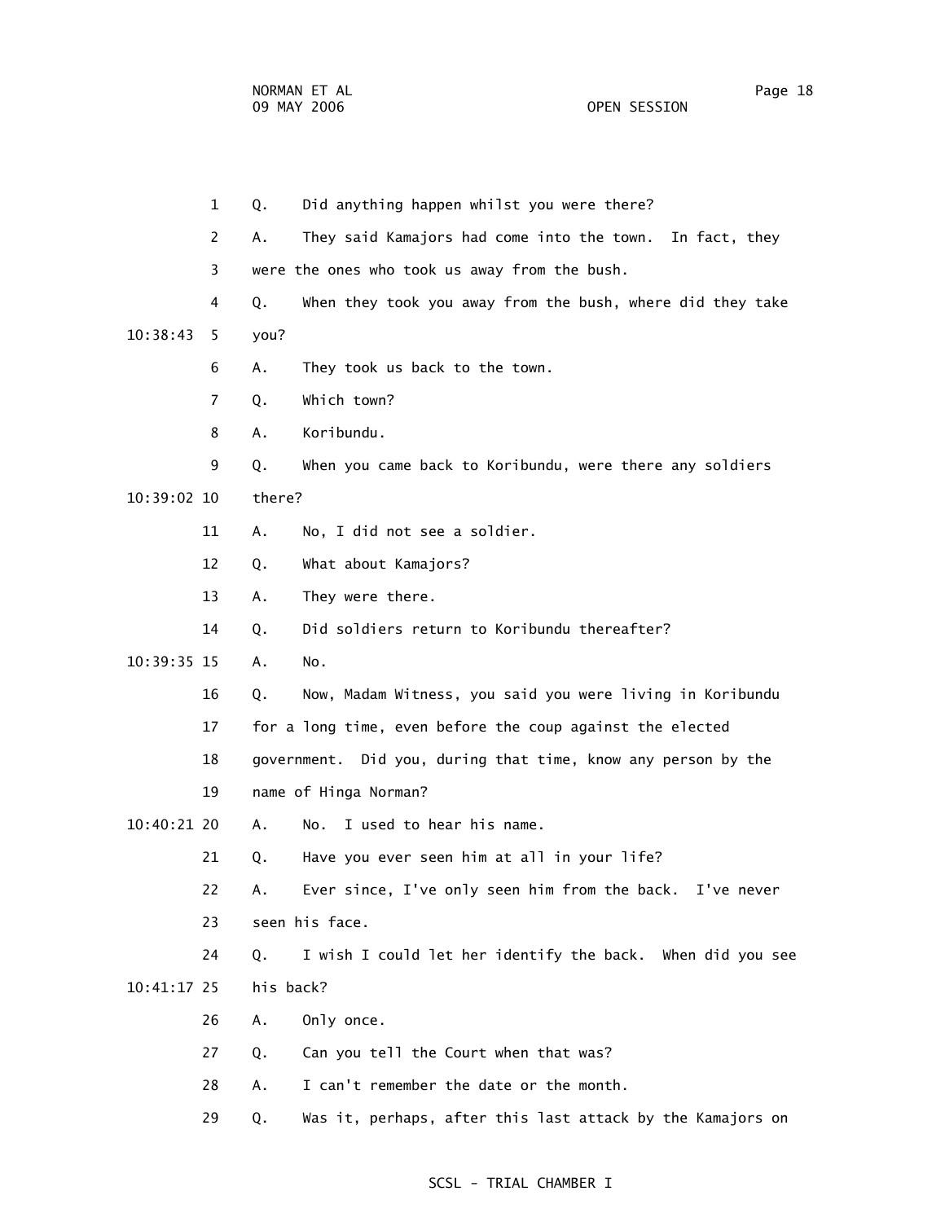1 Q. Did anything happen whilst you were there?

2 A. They said Kamajors had come into the town. In fact, they

3 were the ones who took us away from the bush.

4 Q. When they took you away from the bush, where did they take

10:38:43 5 you?

6 A. They took us back to the town.

7 Q. Which town?

8 A. Koribundu.

9 Q. When you came back to Koribundu, were there any soldiers

10:39:02 10 there?

11 A. No, I did not see a soldier.

12 Q. What about Kamajors?

13 A. They were there.

14 Q. Did soldiers return to Koribundu thereafter?

10:39:35 15 A. No.

16 Q. Now, Madam Witness, you said you were living in Koribundu

17 for a long time, even before the coup against the elected

18 government. Did you, during that time, know any person by the

19 name of Hinga Norman?

10:40:21 20 A. No. I used to hear his name.

21 Q. Have you ever seen him at all in your life?

22 A. Ever since, I've only seen him from the back. I've never

23 seen his face.

24 Q. I wish I could let her identify the back. When did you see

10:41:17 25 his back?

26 A. Only once.

27 Q. Can you tell the Court when that was?

28 A. I can't remember the date or the month.

29 Q. Was it, perhaps, after this last attack by the Kamajors on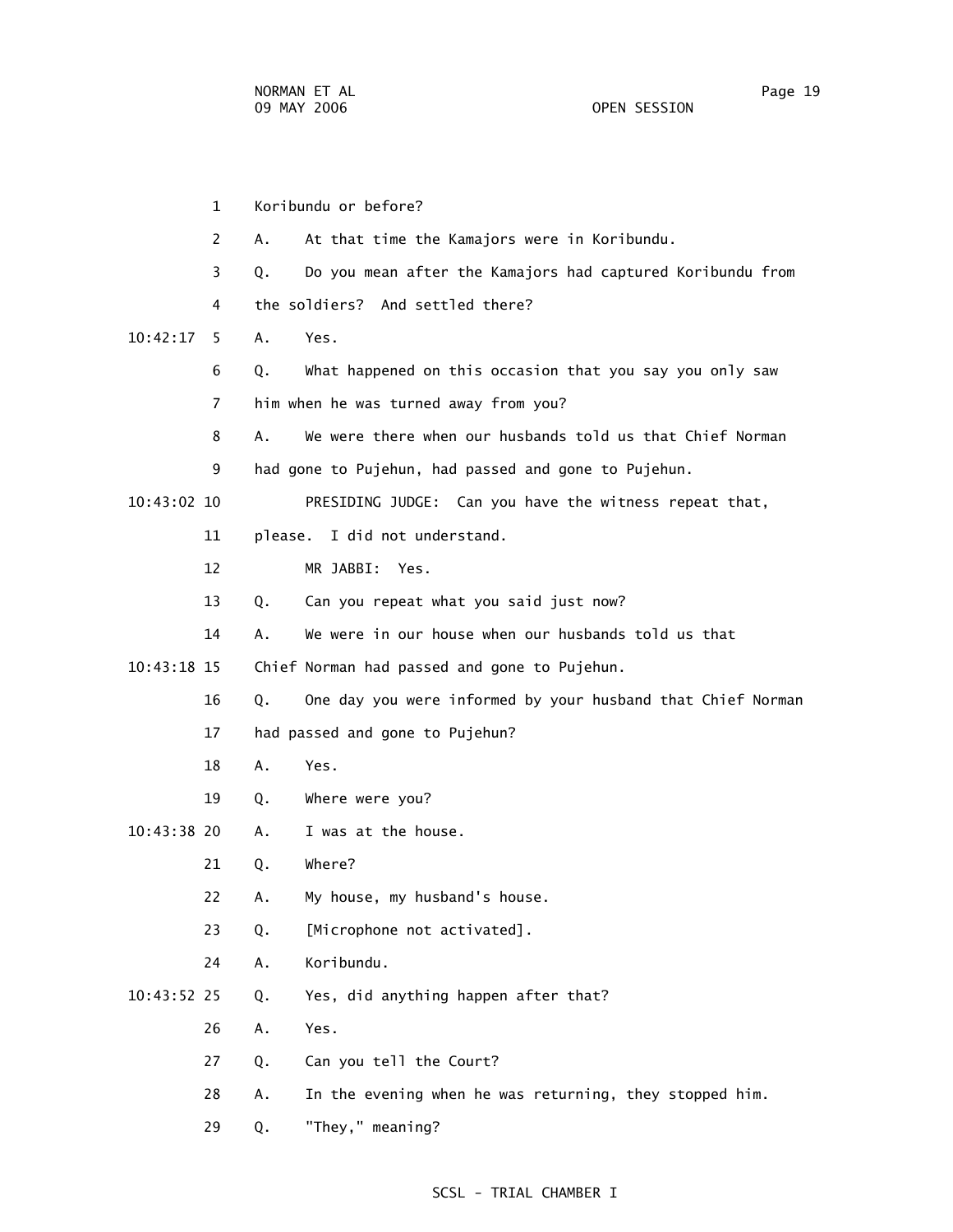1 Koribundu or before?

2 A. At that time the Kamajors were in Koribundu.

3 Q. Do you mean after the Kamajors had captured Koribundu from

4 the soldiers? And settled there?

10:42:17 5 A. Yes.

6 Q. What happened on this occasion that you say you only saw

7 him when he was turned away from you?

8 A. We were there when our husbands told us that Chief Norman

9 had gone to Pujehun, had passed and gone to Pujehun.

10:43:02 10 PRESIDING JUDGE: Can you have the witness repeat that,

11 please. I did not understand.

12 MR JABBI: Yes.

13 Q. Can you repeat what you said just now?

14 A. We were in our house when our husbands told us that

10:43:18 15 Chief Norman had passed and gone to Pujehun.

16 Q. One day you were informed by your husband that Chief Norman

17 had passed and gone to Pujehun?

18 A. Yes.

19 Q. Where were you?

10:43:38 20 A. I was at the house.

21 Q. Where?

22 A. My house, my husband's house.

23 Q. [Microphone not activated].

24 A. Koribundu.

10:43:52 25 Q. Yes, did anything happen after that?

26 A. Yes.

27 Q. Can you tell the Court?

28 A. In the evening when he was returning, they stopped him.

29 Q. "They," meaning?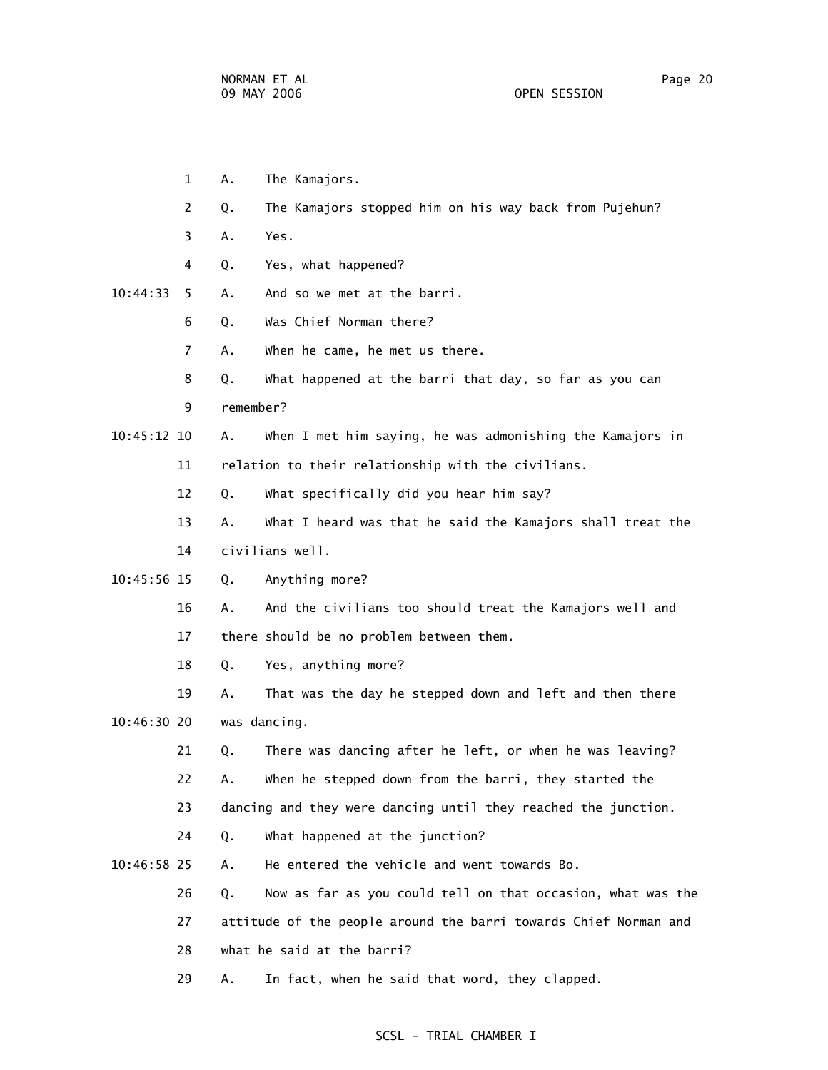1 A. The Kamajors.

2 Q. The Kamajors stopped him on his way back from Pujehun?

3 A. Yes.

4 Q. Yes, what happened?

10:44:33 5 A. And so we met at the barri.

6 Q. Was Chief Norman there?

7 A. When he came, he met us there.

8 Q. What happened at the barri that day, so far as you can

9 remember?

10:45:12 10 A. When I met him saying, he was admonishing the Kamajors in

11 relation to their relationship with the civilians.

12 Q. What specifically did you hear him say?

13 A. What I heard was that he said the Kamajors shall treat the

14 civilians well.

10:45:56 15 Q. Anything more?

16 A. And the civilians too should treat the Kamajors well and

17 there should be no problem between them.

18 Q. Yes, anything more?

19 A. That was the day he stepped down and left and then there

10:46:30 20 was dancing.

21 Q. There was dancing after he left, or when he was leaving?

22 A. When he stepped down from the barri, they started the

23 dancing and they were dancing until they reached the junction.

24 Q. What happened at the junction?

10:46:58 25 A. He entered the vehicle and went towards Bo.

26 Q. Now as far as you could tell on that occasion, what was the

27 attitude of the people around the barri towards Chief Norman and

28 what he said at the barri?

29 A. In fact, when he said that word, they clapped.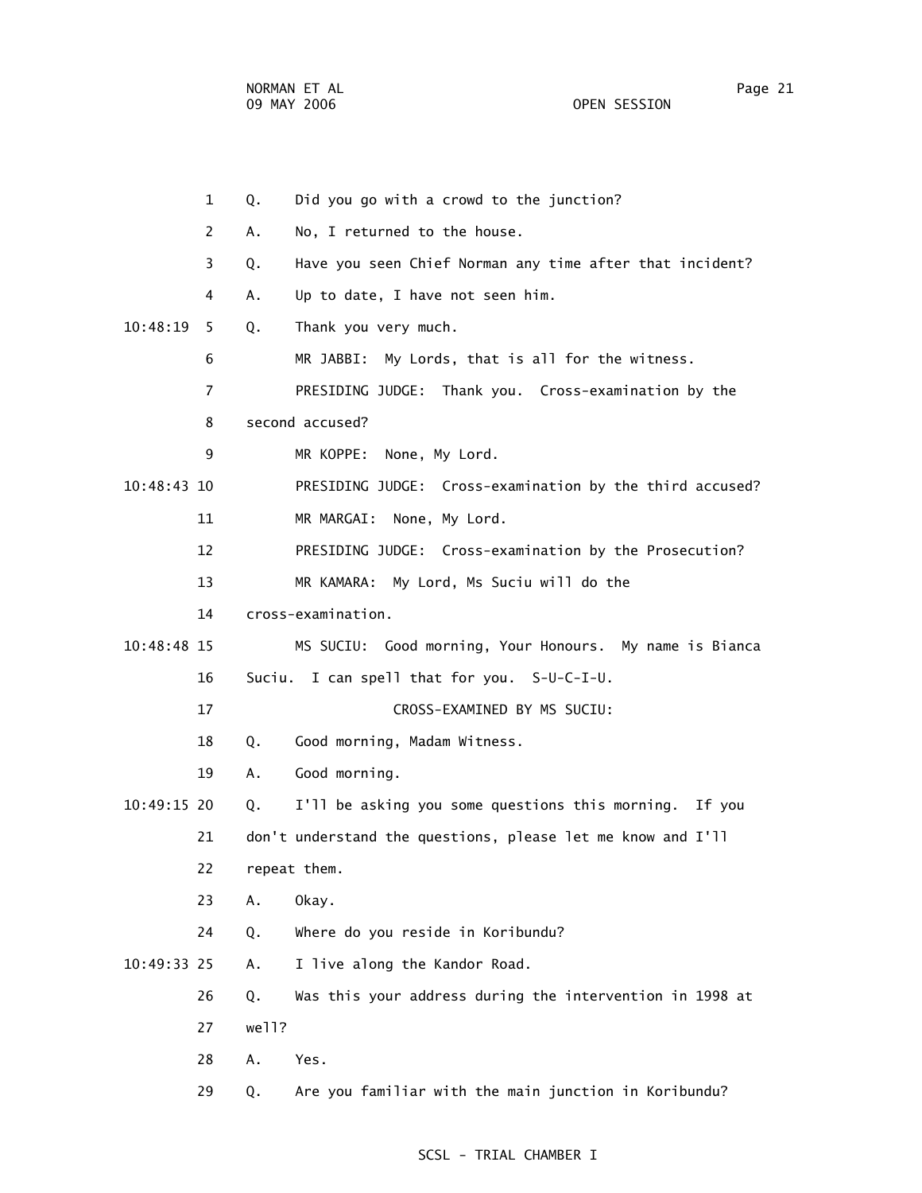1 Q. Did you go with a crowd to the junction?

2 A. No, I returned to the house.

3 Q. Have you seen Chief Norman any time after that incident?

4 A. Up to date, I have not seen him.

10:48:19 5 Q. Thank you very much.

6 MR JABBI: My Lords, that is all for the witness.

7 PRESIDING JUDGE: Thank you. Cross-examination by the

8 second accused?

9 MR KOPPE: None, My Lord.

10:48:43 10 PRESIDING JUDGE: Cross-examination by the third accused?

11 MR MARGAI: None, My Lord.

12 PRESIDING JUDGE: Cross-examination by the Prosecution?

13 MR KAMARA: My Lord, Ms Suciu will do the

14 cross-examination.

10:48:48 15 MS SUCIU: Good morning, Your Honours. My name is Bianca

16 Suciu. I can spell that for you. S-U-C-I-U.

17 CROSS-EXAMINED BY MS SUCIU:

18 Q. Good morning, Madam Witness.

19 A. Good morning.

10:49:15 20 Q. I'll be asking you some questions this morning. If you

21 don't understand the questions, please let me know and I'll

22 repeat them.

23 A. Okay.

24 Q. Where do you reside in Koribundu?

10:49:33 25 A. I live along the Kandor Road.

26 Q. Was this your address during the intervention in 1998 at

27 well?

28 A. Yes.

29 Q. Are you familiar with the main junction in Koribundu?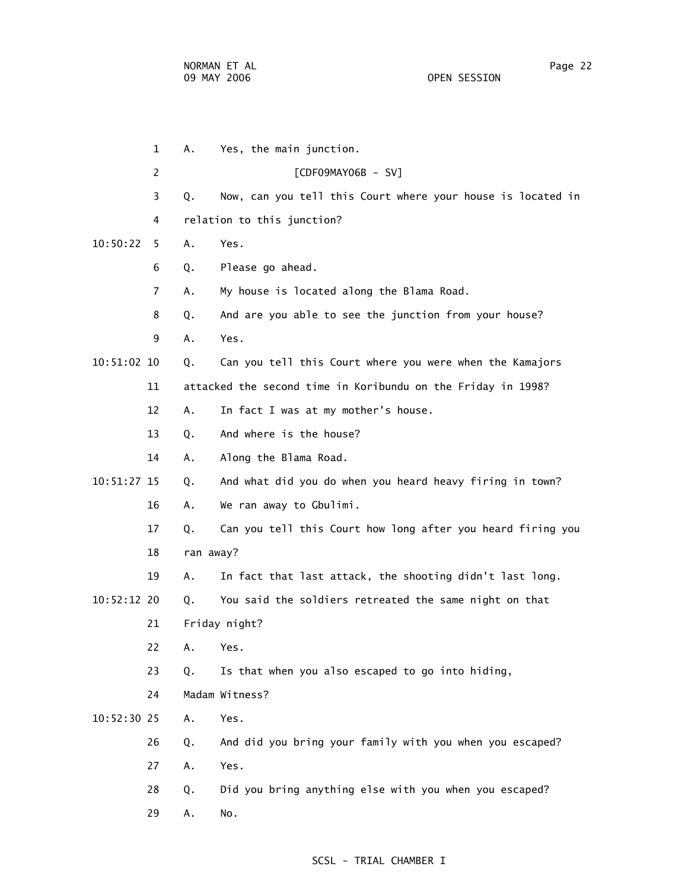1 A. Yes, the main junction.

2 [CDF09MAY06B - SV]

3 Q. Now, can you tell this Court where your house is located in

4 relation to this junction?

10:50:22 5 A. Yes.

6 Q. Please go ahead.

7 A. My house is located along the Blama Road.

8 Q. And are you able to see the junction from your house?

9 A. Yes.

10:51:02 10 Q. Can you tell this Court where you were when the Kamajors

11 attacked the second time in Koribundu on the Friday in 1998?

12 A. In fact I was at my mother's house.

13 Q. And where is the house?

14 A. Along the Blama Road.

10:51:27 15 Q. And what did you do when you heard heavy firing in town?

16 A. We ran away to Gbulimi.

17 Q. Can you tell this Court how long after you heard firing you

18 ran away?

19 A. In fact that last attack, the shooting didn't last long.

10:52:12 20 Q. You said the soldiers retreated the same night on that

21 Friday night?

22 A. Yes.

23 Q. Is that when you also escaped to go into hiding,

24 Madam Witness?

10:52:30 25 A. Yes.

26 Q. And did you bring your family with you when you escaped?

27 A. Yes.

28 Q. Did you bring anything else with you when you escaped?

29 A. No.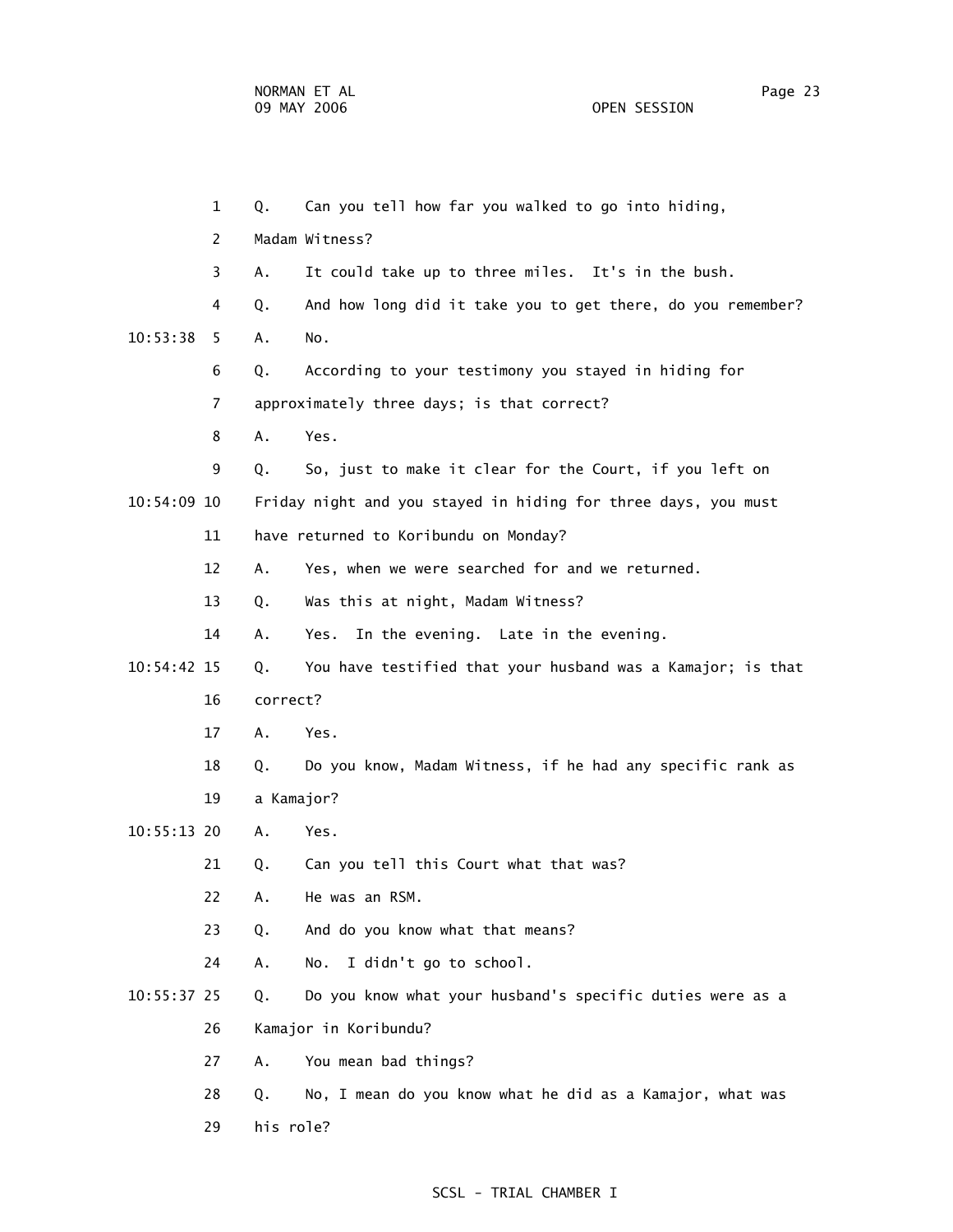1 Q. Can you tell how far you walked to go into hiding,

2 Madam Witness?

3 A. It could take up to three miles. It's in the bush.

4 Q. And how long did it take you to get there, do you remember?

10:53:38 5 A. No.

6 Q. According to your testimony you stayed in hiding for

7 approximately three days; is that correct?

8 A. Yes.

9 Q. So, just to make it clear for the Court, if you left on

10:54:09 10 Friday night and you stayed in hiding for three days, you must

11 have returned to Koribundu on Monday?

12 A. Yes, when we were searched for and we returned.

13 Q. Was this at night, Madam Witness?

14 A. Yes. In the evening. Late in the evening.

10:54:42 15 Q. You have testified that your husband was a Kamajor; is that

16 correct?

17 A. Yes.

18 Q. Do you know, Madam Witness, if he had any specific rank as

19 a Kamajor?

10:55:13 20 A. Yes.

21 Q. Can you tell this Court what that was?

22 A. He was an RSM.

23 Q. And do you know what that means?

24 A. No. I didn't go to school.

10:55:37 25 Q. Do you know what your husband's specific duties were as a

26 Kamajor in Koribundu?

27 A. You mean bad things?

28 Q. No, I mean do you know what he did as a Kamajor, what was

29 his role?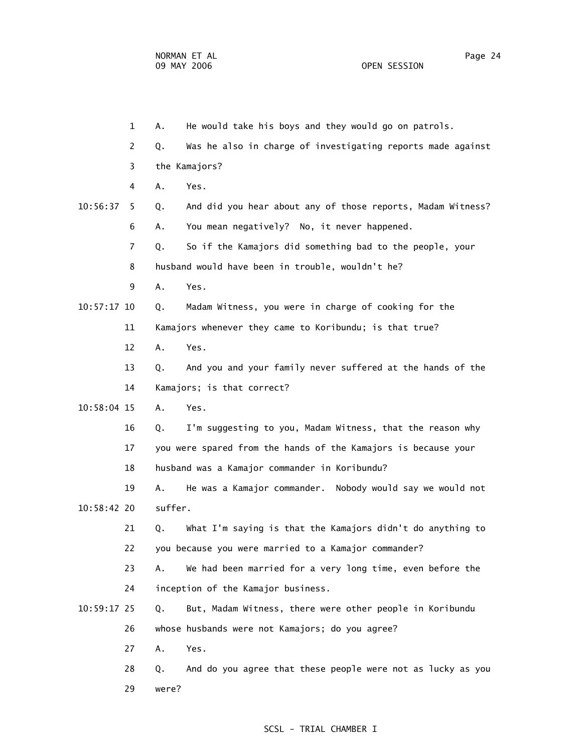1 A. He would take his boys and they would go on patrols.

2 Q. Was he also in charge of investigating reports made against

3 the Kamajors?

4 A. Yes.

10:56:37 5 Q. And did you hear about any of those reports, Madam Witness?

6 A. You mean negatively? No, it never happened.

7 Q. So if the Kamajors did something bad to the people, your

8 husband would have been in trouble, wouldn't he?

9 A. Yes.

10:57:17 10 Q. Madam Witness, you were in charge of cooking for the

11 Kamajors whenever they came to Koribundu; is that true?

12 A. Yes.

13 Q. And you and your family never suffered at the hands of the

14 Kamajors; is that correct?

10:58:04 15 A. Yes.

16 Q. I'm suggesting to you, Madam Witness, that the reason why

17 you were spared from the hands of the Kamajors is because your

18 husband was a Kamajor commander in Koribundu?

19 A. He was a Kamajor commander. Nobody would say we would not

10:58:42 20 suffer.

21 Q. What I'm saying is that the Kamajors didn't do anything to

22 you because you were married to a Kamajor commander?

23 A. We had been married for a very long time, even before the

24 inception of the Kamajor business.

10:59:17 25 Q. But, Madam Witness, there were other people in Koribundu

26 whose husbands were not Kamajors; do you agree?

27 A. Yes.

28 Q. And do you agree that these people were not as lucky as you

29 were?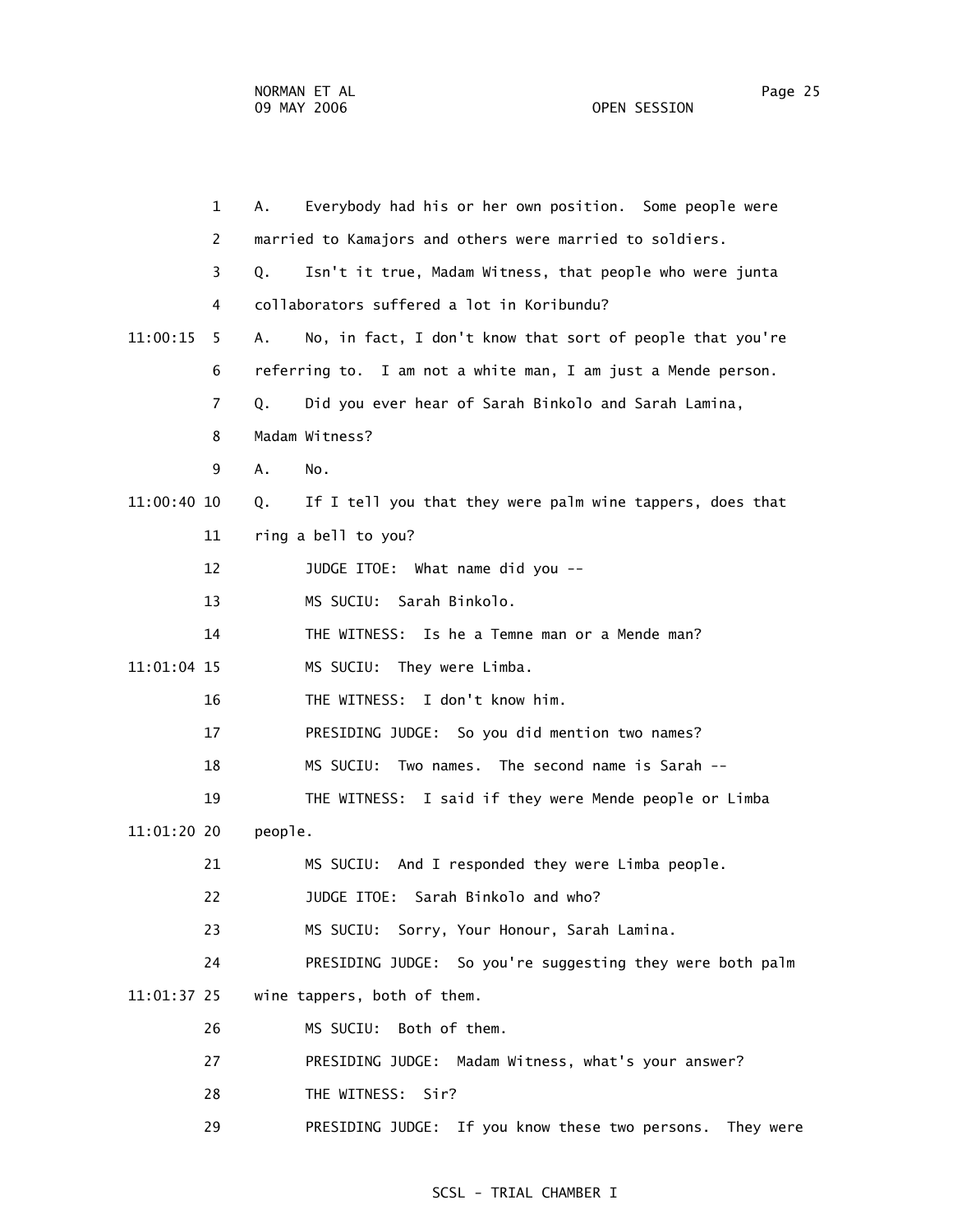A. Everybody had his or her own position. Some people were married to Kamajors and others were married to soldiers.

Q. Isn't it true, Madam Witness, that people who were junta collaborators suffered a lot in Koribundu?

A. No, in fact, I don't know that sort of people that you're referring to. I am not a white man, I am just a Mende person.

Q. Did you ever hear of Sarah Binkolo and Sarah Lamina, Madam Witness?

A. No.

Q. If I tell you that they were palm wine tappers, does that ring a bell to you?

JUDGE ITOE: What name did you --

MS SUCIU: Sarah Binkolo.

THE WITNESS: Is he a Temne man or a Mende man?

MS SUCIU: They were Limba.

THE WITNESS: I don't know him.

PRESIDING JUDGE: So you did mention two names?

MS SUCIU: Two names. The second name is Sarah --

THE WITNESS: I said if they were Mende people or Limba people.

MS SUCIU: And I responded they were Limba people.

JUDGE ITOE: Sarah Binkolo and who?

MS SUCIU: Sorry, Your Honour, Sarah Lamina.

PRESIDING JUDGE: So you're suggesting they were both palm wine tappers, both of them.

MS SUCIU: Both of them.

PRESIDING JUDGE: Madam Witness, what's your answer?

THE WITNESS: Sir?

PRESIDING JUDGE: If you know these two persons. They were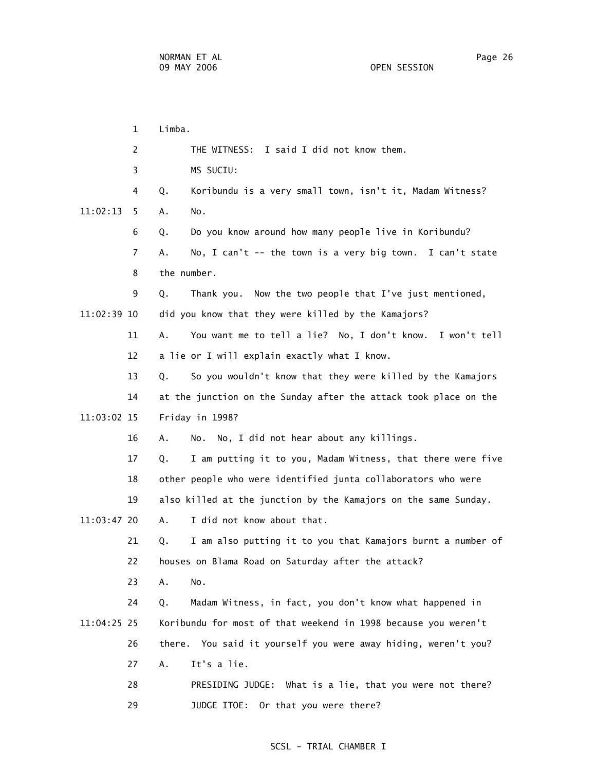Limba.

THE WITNESS: I said I did not know them.

MS SUCIU:

Q. Koribundu is a very small town, isn't it, Madam Witness?

A. No.

Q. Do you know around how many people live in Koribundu?

A. No, I can't -- the town is a very big town. I can't state the number.

Q. Thank you. Now the two people that I've just mentioned, did you know that they were killed by the Kamajors?

A. You want me to tell a lie? No, I don't know. I won't tell a lie or I will explain exactly what I know.

Q. So you wouldn't know that they were killed by the Kamajors at the junction on the Sunday after the attack took place on the Friday in 1998?

A. No. No, I did not hear about any killings.

Q. I am putting it to you, Madam Witness, that there were five other people who were identified junta collaborators who were also killed at the junction by the Kamajors on the same Sunday.

A. I did not know about that.

Q. I am also putting it to you that Kamajors burnt a number of houses on Blama Road on Saturday after the attack?

A. No.

Q. Madam Witness, in fact, you don't know what happened in Koribundu for most of that weekend in 1998 because you weren't there. You said it yourself you were away hiding, weren't you?

A. It's a lie.

PRESIDING JUDGE: What is a lie, that you were not there?

JUDGE ITOE: Or that you were there?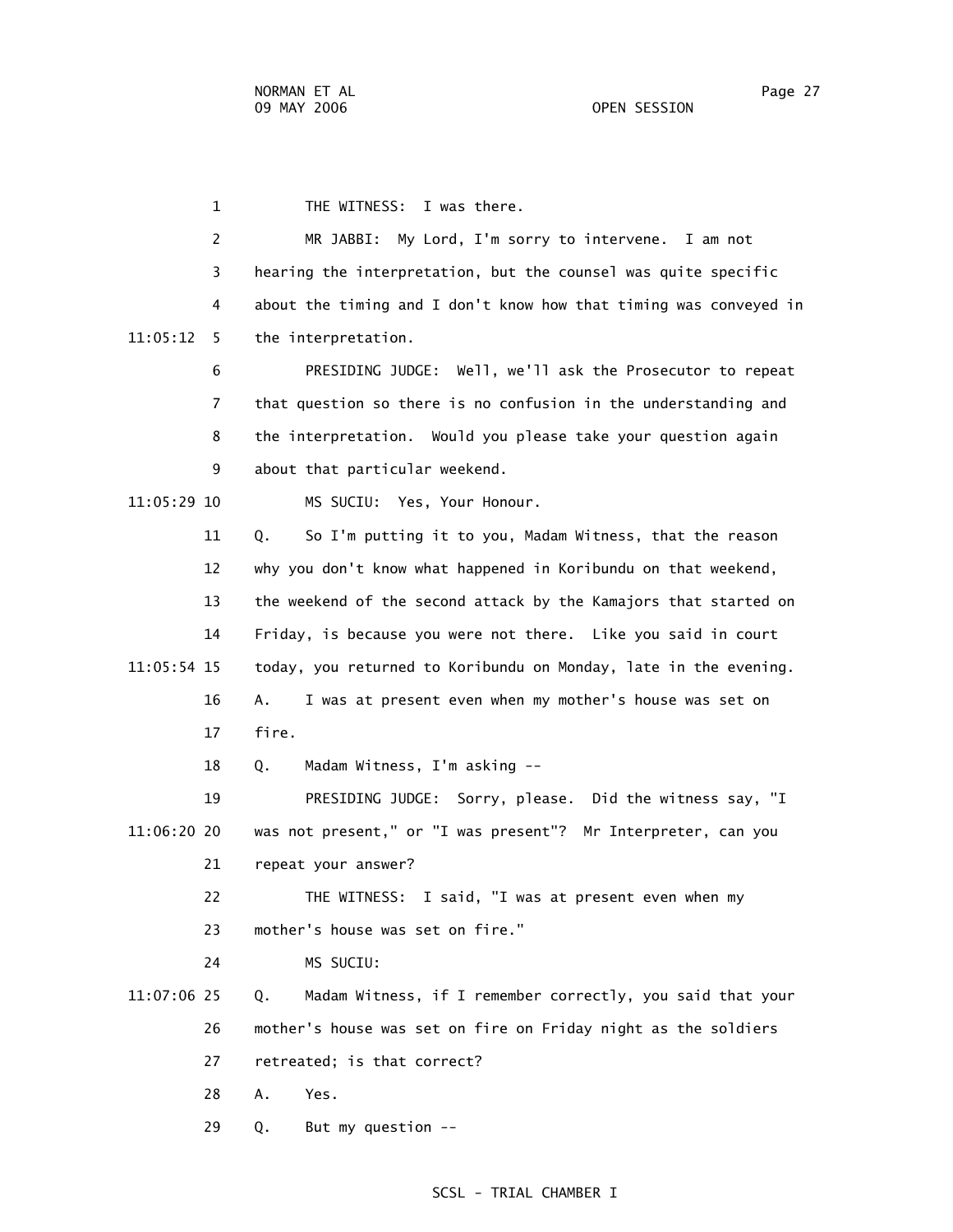1 THE WITNESS: I was there.

2 MR JABBI: My Lord, I'm sorry to intervene. I am not

3 hearing the interpretation, but the counsel was quite specific

4 about the timing and I don't know how that timing was conveyed in

11:05:12 5 the interpretation.

6 PRESIDING JUDGE: Well, we'll ask the Prosecutor to repeat

7 that question so there is no confusion in the understanding and

8 the interpretation. Would you please take your question again

9 about that particular weekend.

11:05:29 10 MS SUCIU: Yes, Your Honour.

11 Q. So I'm putting it to you, Madam Witness, that the reason

12 why you don't know what happened in Koribundu on that weekend,

13 the weekend of the second attack by the Kamajors that started on

14 Friday, is because you were not there. Like you said in court

11:05:54 15 today, you returned to Koribundu on Monday, late in the evening.

16 A. I was at present even when my mother's house was set on

17 fire.

18 Q. Madam Witness, I'm asking --

19 PRESIDING JUDGE: Sorry, please. Did the witness say, "I

11:06:20 20 was not present," or "I was present"? Mr Interpreter, can you

21 repeat your answer?

22 THE WITNESS: I said, "I was at present even when my

23 mother's house was set on fire."

24 MS SUCIU:

11:07:06 25 Q. Madam Witness, if I remember correctly, you said that your

26 mother's house was set on fire on Friday night as the soldiers

27 retreated; is that correct?

28 A. Yes.

29 Q. But my question --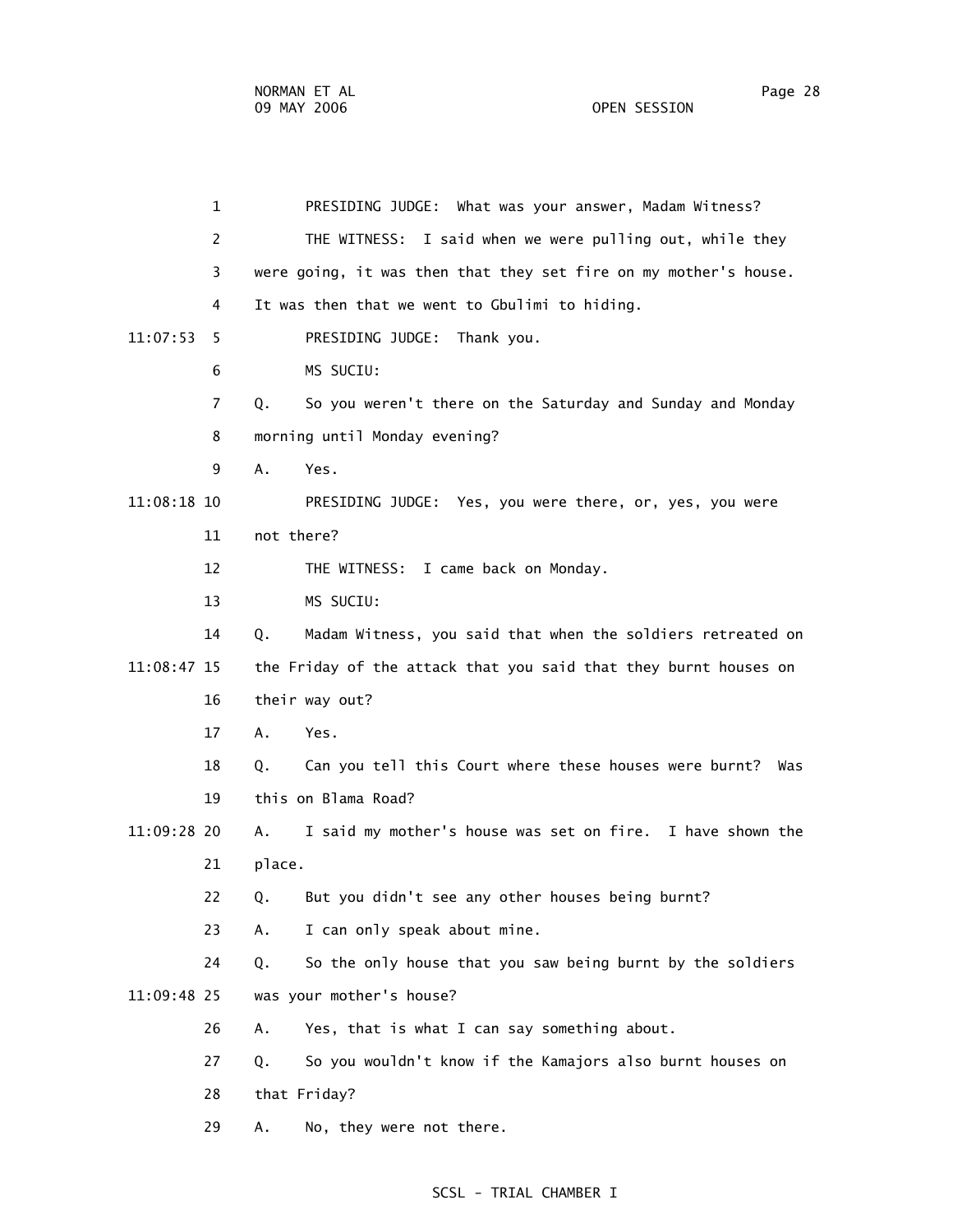PRESIDING JUDGE: What was your answer, Madam Witness?

THE WITNESS: I said when we were pulling out, while they were going, it was then that they set fire on my mother's house. It was then that we went to Gbulimi to hiding.

PRESIDING JUDGE: Thank you.

MS SUCIU:

Q. So you weren't there on the Saturday and Sunday and Monday morning until Monday evening?

A. Yes.

PRESIDING JUDGE: Yes, you were there, or, yes, you were not there?

THE WITNESS: I came back on Monday.

MS SUCIU:

Q. Madam Witness, you said that when the soldiers retreated on the Friday of the attack that you said that they burnt houses on their way out?

A. Yes.

Q. Can you tell this Court where these houses were burnt? Was this on Blama Road?

A. I said my mother's house was set on fire. I have shown the place.

Q. But you didn't see any other houses being burnt?

A. I can only speak about mine.

Q. So the only house that you saw being burnt by the soldiers was your mother's house?

A. Yes, that is what I can say something about.

Q. So you wouldn't know if the Kamajors also burnt houses on that Friday?

A. No, they were not there.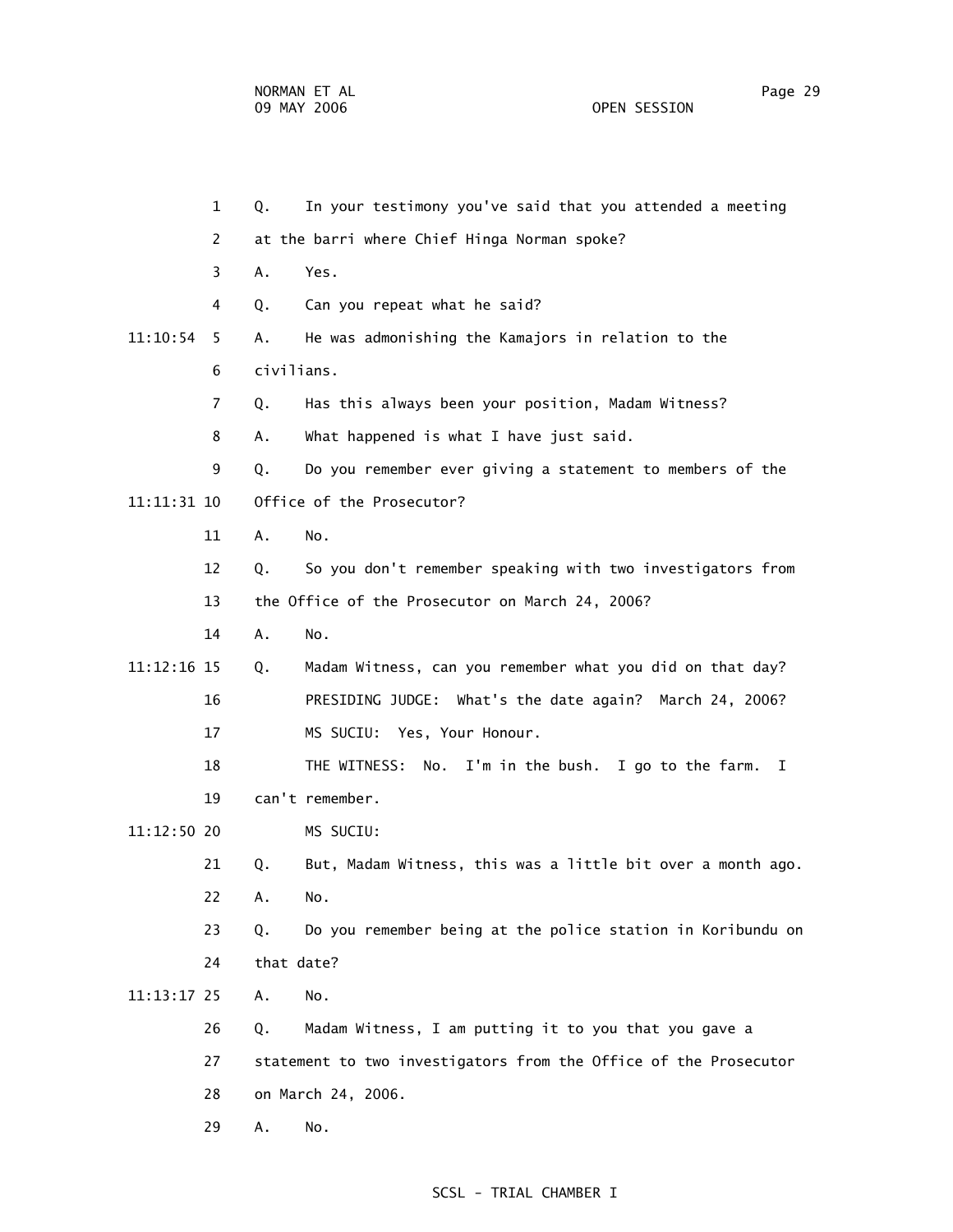1 Q. In your testimony you've said that you attended a meeting

2 at the barri where Chief Hinga Norman spoke?

3 A. Yes.

4 Q. Can you repeat what he said?

11:10:54 5 A. He was admonishing the Kamajors in relation to the

6 civilians.

7 Q. Has this always been your position, Madam Witness?

8 A. What happened is what I have just said.

9 Q. Do you remember ever giving a statement to members of the

11:11:31 10 Office of the Prosecutor?

11 A. No.

12 Q. So you don't remember speaking with two investigators from

13 the Office of the Prosecutor on March 24, 2006?

14 A. No.

11:12:16 15 Q. Madam Witness, can you remember what you did on that day?

16 PRESIDING JUDGE: What's the date again? March 24, 2006?

17 MS SUCIU: Yes, Your Honour.

18 THE WITNESS: No. I'm in the bush. I go to the farm. I

19 can't remember.

11:12:50 20 MS SUCIU:

21 Q. But, Madam Witness, this was a little bit over a month ago.

22 A. No.

23 Q. Do you remember being at the police station in Koribundu on

24 that date?

11:13:17 25 A. No.

26 Q. Madam Witness, I am putting it to you that you gave a

27 statement to two investigators from the Office of the Prosecutor

28 on March 24, 2006.

29 A. No.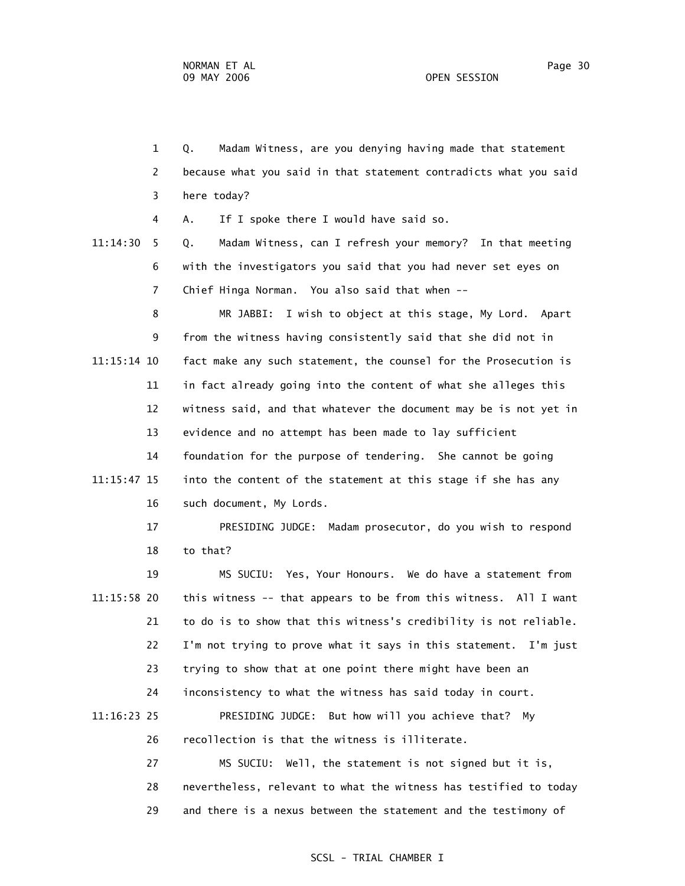1 Q. Madam Witness, are you denying having made that statement
2 because what you said in that statement contradicts what you said
3 here today?
4 A. If I spoke there I would have said so.
11:14:30 5 Q. Madam Witness, can I refresh your memory? In that meeting
6 with the investigators you said that you had never set eyes on
7 Chief Hinga Norman. You also said that when --
8 MR JABBI: I wish to object at this stage, My Lord. Apart
9 from the witness having consistently said that she did not in
11:15:14 10 fact make any such statement, the counsel for the Prosecution is
11 in fact already going into the content of what she alleges this
12 witness said, and that whatever the document may be is not yet in
13 evidence and no attempt has been made to lay sufficient
14 foundation for the purpose of tendering. She cannot be going
11:15:47 15 into the content of the statement at this stage if she has any
16 such document, My Lords.
17 PRESIDING JUDGE: Madam prosecutor, do you wish to respond
18 to that?
19 MS SUCIU: Yes, Your Honours. We do have a statement from
11:15:58 20 this witness -- that appears to be from this witness. All I want
21 to do is to show that this witness's credibility is not reliable.
22 I'm not trying to prove what it says in this statement. I'm just
23 trying to show that at one point there might have been an
24 inconsistency to what the witness has said today in court.
11:16:23 25 PRESIDING JUDGE: But how will you achieve that? My
26 recollection is that the witness is illiterate.
27 MS SUCIU: Well, the statement is not signed but it is,
28 nevertheless, relevant to what the witness has testified to today
29 and there is a nexus between the statement and the testimony of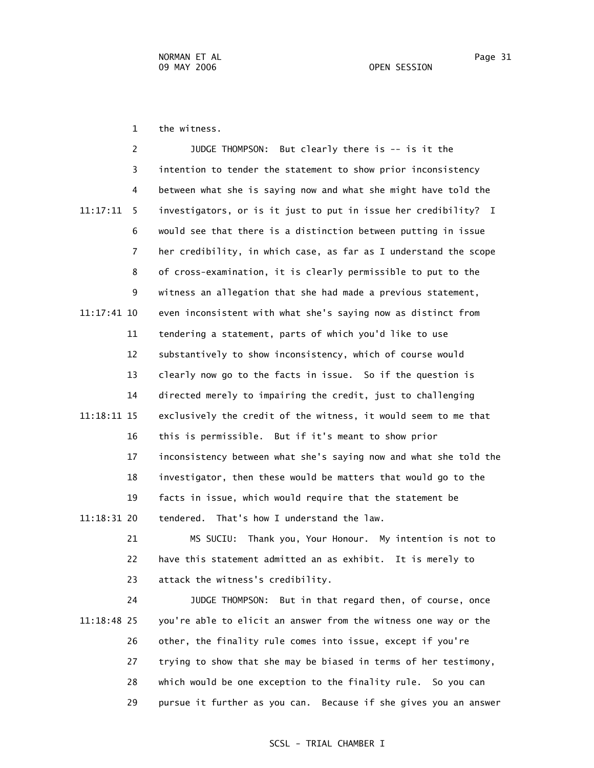the witness.

JUDGE THOMPSON: But clearly there is -- is it the intention to tender the statement to show prior inconsistency between what she is saying now and what she might have told the investigators, or is it just to put in issue her credibility? I would see that there is a distinction between putting in issue her credibility, in which case, as far as I understand the scope of cross-examination, it is clearly permissible to put to the witness an allegation that she had made a previous statement, even inconsistent with what she's saying now as distinct from tendering a statement, parts of which you'd like to use substantively to show inconsistency, which of course would clearly now go to the facts in issue. So if the question is directed merely to impairing the credit, just to challenging exclusively the credit of the witness, it would seem to me that this is permissible. But if it's meant to show prior inconsistency between what she's saying now and what she told the investigator, then these would be matters that would go to the facts in issue, which would require that the statement be tendered. That's how I understand the law.

MS SUCIU: Thank you, Your Honour. My intention is not to have this statement admitted an as exhibit. It is merely to attack the witness's credibility.

JUDGE THOMPSON: But in that regard then, of course, once you're able to elicit an answer from the witness one way or the other, the finality rule comes into issue, except if you're trying to show that she may be biased in terms of her testimony, which would be one exception to the finality rule. So you can pursue it further as you can. Because if she gives you an answer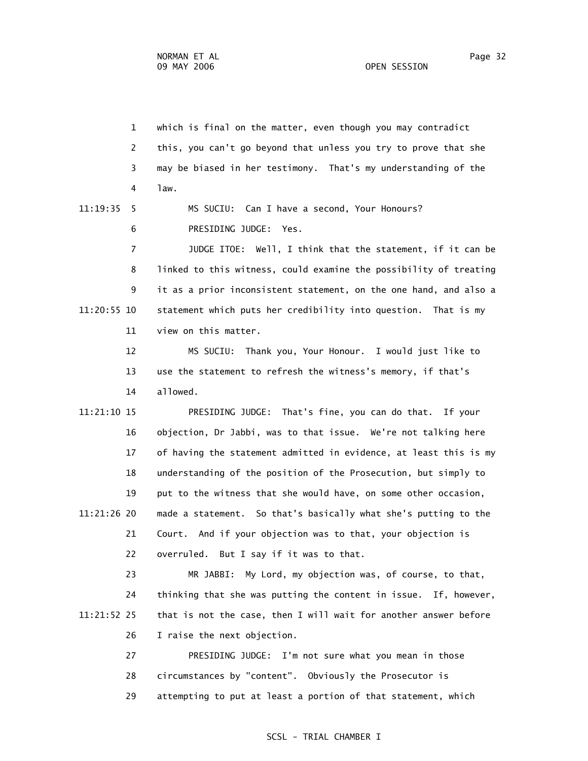1 which is final on the matter, even though you may contradict
2 this, you can't go beyond that unless you try to prove that she
3 may be biased in her testimony. That's my understanding of the
4 law.

11:19:35 5 MS SUCIU: Can I have a second, Your Honours?

6 PRESIDING JUDGE: Yes.

7 JUDGE ITOE: Well, I think that the statement, if it can be
8 linked to this witness, could examine the possibility of treating
9 it as a prior inconsistent statement, on the one hand, and also a
11:20:55 10 statement which puts her credibility into question. That is my
11 view on this matter.

12 MS SUCIU: Thank you, Your Honour. I would just like to
13 use the statement to refresh the witness's memory, if that's
14 allowed.

11:21:10 15 PRESIDING JUDGE: That's fine, you can do that. If your
16 objection, Dr Jabbi, was to that issue. We're not talking here
17 of having the statement admitted in evidence, at least this is my
18 understanding of the position of the Prosecution, but simply to
19 put to the witness that she would have, on some other occasion,
11:21:26 20 made a statement. So that's basically what she's putting to the
21 Court. And if your objection was to that, your objection is
22 overruled. But I say if it was to that.

23 MR JABBI: My Lord, my objection was, of course, to that,
24 thinking that she was putting the content in issue. If, however,
11:21:52 25 that is not the case, then I will wait for another answer before
26 I raise the next objection.

27 PRESIDING JUDGE: I'm not sure what you mean in those
28 circumstances by "content". Obviously the Prosecutor is
29 attempting to put at least a portion of that statement, which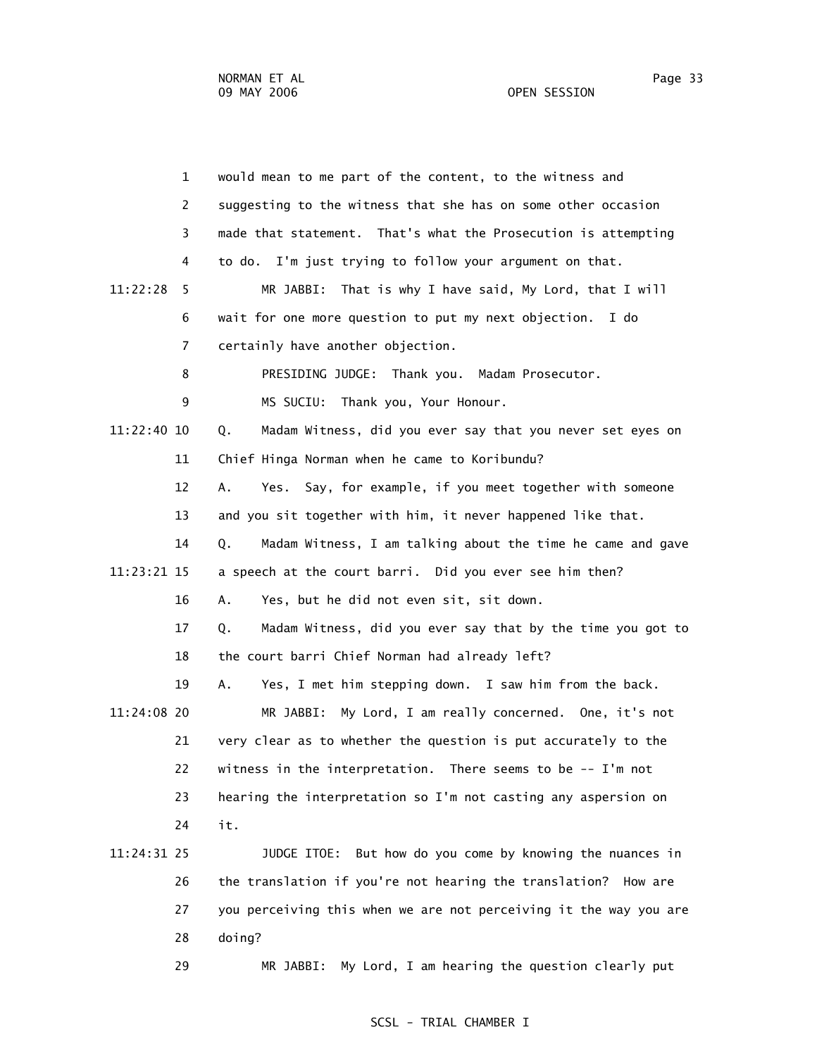1 would mean to me part of the content, to the witness and
2 suggesting to the witness that she has on some other occasion
3 made that statement. That's what the Prosecution is attempting
4 to do. I'm just trying to follow your argument on that.

11:22:28 5 MR JABBI: That is why I have said, My Lord, that I will
6 wait for one more question to put my next objection. I do
7 certainly have another objection.

8 PRESIDING JUDGE: Thank you. Madam Prosecutor.

9 MS SUCIU: Thank you, Your Honour.

11:22:40 10 Q. Madam Witness, did you ever say that you never set eyes on
11 Chief Hinga Norman when he came to Koribundu?

12 A. Yes. Say, for example, if you meet together with someone
13 and you sit together with him, it never happened like that.

14 Q. Madam Witness, I am talking about the time he came and gave
11:23:21 15 a speech at the court barri. Did you ever see him then?

16 A. Yes, but he did not even sit, sit down.

17 Q. Madam Witness, did you ever say that by the time you got to
18 the court barri Chief Norman had already left?

19 A. Yes, I met him stepping down. I saw him from the back.

11:24:08 20 MR JABBI: My Lord, I am really concerned. One, it's not
21 very clear as to whether the question is put accurately to the
22 witness in the interpretation. There seems to be -- I'm not
23 hearing the interpretation so I'm not casting any aspersion on
24 it.

11:24:31 25 JUDGE ITOE: But how do you come by knowing the nuances in
26 the translation if you're not hearing the translation? How are
27 you perceiving this when we are not perceiving it the way you are
28 doing?

29 MR JABBI: My Lord, I am hearing the question clearly put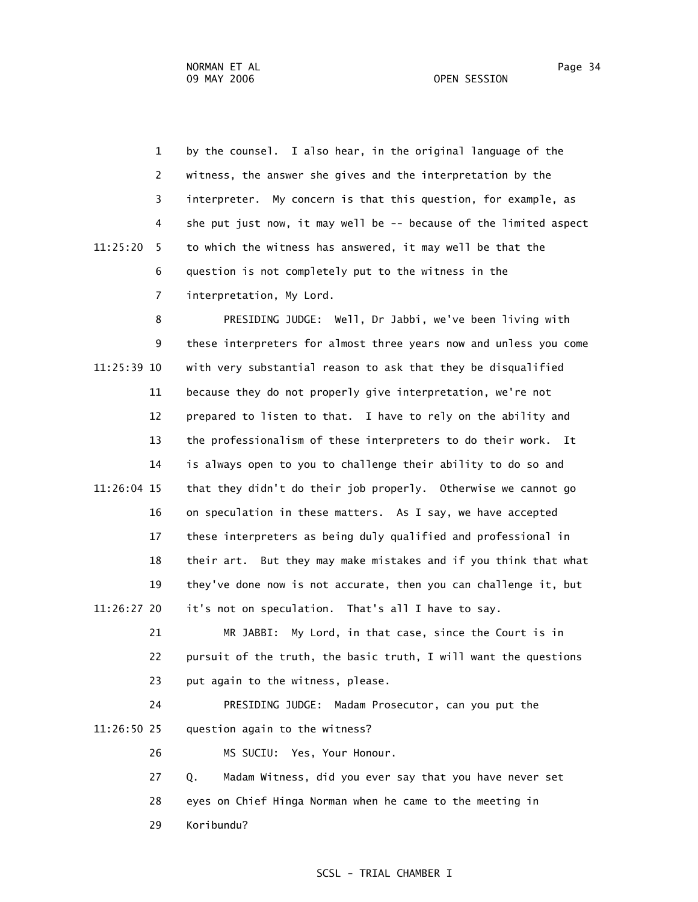by the counsel. I also hear, in the original language of the witness, the answer she gives and the interpretation by the interpreter. My concern is that this question, for example, as she put just now, it may well be -- because of the limited aspect to which the witness has answered, it may well be that the question is not completely put to the witness in the interpretation, My Lord.

PRESIDING JUDGE: Well, Dr Jabbi, we've been living with these interpreters for almost three years now and unless you come with very substantial reason to ask that they be disqualified because they do not properly give interpretation, we're not prepared to listen to that. I have to rely on the ability and the professionalism of these interpreters to do their work. It is always open to you to challenge their ability to do so and that they didn't do their job properly. Otherwise we cannot go on speculation in these matters. As I say, we have accepted these interpreters as being duly qualified and professional in their art. But they may make mistakes and if you think that what they've done now is not accurate, then you can challenge it, but it's not on speculation. That's all I have to say.

MR JABBI: My Lord, in that case, since the Court is in pursuit of the truth, the basic truth, I will want the questions put again to the witness, please.

PRESIDING JUDGE: Madam Prosecutor, can you put the question again to the witness?

MS SUCIU: Yes, Your Honour.

Q. Madam Witness, did you ever say that you have never set eyes on Chief Hinga Norman when he came to the meeting in Koribundu?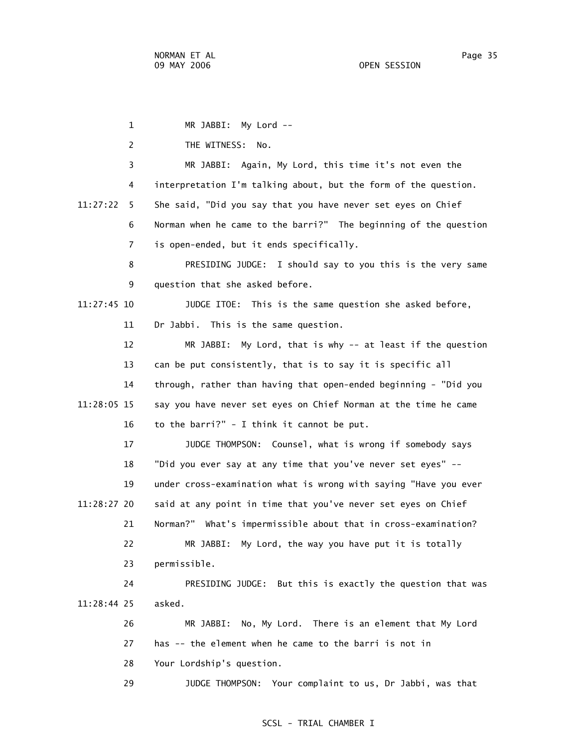MR JABBI: My Lord --

THE WITNESS: No.

MR JABBI: Again, My Lord, this time it's not even the interpretation I'm talking about, but the form of the question. She said, "Did you say that you have never set eyes on Chief Norman when he came to the barri?" The beginning of the question is open-ended, but it ends specifically.

PRESIDING JUDGE: I should say to you this is the very same question that she asked before.

JUDGE ITOE: This is the same question she asked before, Dr Jabbi. This is the same question.

MR JABBI: My Lord, that is why -- at least if the question can be put consistently, that is to say it is specific all through, rather than having that open-ended beginning - "Did you say you have never set eyes on Chief Norman at the time he came to the barri?" - I think it cannot be put.

JUDGE THOMPSON: Counsel, what is wrong if somebody says "Did you ever say at any time that you've never set eyes" -- under cross-examination what is wrong with saying "Have you ever said at any point in time that you've never set eyes on Chief Norman?" What's impermissible about that in cross-examination?

MR JABBI: My Lord, the way you have put it is totally permissible.

PRESIDING JUDGE: But this is exactly the question that was asked.

MR JABBI: No, My Lord. There is an element that My Lord has -- the element when he came to the barri is not in Your Lordship's question.

JUDGE THOMPSON: Your complaint to us, Dr Jabbi, was that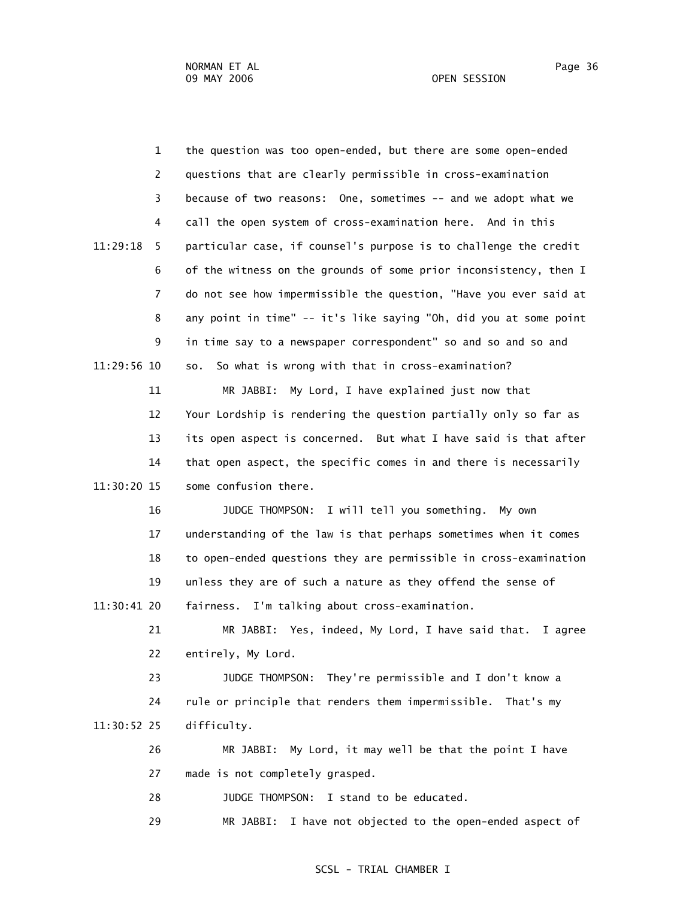the question was too open-ended, but there are some open-ended questions that are clearly permissible in cross-examination because of two reasons: One, sometimes -- and we adopt what we call the open system of cross-examination here. And in this particular case, if counsel's purpose is to challenge the credit of the witness on the grounds of some prior inconsistency, then I do not see how impermissible the question, "Have you ever said at any point in time" -- it's like saying "Oh, did you at some point in time say to a newspaper correspondent" so and so and so and so. So what is wrong with that in cross-examination?

MR JABBI: My Lord, I have explained just now that Your Lordship is rendering the question partially only so far as its open aspect is concerned. But what I have said is that after that open aspect, the specific comes in and there is necessarily some confusion there.

JUDGE THOMPSON: I will tell you something. My own understanding of the law is that perhaps sometimes when it comes to open-ended questions they are permissible in cross-examination unless they are of such a nature as they offend the sense of fairness. I'm talking about cross-examination.

MR JABBI: Yes, indeed, My Lord, I have said that. I agree entirely, My Lord.

JUDGE THOMPSON: They're permissible and I don't know a rule or principle that renders them impermissible. That's my difficulty.

MR JABBI: My Lord, it may well be that the point I have made is not completely grasped.

JUDGE THOMPSON: I stand to be educated.

MR JABBI: I have not objected to the open-ended aspect of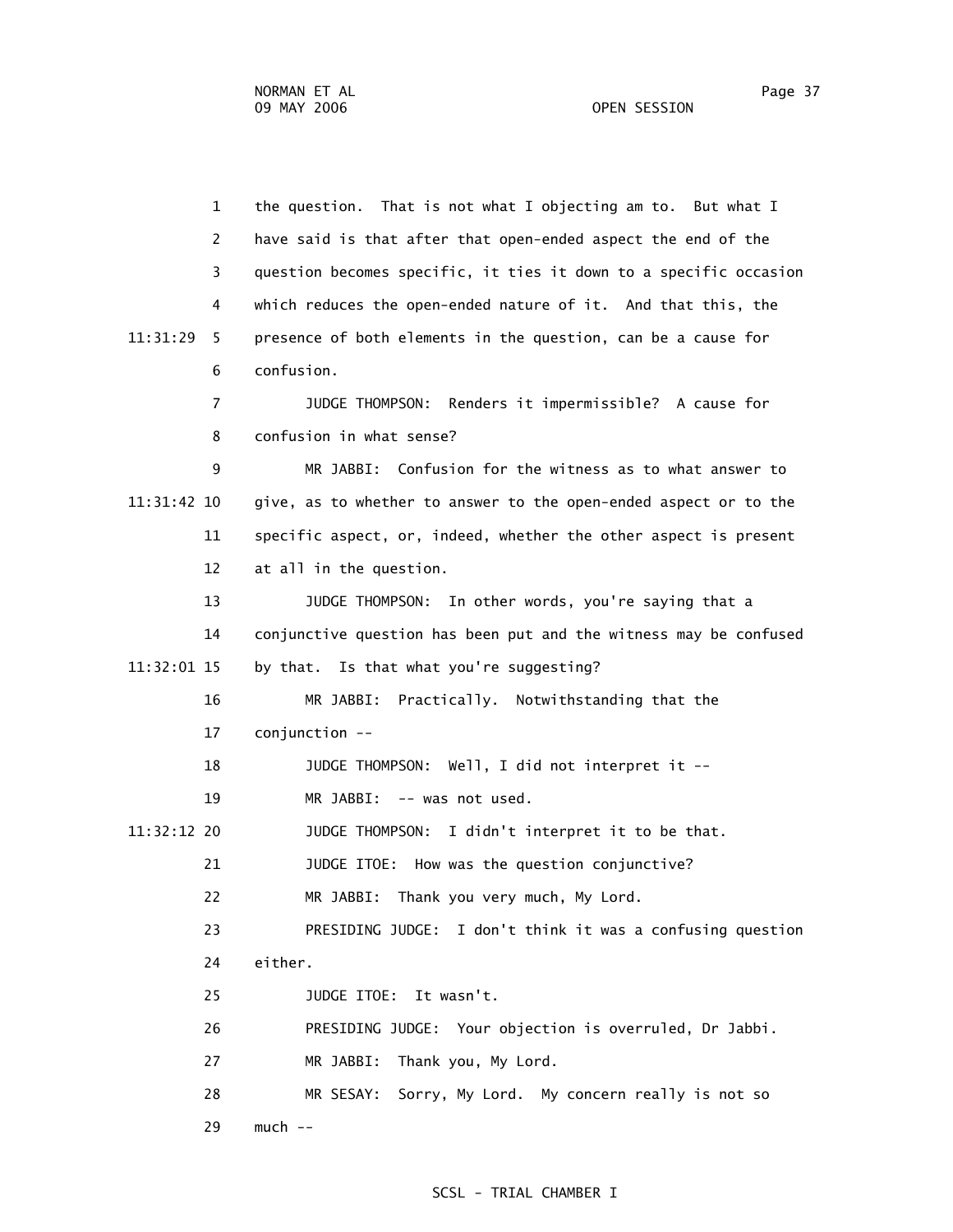1 the question. That is not what I objecting am to. But what I

2 have said is that after that open-ended aspect the end of the

3 question becomes specific, it ties it down to a specific occasion

4 which reduces the open-ended nature of it. And that this, the

11:31:29 5 presence of both elements in the question, can be a cause for

6 confusion.

7 JUDGE THOMPSON: Renders it impermissible? A cause for

8 confusion in what sense?

9 MR JABBI: Confusion for the witness as to what answer to

11:31:42 10 give, as to whether to answer to the open-ended aspect or to the

11 specific aspect, or, indeed, whether the other aspect is present

12 at all in the question.

13 JUDGE THOMPSON: In other words, you're saying that a

14 conjunctive question has been put and the witness may be confused

11:32:01 15 by that. Is that what you're suggesting?

16 MR JABBI: Practically. Notwithstanding that the

17 conjunction --

18 JUDGE THOMPSON: Well, I did not interpret it --

19 MR JABBI: -- was not used.

11:32:12 20 JUDGE THOMPSON: I didn't interpret it to be that.

21 JUDGE ITOE: How was the question conjunctive?

22 MR JABBI: Thank you very much, My Lord.

23 PRESIDING JUDGE: I don't think it was a confusing question

24 either.

25 JUDGE ITOE: It wasn't.

26 PRESIDING JUDGE: Your objection is overruled, Dr Jabbi.

27 MR JABBI: Thank you, My Lord.

28 MR SESAY: Sorry, My Lord. My concern really is not so

29 much --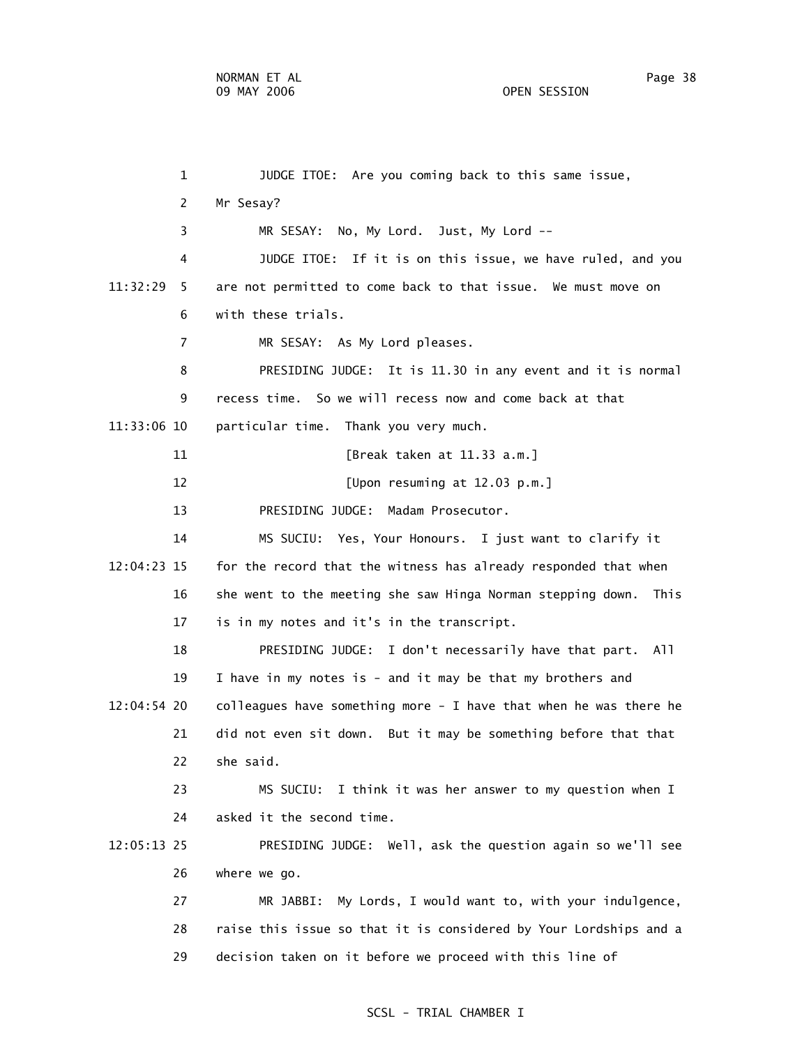1 JUDGE ITOE: Are you coming back to this same issue,

2 Mr Sesay?

3 MR SESAY: No, My Lord. Just, My Lord --

4 JUDGE ITOE: If it is on this issue, we have ruled, and you

11:32:29 5 are not permitted to come back to that issue. We must move on

6 with these trials.

7 MR SESAY: As My Lord pleases.

8 PRESIDING JUDGE: It is 11.30 in any event and it is normal

9 recess time. So we will recess now and come back at that

11:33:06 10 particular time. Thank you very much.

11 [Break taken at 11.33 a.m.]

12 [Upon resuming at 12.03 p.m.]

13 PRESIDING JUDGE: Madam Prosecutor.

14 MS SUCIU: Yes, Your Honours. I just want to clarify it

12:04:23 15 for the record that the witness has already responded that when

16 she went to the meeting she saw Hinga Norman stepping down. This

17 is in my notes and it's in the transcript.

18 PRESIDING JUDGE: I don't necessarily have that part. All

19 I have in my notes is - and it may be that my brothers and

12:04:54 20 colleagues have something more - I have that when he was there he

21 did not even sit down. But it may be something before that that

22 she said.

23 MS SUCIU: I think it was her answer to my question when I

24 asked it the second time.

12:05:13 25 PRESIDING JUDGE: Well, ask the question again so we'll see

26 where we go.

27 MR JABBI: My Lords, I would want to, with your indulgence,

28 raise this issue so that it is considered by Your Lordships and a

29 decision taken on it before we proceed with this line of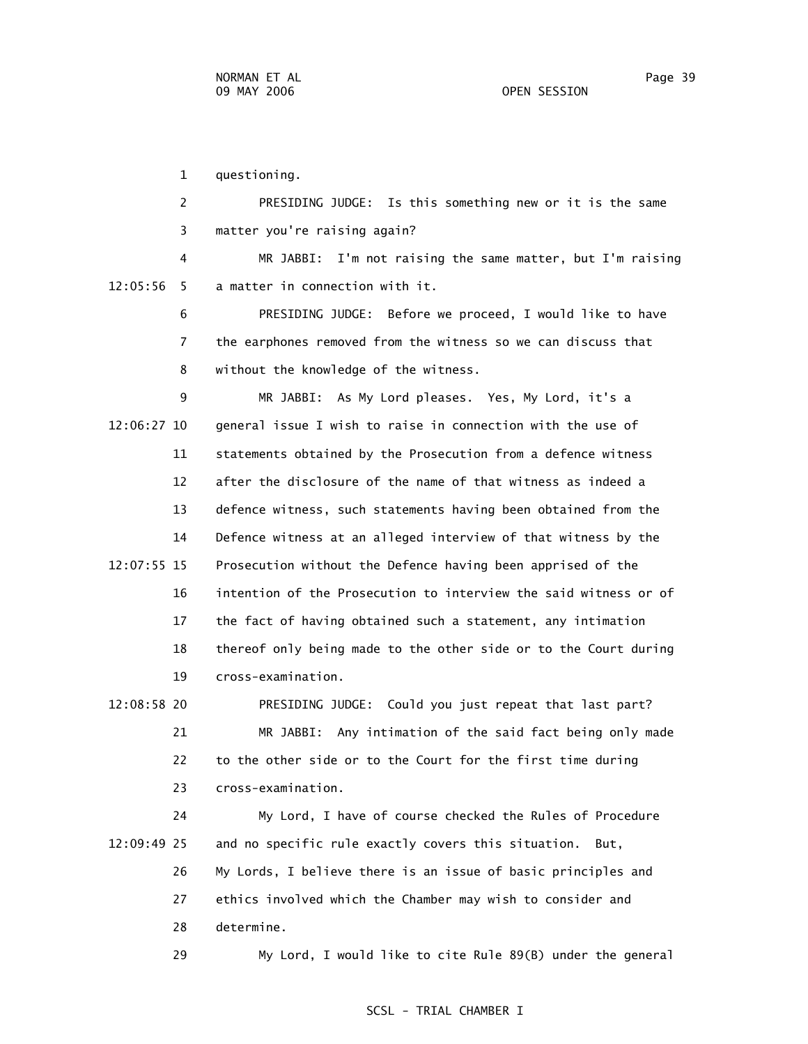questioning.

PRESIDING JUDGE: Is this something new or it is the same matter you're raising again?

MR JABBI: I'm not raising the same matter, but I'm raising a matter in connection with it.

PRESIDING JUDGE: Before we proceed, I would like to have the earphones removed from the witness so we can discuss that without the knowledge of the witness.

MR JABBI: As My Lord pleases. Yes, My Lord, it's a general issue I wish to raise in connection with the use of statements obtained by the Prosecution from a defence witness after the disclosure of the name of that witness as indeed a defence witness, such statements having been obtained from the Defence witness at an alleged interview of that witness by the Prosecution without the Defence having been apprised of the intention of the Prosecution to interview the said witness or of the fact of having obtained such a statement, any intimation thereof only being made to the other side or to the Court during cross-examination.

PRESIDING JUDGE: Could you just repeat that last part?

MR JABBI: Any intimation of the said fact being only made to the other side or to the Court for the first time during cross-examination.

My Lord, I have of course checked the Rules of Procedure and no specific rule exactly covers this situation. But, My Lords, I believe there is an issue of basic principles and ethics involved which the Chamber may wish to consider and determine.

My Lord, I would like to cite Rule 89(B) under the general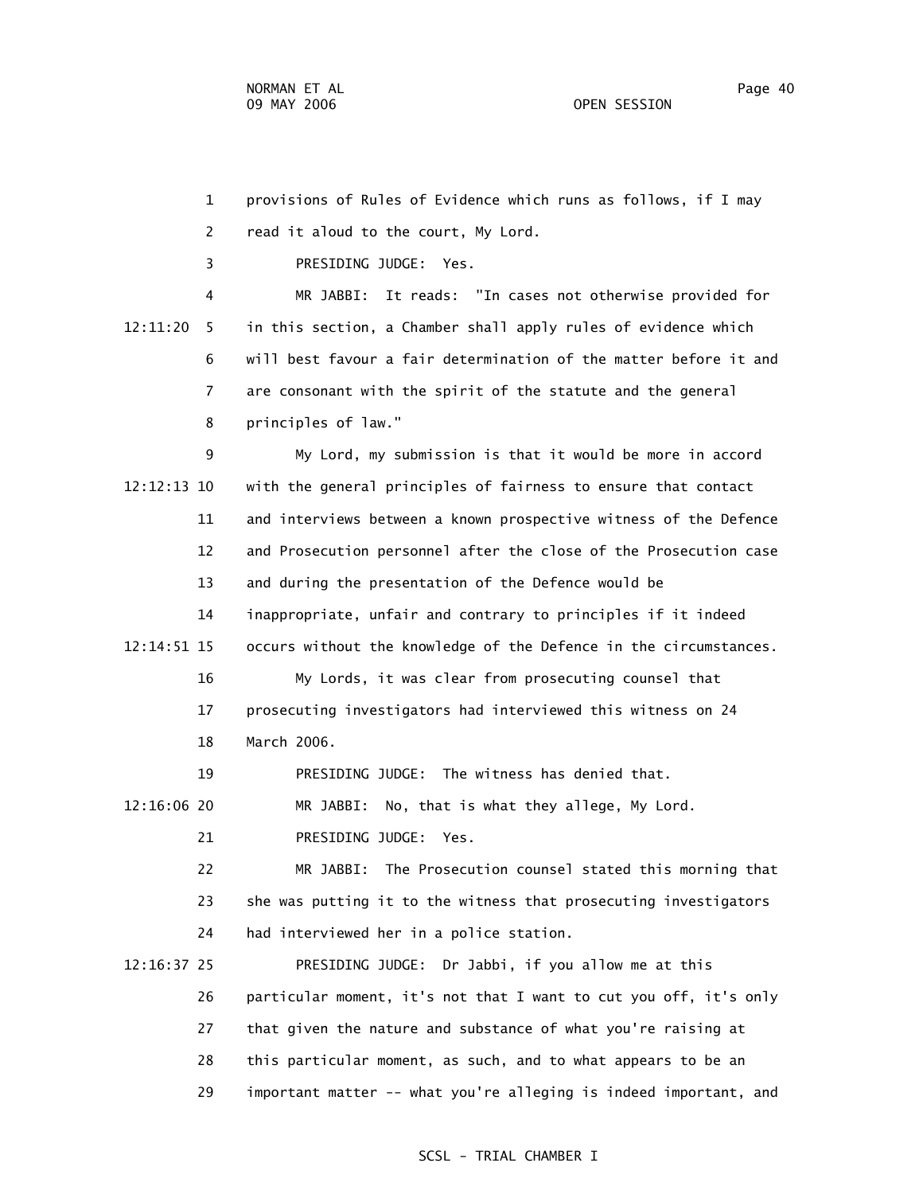provisions of Rules of Evidence which runs as follows, if I may read it aloud to the court, My Lord.

PRESIDING JUDGE: Yes.

MR JABBI: It reads: "In cases not otherwise provided for in this section, a Chamber shall apply rules of evidence which will best favour a fair determination of the matter before it and are consonant with the spirit of the statute and the general principles of law."

My Lord, my submission is that it would be more in accord with the general principles of fairness to ensure that contact and interviews between a known prospective witness of the Defence and Prosecution personnel after the close of the Prosecution case and during the presentation of the Defence would be inappropriate, unfair and contrary to principles if it indeed occurs without the knowledge of the Defence in the circumstances.

My Lords, it was clear from prosecuting counsel that prosecuting investigators had interviewed this witness on 24 March 2006.

PRESIDING JUDGE: The witness has denied that.

MR JABBI: No, that is what they allege, My Lord.

PRESIDING JUDGE: Yes.

MR JABBI: The Prosecution counsel stated this morning that she was putting it to the witness that prosecuting investigators had interviewed her in a police station.

PRESIDING JUDGE: Dr Jabbi, if you allow me at this particular moment, it's not that I want to cut you off, it's only that given the nature and substance of what you're raising at this particular moment, as such, and to what appears to be an important matter -- what you're alleging is indeed important, and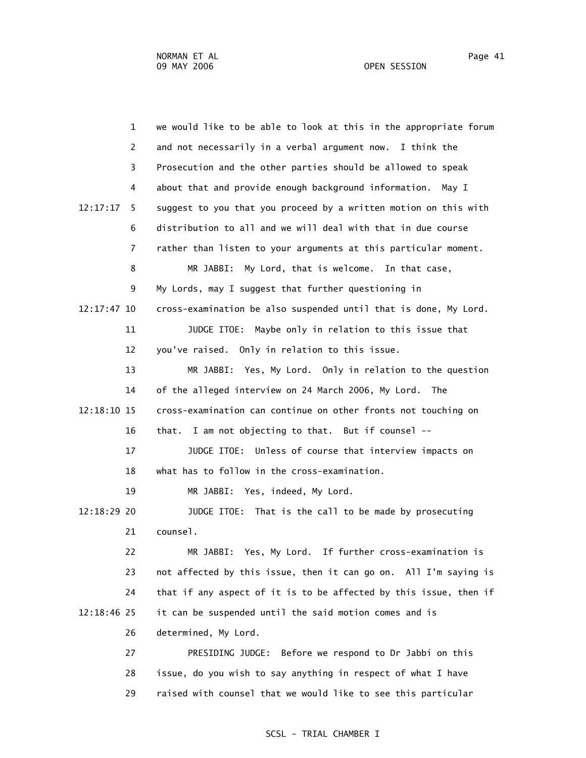1 we would like to be able to look at this in the appropriate forum
2 and not necessarily in a verbal argument now. I think the
3 Prosecution and the other parties should be allowed to speak
4 about that and provide enough background information. May I
12:17:17 5 suggest to you that you proceed by a written motion on this with
6 distribution to all and we will deal with that in due course
7 rather than listen to your arguments at this particular moment.
8 MR JABBI: My Lord, that is welcome. In that case,
9 My Lords, may I suggest that further questioning in
12:17:47 10 cross-examination be also suspended until that is done, My Lord.
11 JUDGE ITOE: Maybe only in relation to this issue that
12 you've raised. Only in relation to this issue.
13 MR JABBI: Yes, My Lord. Only in relation to the question
14 of the alleged interview on 24 March 2006, My Lord. The
12:18:10 15 cross-examination can continue on other fronts not touching on
16 that. I am not objecting to that. But if counsel --
17 JUDGE ITOE: Unless of course that interview impacts on
18 what has to follow in the cross-examination.
19 MR JABBI: Yes, indeed, My Lord.
12:18:29 20 JUDGE ITOE: That is the call to be made by prosecuting
21 counsel.
22 MR JABBI: Yes, My Lord. If further cross-examination is
23 not affected by this issue, then it can go on. All I'm saying is
24 that if any aspect of it is to be affected by this issue, then if
12:18:46 25 it can be suspended until the said motion comes and is
26 determined, My Lord.
27 PRESIDING JUDGE: Before we respond to Dr Jabbi on this
28 issue, do you wish to say anything in respect of what I have
29 raised with counsel that we would like to see this particular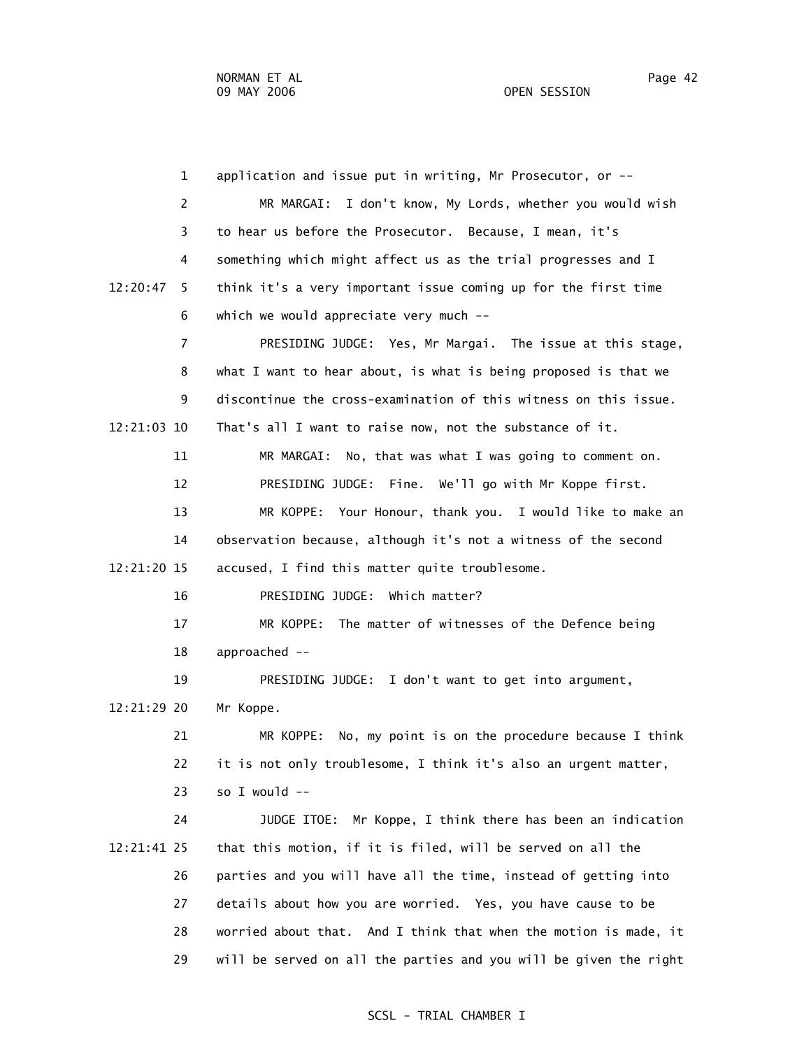application and issue put in writing, Mr Prosecutor, or --

MR MARGAI: I don't know, My Lords, whether you would wish to hear us before the Prosecutor. Because, I mean, it's something which might affect us as the trial progresses and I think it's a very important issue coming up for the first time which we would appreciate very much --

PRESIDING JUDGE: Yes, Mr Margai. The issue at this stage, what I want to hear about, is what is being proposed is that we discontinue the cross-examination of this witness on this issue. That's all I want to raise now, not the substance of it.

MR MARGAI: No, that was what I was going to comment on.

PRESIDING JUDGE: Fine. We'll go with Mr Koppe first.

MR KOPPE: Your Honour, thank you. I would like to make an observation because, although it's not a witness of the second accused, I find this matter quite troublesome.

PRESIDING JUDGE: Which matter?

MR KOPPE: The matter of witnesses of the Defence being approached --

PRESIDING JUDGE: I don't want to get into argument, Mr Koppe.

MR KOPPE: No, my point is on the procedure because I think it is not only troublesome, I think it's also an urgent matter, so I would --

JUDGE ITOE: Mr Koppe, I think there has been an indication that this motion, if it is filed, will be served on all the parties and you will have all the time, instead of getting into details about how you are worried. Yes, you have cause to be worried about that. And I think that when the motion is made, it will be served on all the parties and you will be given the right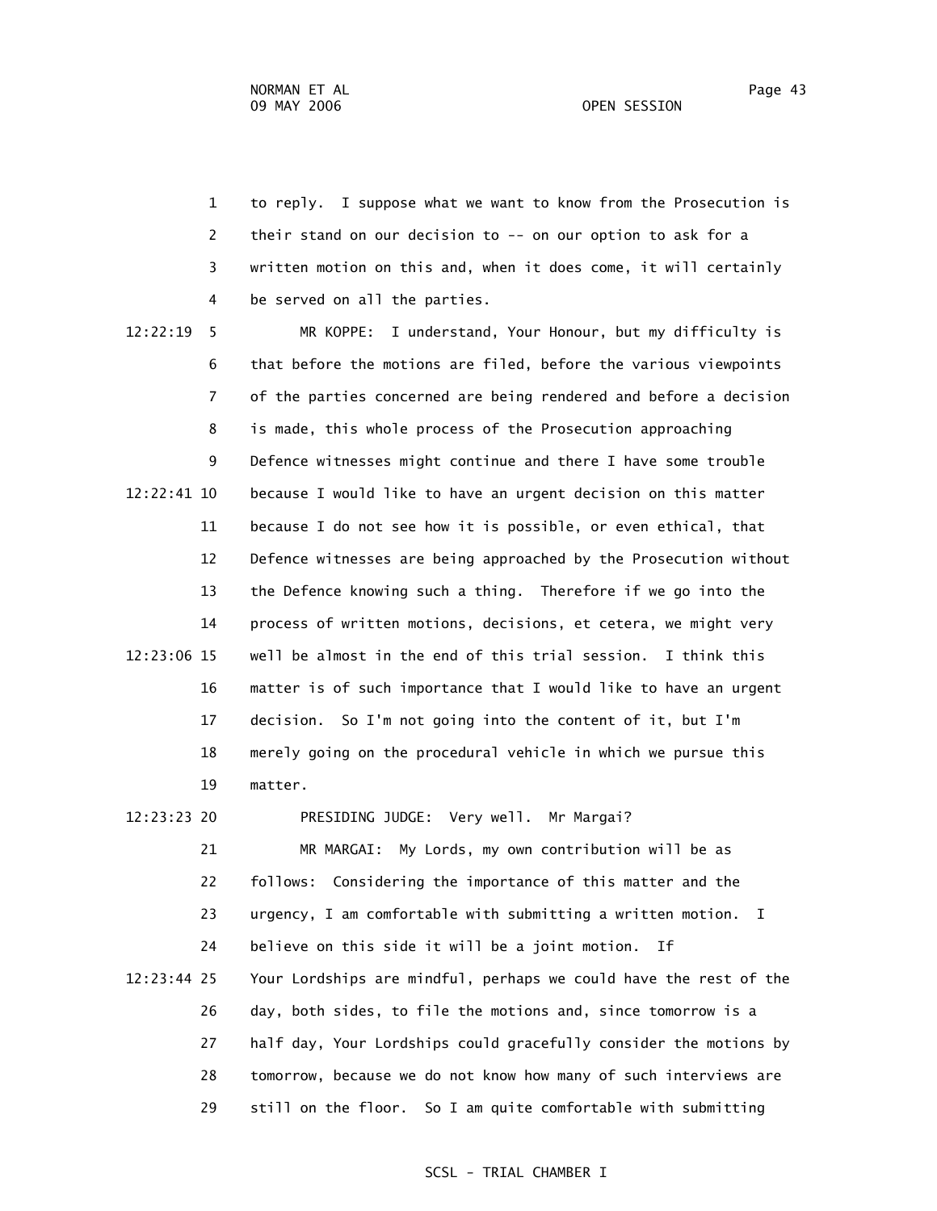to reply. I suppose what we want to know from the Prosecution is their stand on our decision to -- on our option to ask for a written motion on this and, when it does come, it will certainly be served on all the parties.

MR KOPPE: I understand, Your Honour, but my difficulty is that before the motions are filed, before the various viewpoints of the parties concerned are being rendered and before a decision is made, this whole process of the Prosecution approaching Defence witnesses might continue and there I have some trouble because I would like to have an urgent decision on this matter because I do not see how it is possible, or even ethical, that Defence witnesses are being approached by the Prosecution without the Defence knowing such a thing. Therefore if we go into the process of written motions, decisions, et cetera, we might very well be almost in the end of this trial session. I think this matter is of such importance that I would like to have an urgent decision. So I'm not going into the content of it, but I'm merely going on the procedural vehicle in which we pursue this matter.

PRESIDING JUDGE: Very well. Mr Margai?

MR MARGAI: My Lords, my own contribution will be as follows: Considering the importance of this matter and the urgency, I am comfortable with submitting a written motion. I believe on this side it will be a joint motion. If Your Lordships are mindful, perhaps we could have the rest of the day, both sides, to file the motions and, since tomorrow is a half day, Your Lordships could gracefully consider the motions by tomorrow, because we do not know how many of such interviews are still on the floor. So I am quite comfortable with submitting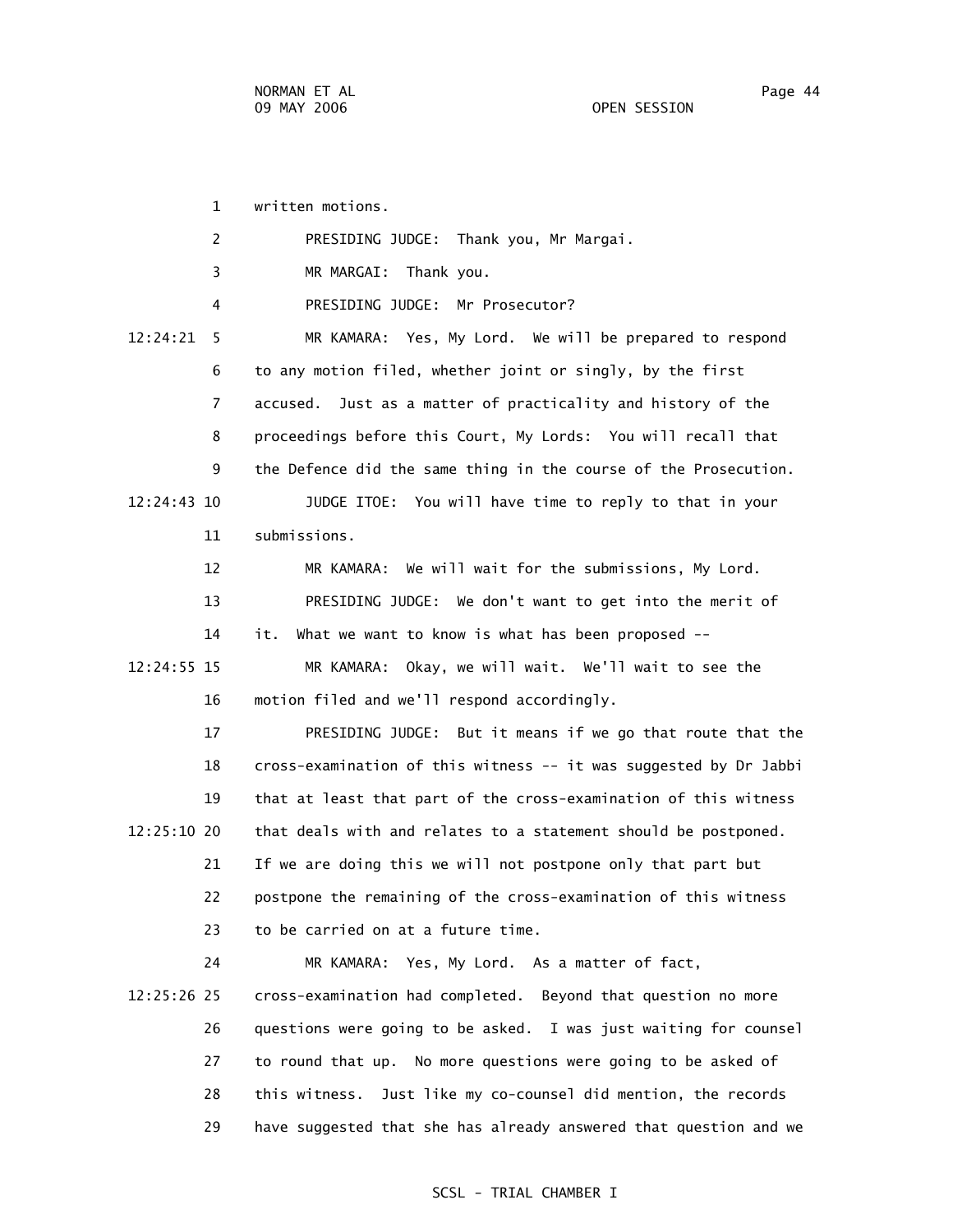written motions.

PRESIDING JUDGE: Thank you, Mr Margai.

MR MARGAI: Thank you.

PRESIDING JUDGE: Mr Prosecutor?

12:24:21 MR KAMARA: Yes, My Lord. We will be prepared to respond to any motion filed, whether joint or singly, by the first accused. Just as a matter of practicality and history of the proceedings before this Court, My Lords: You will recall that the Defence did the same thing in the course of the Prosecution.

12:24:43 JUDGE ITOE: You will have time to reply to that in your submissions.

MR KAMARA: We will wait for the submissions, My Lord.

PRESIDING JUDGE: We don't want to get into the merit of it. What we want to know is what has been proposed --

12:24:55 MR KAMARA: Okay, we will wait. We'll wait to see the motion filed and we'll respond accordingly.

PRESIDING JUDGE: But it means if we go that route that the cross-examination of this witness -- it was suggested by Dr Jabbi that at least that part of the cross-examination of this witness

12:25:10 that deals with and relates to a statement should be postponed. If we are doing this we will not postpone only that part but postpone the remaining of the cross-examination of this witness to be carried on at a future time.

MR KAMARA: Yes, My Lord. As a matter of fact,

12:25:26 cross-examination had completed. Beyond that question no more questions were going to be asked. I was just waiting for counsel to round that up. No more questions were going to be asked of this witness. Just like my co-counsel did mention, the records have suggested that she has already answered that question and we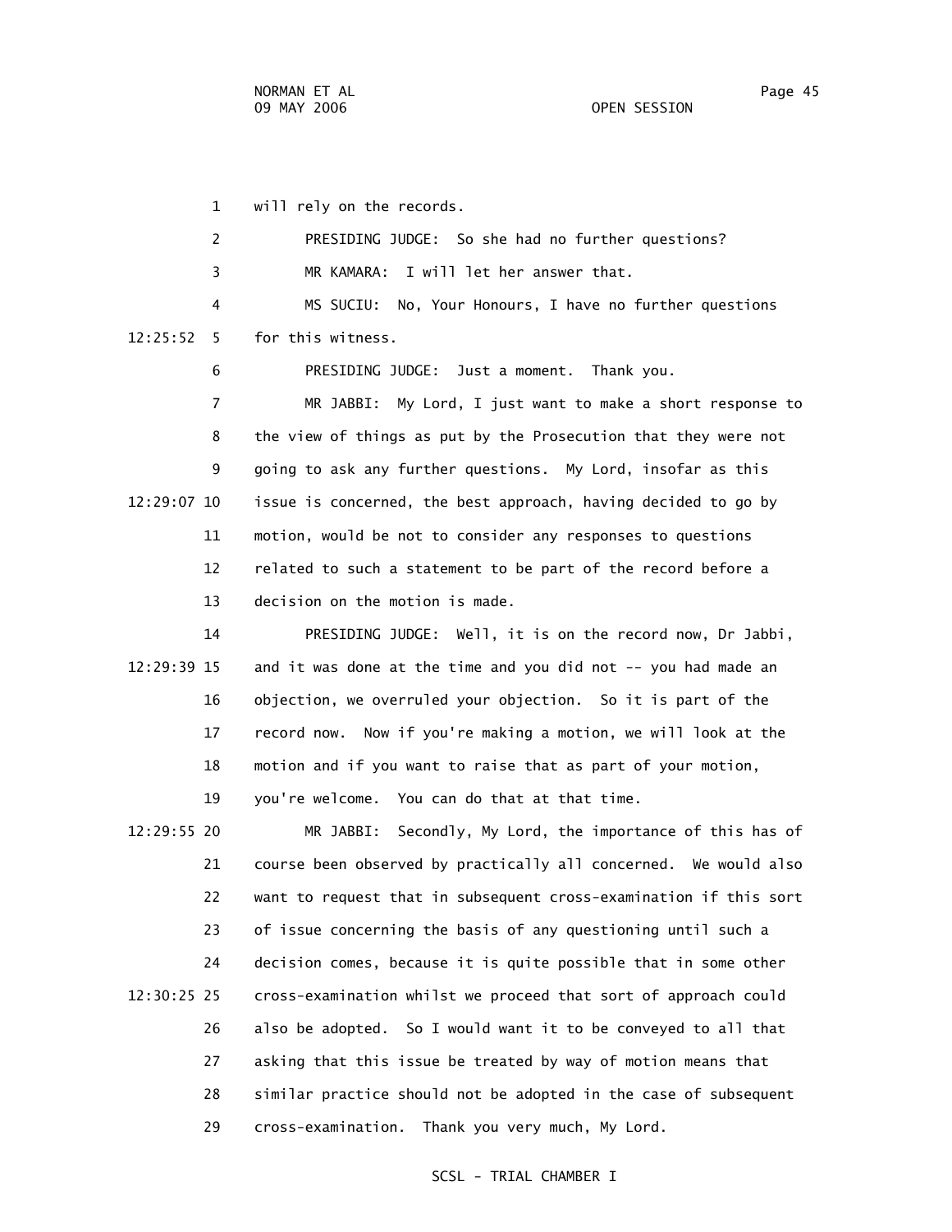will rely on the records.

PRESIDING JUDGE: So she had no further questions?

MR KAMARA: I will let her answer that.

MS SUCIU: No, Your Honours, I have no further questions for this witness.

PRESIDING JUDGE: Just a moment. Thank you.

MR JABBI: My Lord, I just want to make a short response to the view of things as put by the Prosecution that they were not going to ask any further questions. My Lord, insofar as this issue is concerned, the best approach, having decided to go by motion, would be not to consider any responses to questions related to such a statement to be part of the record before a decision on the motion is made.

PRESIDING JUDGE: Well, it is on the record now, Dr Jabbi, and it was done at the time and you did not -- you had made an objection, we overruled your objection. So it is part of the record now. Now if you're making a motion, we will look at the motion and if you want to raise that as part of your motion, you're welcome. You can do that at that time.

MR JABBI: Secondly, My Lord, the importance of this has of course been observed by practically all concerned. We would also want to request that in subsequent cross-examination if this sort of issue concerning the basis of any questioning until such a decision comes, because it is quite possible that in some other cross-examination whilst we proceed that sort of approach could also be adopted. So I would want it to be conveyed to all that asking that this issue be treated by way of motion means that similar practice should not be adopted in the case of subsequent cross-examination. Thank you very much, My Lord.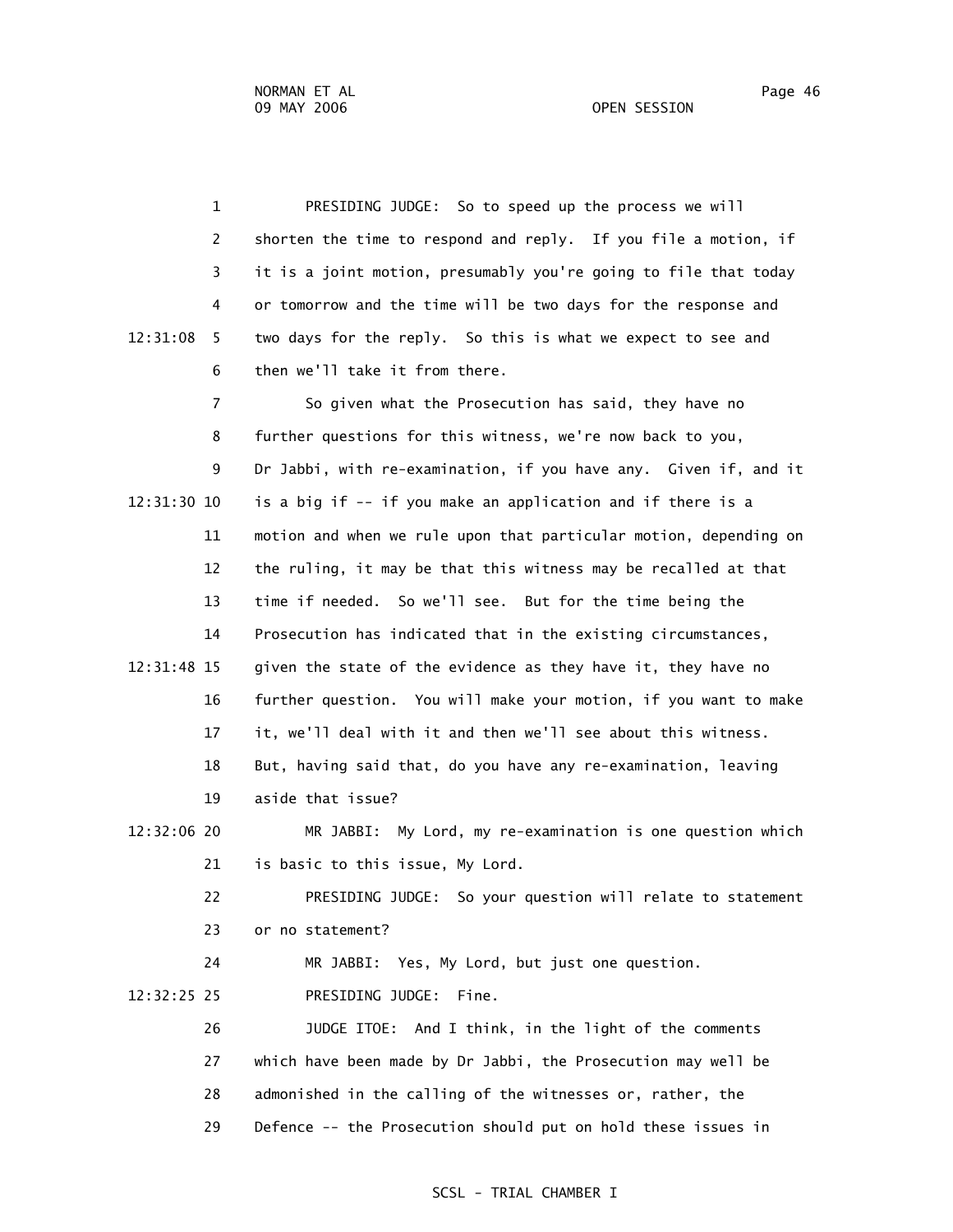PRESIDING JUDGE: So to speed up the process we will shorten the time to respond and reply. If you file a motion, if it is a joint motion, presumably you're going to file that today or tomorrow and the time will be two days for the response and two days for the reply. So this is what we expect to see and then we'll take it from there.

So given what the Prosecution has said, they have no further questions for this witness, we're now back to you, Dr Jabbi, with re-examination, if you have any. Given if, and it is a big if -- if you make an application and if there is a motion and when we rule upon that particular motion, depending on the ruling, it may be that this witness may be recalled at that time if needed. So we'll see. But for the time being the Prosecution has indicated that in the existing circumstances, given the state of the evidence as they have it, they have no further question. You will make your motion, if you want to make it, we'll deal with it and then we'll see about this witness. But, having said that, do you have any re-examination, leaving aside that issue?

MR JABBI: My Lord, my re-examination is one question which is basic to this issue, My Lord.

PRESIDING JUDGE: So your question will relate to statement or no statement?

MR JABBI: Yes, My Lord, but just one question.

PRESIDING JUDGE: Fine.

JUDGE ITOE: And I think, in the light of the comments which have been made by Dr Jabbi, the Prosecution may well be admonished in the calling of the witnesses or, rather, the Defence -- the Prosecution should put on hold these issues in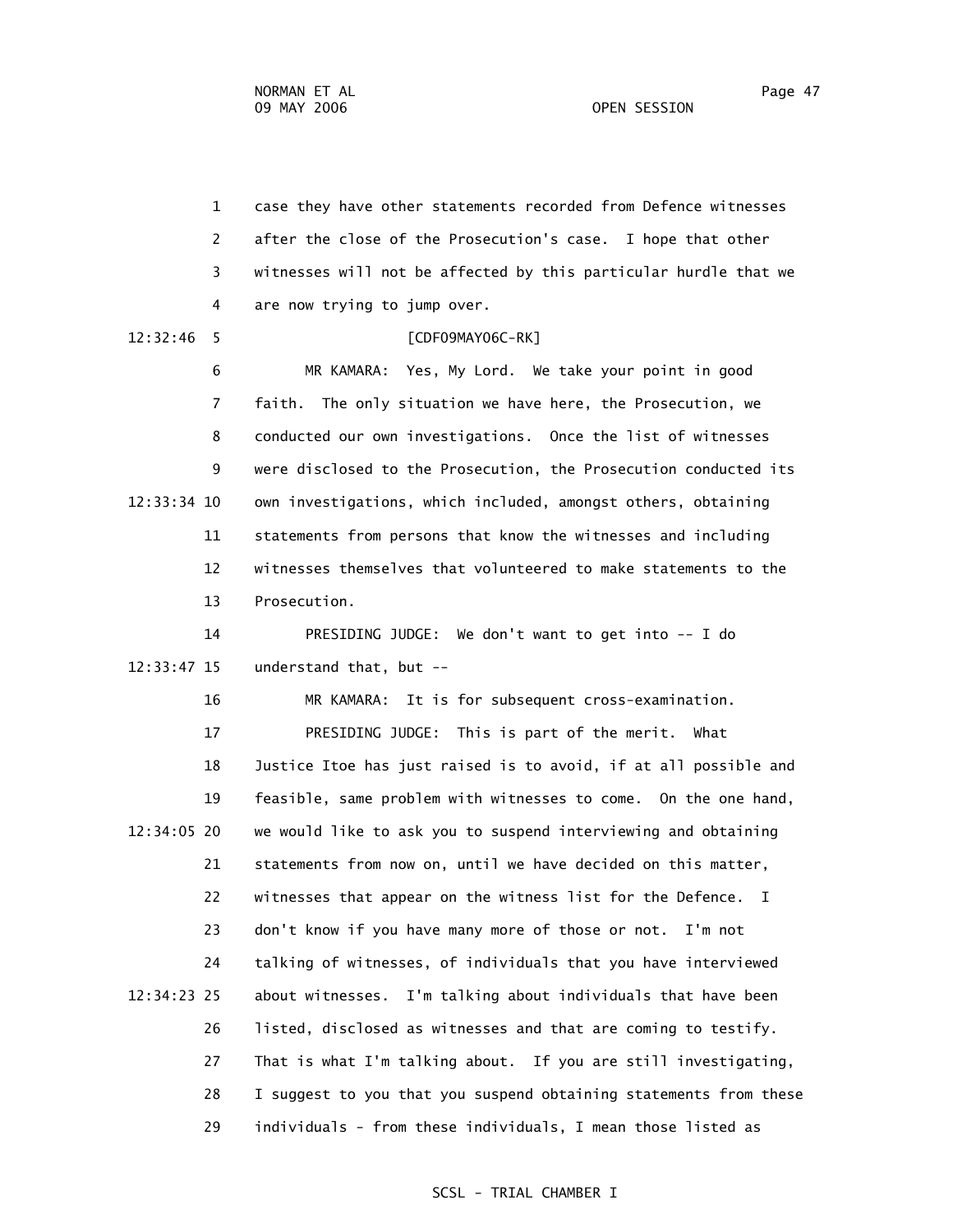1 case they have other statements recorded from Defence witnesses
2 after the close of the Prosecution's case. I hope that other
3 witnesses will not be affected by this particular hurdle that we
4 are now trying to jump over.

12:32:46 5 [CDF09MAY06C-RK]

6 MR KAMARA: Yes, My Lord. We take your point in good
7 faith. The only situation we have here, the Prosecution, we
8 conducted our own investigations. Once the list of witnesses
9 were disclosed to the Prosecution, the Prosecution conducted its
12:33:34 10 own investigations, which included, amongst others, obtaining
11 statements from persons that know the witnesses and including
12 witnesses themselves that volunteered to make statements to the
13 Prosecution.

14 PRESIDING JUDGE: We don't want to get into -- I do
12:33:47 15 understand that, but --

16 MR KAMARA: It is for subsequent cross-examination.

17 PRESIDING JUDGE: This is part of the merit. What
18 Justice Itoe has just raised is to avoid, if at all possible and
19 feasible, same problem with witnesses to come. On the one hand,
12:34:05 20 we would like to ask you to suspend interviewing and obtaining
21 statements from now on, until we have decided on this matter,
22 witnesses that appear on the witness list for the Defence. I
23 don't know if you have many more of those or not. I'm not
24 talking of witnesses, of individuals that you have interviewed
12:34:23 25 about witnesses. I'm talking about individuals that have been
26 listed, disclosed as witnesses and that are coming to testify.
27 That is what I'm talking about. If you are still investigating,
28 I suggest to you that you suspend obtaining statements from these
29 individuals - from these individuals, I mean those listed as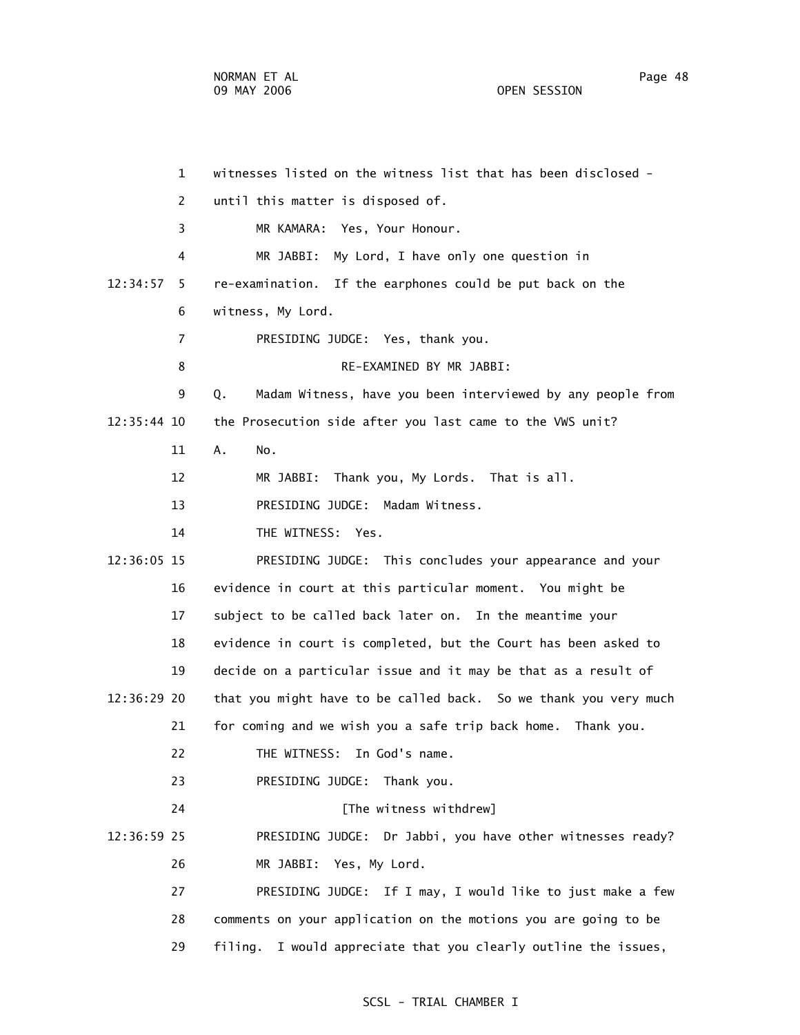witnesses listed on the witness list that has been disclosed - until this matter is disposed of.

MR KAMARA: Yes, Your Honour.

MR JABBI: My Lord, I have only one question in re-examination. If the earphones could be put back on the witness, My Lord.

PRESIDING JUDGE: Yes, thank you.

RE-EXAMINED BY MR JABBI:

Q. Madam Witness, have you been interviewed by any people from the Prosecution side after you last came to the VWS unit?

A. No.

MR JABBI: Thank you, My Lords. That is all.

PRESIDING JUDGE: Madam Witness.

THE WITNESS: Yes.

PRESIDING JUDGE: This concludes your appearance and your evidence in court at this particular moment. You might be subject to be called back later on. In the meantime your evidence in court is completed, but the Court has been asked to decide on a particular issue and it may be that as a result of that you might have to be called back. So we thank you very much for coming and we wish you a safe trip back home. Thank you.

THE WITNESS: In God's name.

PRESIDING JUDGE: Thank you.

[The witness withdrew]

PRESIDING JUDGE: Dr Jabbi, you have other witnesses ready?

MR JABBI: Yes, My Lord.

PRESIDING JUDGE: If I may, I would like to just make a few comments on your application on the motions you are going to be filing. I would appreciate that you clearly outline the issues,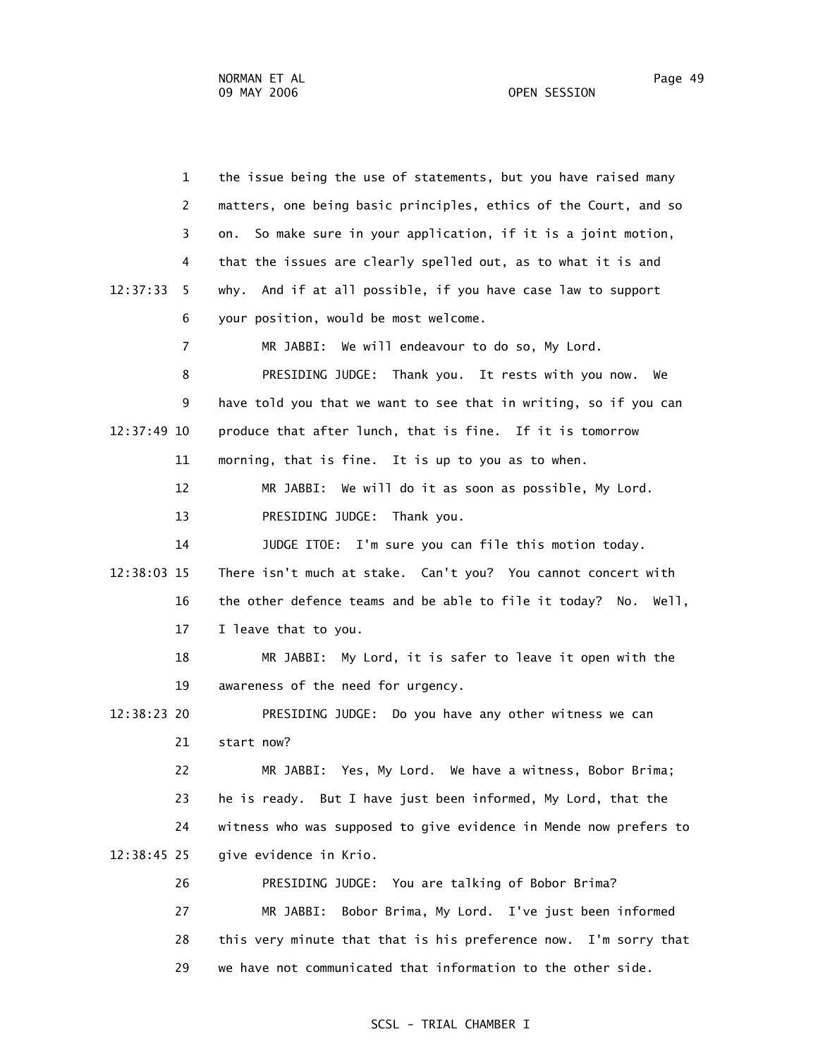the issue being the use of statements, but you have raised many matters, one being basic principles, ethics of the Court, and so on. So make sure in your application, if it is a joint motion, that the issues are clearly spelled out, as to what it is and why. And if at all possible, if you have case law to support your position, would be most welcome.

MR JABBI: We will endeavour to do so, My Lord.

PRESIDING JUDGE: Thank you. It rests with you now. We have told you that we want to see that in writing, so if you can produce that after lunch, that is fine. If it is tomorrow morning, that is fine. It is up to you as to when.

MR JABBI: We will do it as soon as possible, My Lord.

PRESIDING JUDGE: Thank you.

JUDGE ITOE: I'm sure you can file this motion today. There isn't much at stake. Can't you? You cannot concert with the other defence teams and be able to file it today? No. Well, I leave that to you.

MR JABBI: My Lord, it is safer to leave it open with the awareness of the need for urgency.

PRESIDING JUDGE: Do you have any other witness we can start now?

MR JABBI: Yes, My Lord. We have a witness, Bobor Brima; he is ready. But I have just been informed, My Lord, that the witness who was supposed to give evidence in Mende now prefers to give evidence in Krio.

PRESIDING JUDGE: You are talking of Bobor Brima?

MR JABBI: Bobor Brima, My Lord. I've just been informed this very minute that that is his preference now. I'm sorry that we have not communicated that information to the other side.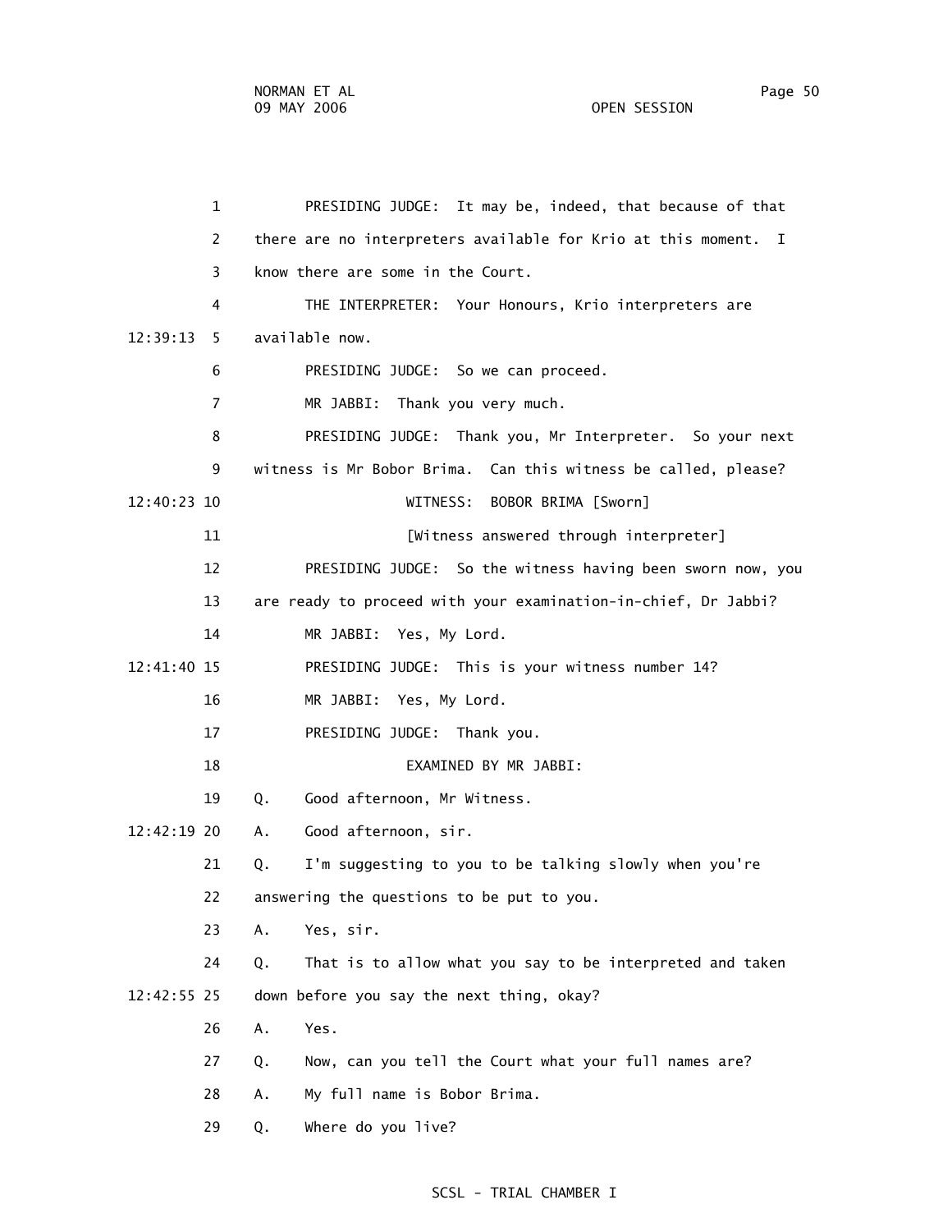PRESIDING JUDGE: It may be, indeed, that because of that there are no interpreters available for Krio at this moment. I know there are some in the Court.

THE INTERPRETER: Your Honours, Krio interpreters are available now.

PRESIDING JUDGE: So we can proceed.

MR JABBI: Thank you very much.

PRESIDING JUDGE: Thank you, Mr Interpreter. So your next witness is Mr Bobor Brima. Can this witness be called, please?

WITNESS: BOBOR BRIMA [Sworn]

[Witness answered through interpreter]

PRESIDING JUDGE: So the witness having been sworn now, you are ready to proceed with your examination-in-chief, Dr Jabbi?

MR JABBI: Yes, My Lord.

PRESIDING JUDGE: This is your witness number 14?

MR JABBI: Yes, My Lord.

PRESIDING JUDGE: Thank you.

EXAMINED BY MR JABBI:

Q. Good afternoon, Mr Witness.

A. Good afternoon, sir.

Q. I'm suggesting to you to be talking slowly when you're answering the questions to be put to you.

A. Yes, sir.

Q. That is to allow what you say to be interpreted and taken down before you say the next thing, okay?

A. Yes.

Q. Now, can you tell the Court what your full names are?

A. My full name is Bobor Brima.

Q. Where do you live?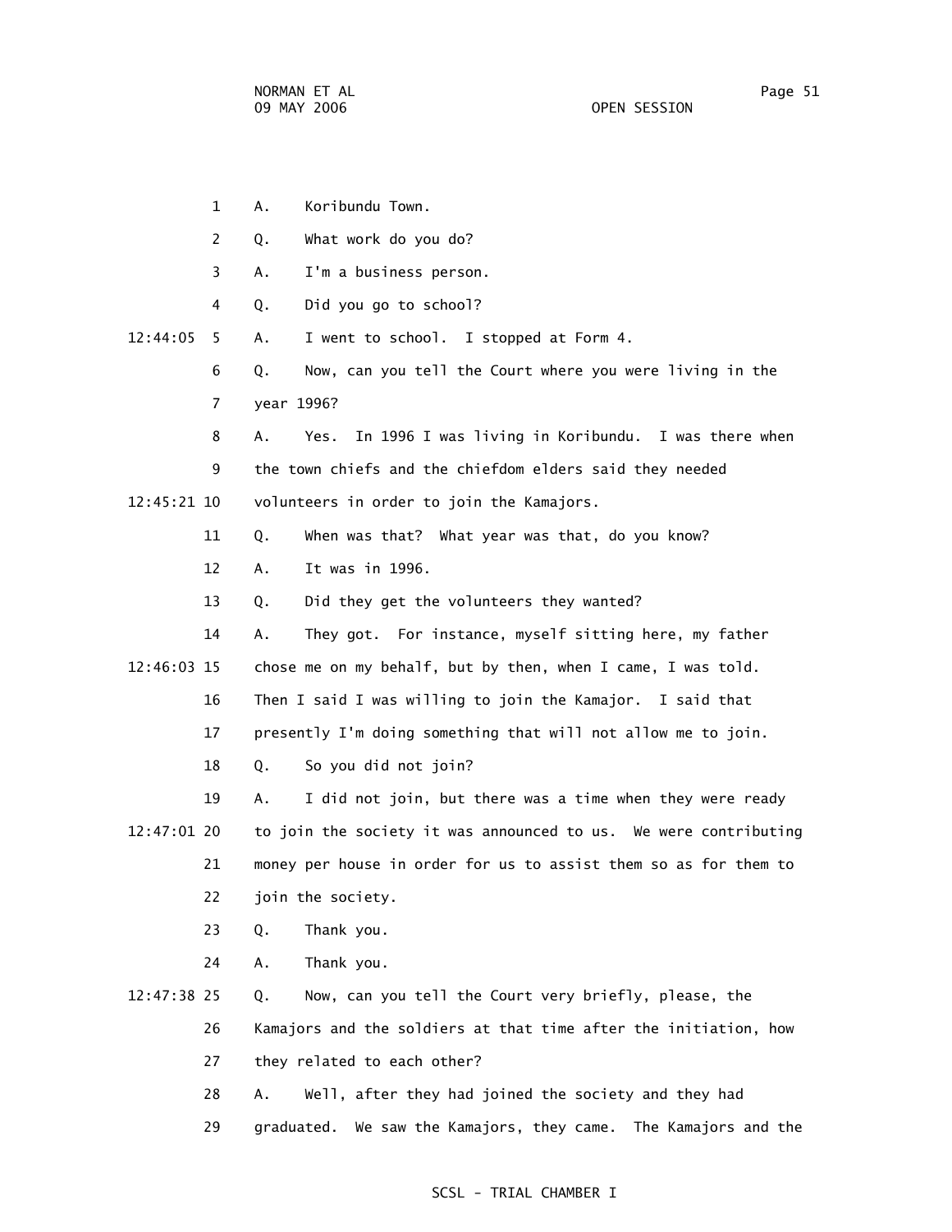A. Koribundu Town.

Q. What work do you do?

A. I'm a business person.

Q. Did you go to school?

A. I went to school. I stopped at Form 4.

Q. Now, can you tell the Court where you were living in the year 1996?

A. Yes. In 1996 I was living in Koribundu. I was there when the town chiefs and the chiefdom elders said they needed volunteers in order to join the Kamajors.

Q. When was that? What year was that, do you know?

A. It was in 1996.

Q. Did they get the volunteers they wanted?

A. They got. For instance, myself sitting here, my father chose me on my behalf, but by then, when I came, I was told. Then I said I was willing to join the Kamajor. I said that presently I'm doing something that will not allow me to join.

Q. So you did not join?

A. I did not join, but there was a time when they were ready to join the society it was announced to us. We were contributing money per house in order for us to assist them so as for them to join the society.

Q. Thank you.

A. Thank you.

Q. Now, can you tell the Court very briefly, please, the Kamajors and the soldiers at that time after the initiation, how they related to each other?

A. Well, after they had joined the society and they had graduated. We saw the Kamajors, they came. The Kamajors and the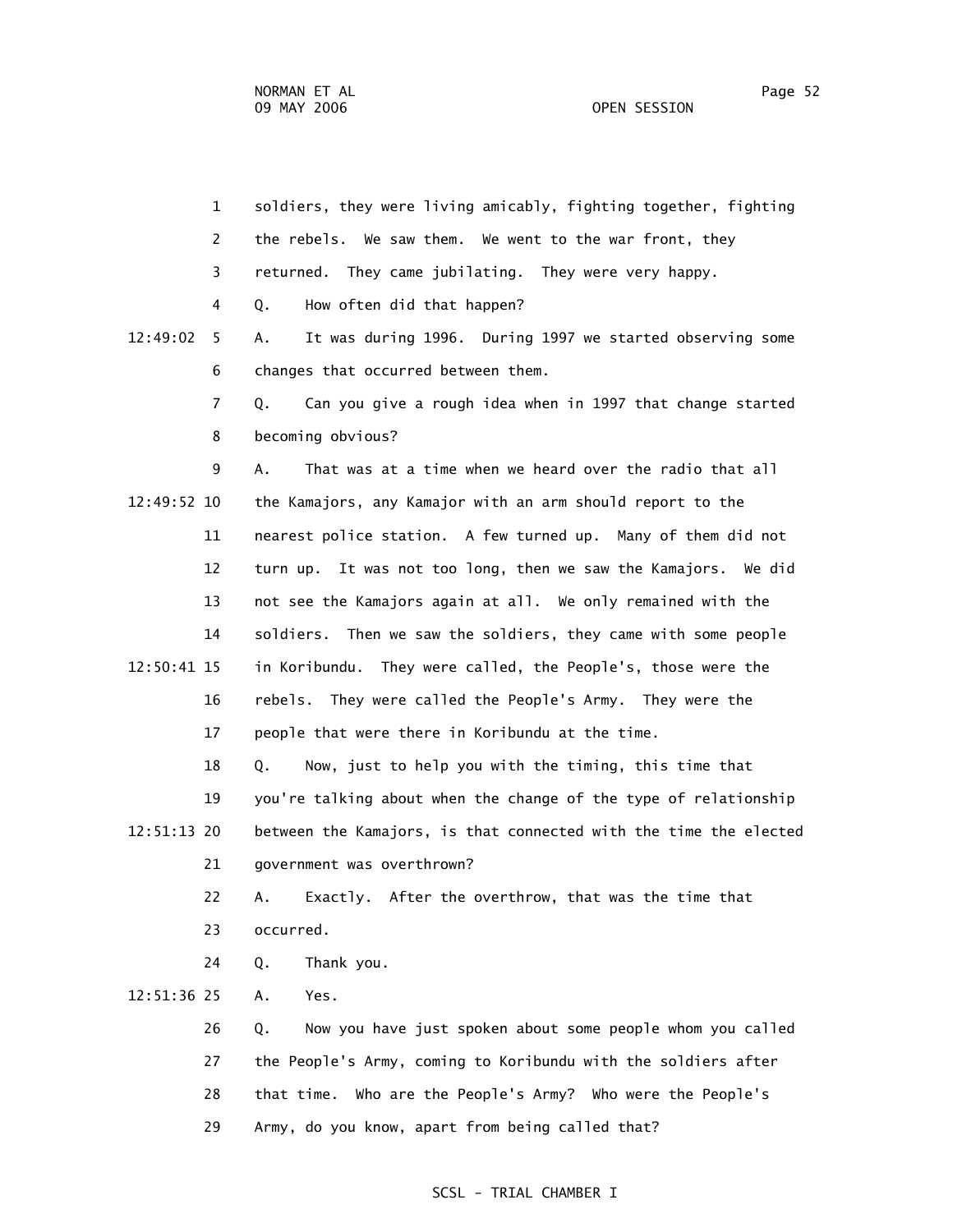soldiers, they were living amicably, fighting together, fighting the rebels. We saw them. We went to the war front, they returned. They came jubilating. They were very happy.

Q. How often did that happen?

A. It was during 1996. During 1997 we started observing some changes that occurred between them.

Q. Can you give a rough idea when in 1997 that change started becoming obvious?

A. That was at a time when we heard over the radio that all the Kamajors, any Kamajor with an arm should report to the nearest police station. A few turned up. Many of them did not turn up. It was not too long, then we saw the Kamajors. We did not see the Kamajors again at all. We only remained with the soldiers. Then we saw the soldiers, they came with some people in Koribundu. They were called, the People's, those were the rebels. They were called the People's Army. They were the people that were there in Koribundu at the time.

Q. Now, just to help you with the timing, this time that you're talking about when the change of the type of relationship between the Kamajors, is that connected with the time the elected government was overthrown?

A. Exactly. After the overthrow, that was the time that occurred.

Q. Thank you.

A. Yes.

Q. Now you have just spoken about some people whom you called the People's Army, coming to Koribundu with the soldiers after that time. Who are the People's Army? Who were the People's Army, do you know, apart from being called that?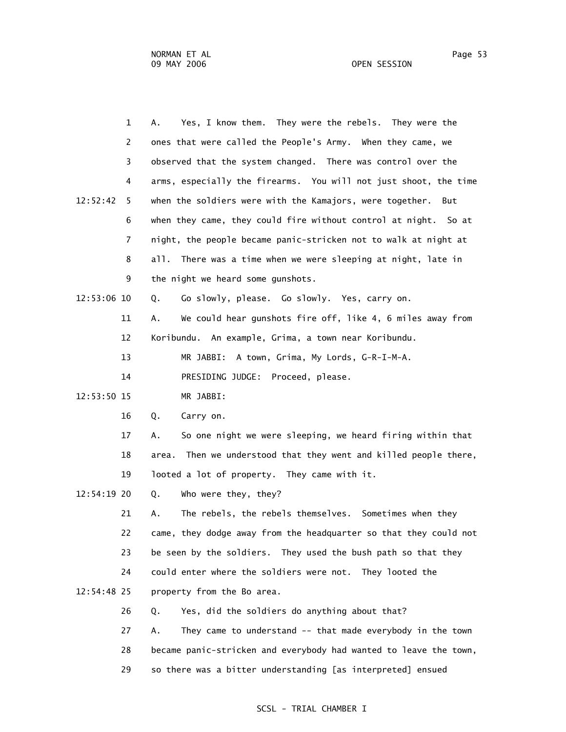A. Yes, I know them. They were the rebels. They were the ones that were called the People's Army. When they came, we observed that the system changed. There was control over the arms, especially the firearms. You will not just shoot, the time when the soldiers were with the Kamajors, were together. But when they came, they could fire without control at night. So at night, the people became panic-stricken not to walk at night at all. There was a time when we were sleeping at night, late in the night we heard some gunshots.

Q. Go slowly, please. Go slowly. Yes, carry on.

A. We could hear gunshots fire off, like 4, 6 miles away from Koribundu. An example, Grima, a town near Koribundu.

MR JABBI: A town, Grima, My Lords, G-R-I-M-A.

PRESIDING JUDGE: Proceed, please.

MR JABBI:

Q. Carry on.

A. So one night we were sleeping, we heard firing within that area. Then we understood that they went and killed people there, looted a lot of property. They came with it.

Q. Who were they, they?

A. The rebels, the rebels themselves. Sometimes when they came, they dodge away from the headquarter so that they could not be seen by the soldiers. They used the bush path so that they could enter where the soldiers were not. They looted the property from the Bo area.

Q. Yes, did the soldiers do anything about that?

A. They came to understand -- that made everybody in the town became panic-stricken and everybody had wanted to leave the town, so there was a bitter understanding [as interpreted] ensued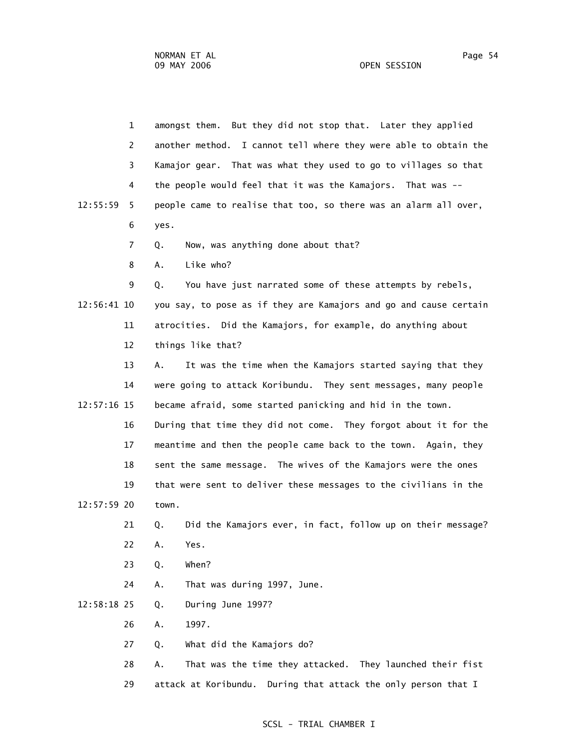amongst them. But they did not stop that. Later they applied another method. I cannot tell where they were able to obtain the Kamajor gear. That was what they used to go to villages so that the people would feel that it was the Kamajors. That was -- people came to realise that too, so there was an alarm all over, yes.

Q. Now, was anything done about that?

A. Like who?

Q. You have just narrated some of these attempts by rebels, you say, to pose as if they are Kamajors and go and cause certain atrocities. Did the Kamajors, for example, do anything about things like that?

A. It was the time when the Kamajors started saying that they were going to attack Koribundu. They sent messages, many people became afraid, some started panicking and hid in the town. During that time they did not come. They forgot about it for the meantime and then the people came back to the town. Again, they sent the same message. The wives of the Kamajors were the ones that were sent to deliver these messages to the civilians in the town.

Q. Did the Kamajors ever, in fact, follow up on their message?

A. Yes.

Q. When?

A. That was during 1997, June.

Q. During June 1997?

A. 1997.

Q. What did the Kamajors do?

A. That was the time they attacked. They launched their fist attack at Koribundu. During that attack the only person that I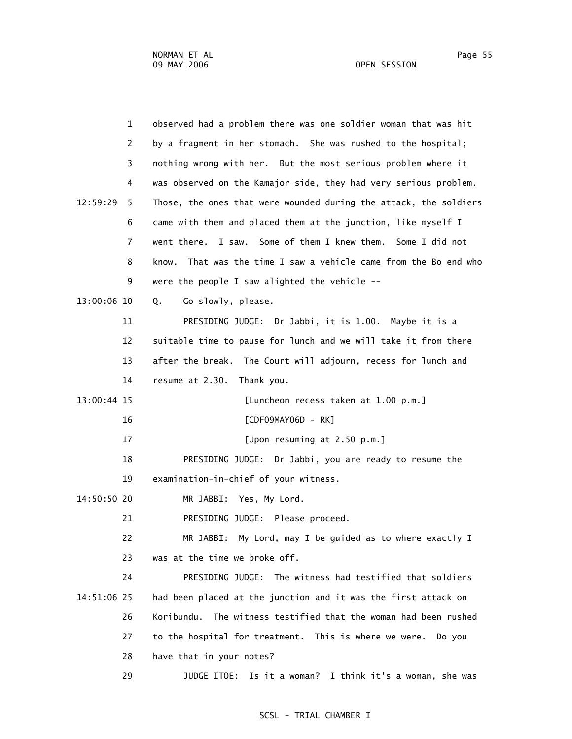observed had a problem there was one soldier woman that was hit by a fragment in her stomach. She was rushed to the hospital; nothing wrong with her. But the most serious problem where it was observed on the Kamajor side, they had very serious problem. Those, the ones that were wounded during the attack, the soldiers came with them and placed them at the junction, like myself I went there. I saw. Some of them I knew them. Some I did not know. That was the time I saw a vehicle came from the Bo end who were the people I saw alighted the vehicle --

Q. Go slowly, please.

PRESIDING JUDGE: Dr Jabbi, it is 1.00. Maybe it is a suitable time to pause for lunch and we will take it from there after the break. The Court will adjourn, recess for lunch and resume at 2.30. Thank you.

[Luncheon recess taken at 1.00 p.m.]

[CDF09MAY06D - RK]

[Upon resuming at 2.50 p.m.]

PRESIDING JUDGE: Dr Jabbi, you are ready to resume the examination-in-chief of your witness.

MR JABBI: Yes, My Lord.

PRESIDING JUDGE: Please proceed.

MR JABBI: My Lord, may I be guided as to where exactly I was at the time we broke off.

PRESIDING JUDGE: The witness had testified that soldiers had been placed at the junction and it was the first attack on Koribundu. The witness testified that the woman had been rushed to the hospital for treatment. This is where we were. Do you have that in your notes?

JUDGE ITOE: Is it a woman? I think it's a woman, she was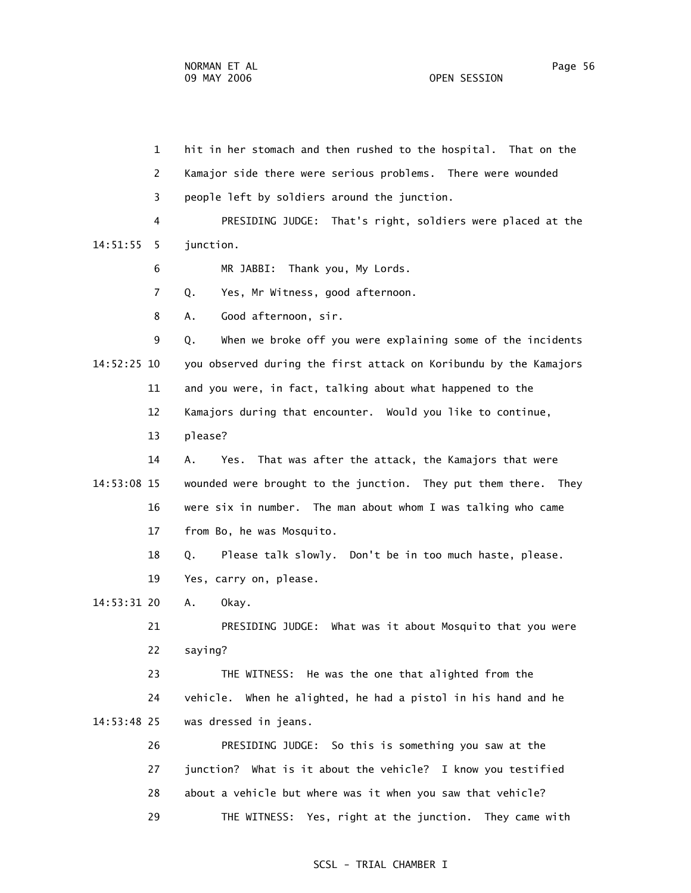1 hit in her stomach and then rushed to the hospital. That on the
2 Kamajor side there were serious problems. There were wounded
3 people left by soldiers around the junction.
4 PRESIDING JUDGE: That's right, soldiers were placed at the
14:51:55 5 junction.
6 MR JABBI: Thank you, My Lords.
7 Q. Yes, Mr Witness, good afternoon.
8 A. Good afternoon, sir.
9 Q. When we broke off you were explaining some of the incidents
14:52:25 10 you observed during the first attack on Koribundu by the Kamajors
11 and you were, in fact, talking about what happened to the
12 Kamajors during that encounter. Would you like to continue,
13 please?
14 A. Yes. That was after the attack, the Kamajors that were
14:53:08 15 wounded were brought to the junction. They put them there. They
16 were six in number. The man about whom I was talking who came
17 from Bo, he was Mosquito.
18 Q. Please talk slowly. Don't be in too much haste, please.
19 Yes, carry on, please.
14:53:31 20 A. Okay.
21 PRESIDING JUDGE: What was it about Mosquito that you were
22 saying?
23 THE WITNESS: He was the one that alighted from the
24 vehicle. When he alighted, he had a pistol in his hand and he
14:53:48 25 was dressed in jeans.
26 PRESIDING JUDGE: So this is something you saw at the
27 junction? What is it about the vehicle? I know you testified
28 about a vehicle but where was it when you saw that vehicle?
29 THE WITNESS: Yes, right at the junction. They came with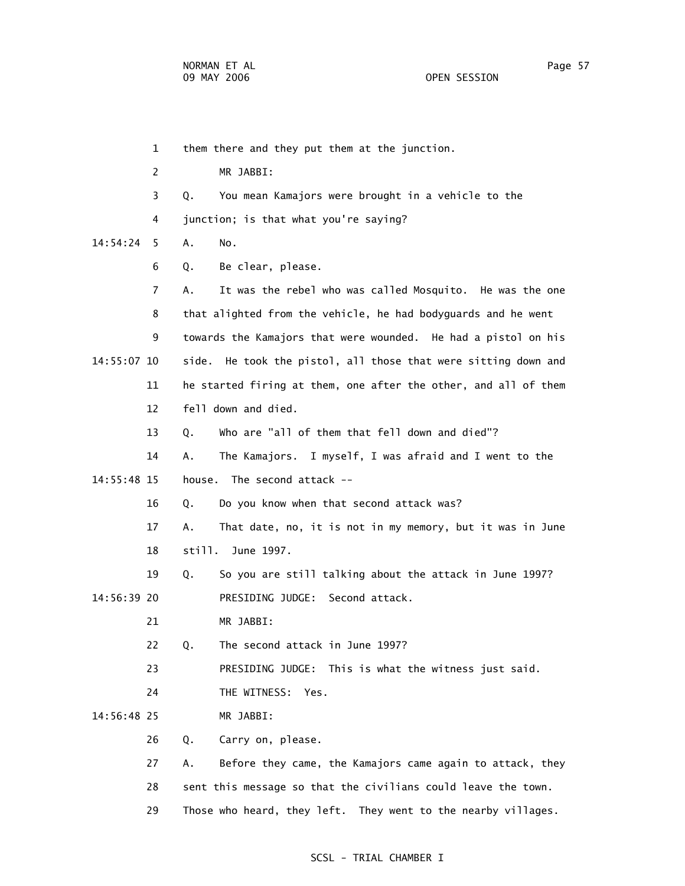them there and they put them at the junction.

MR JABBI:

Q. You mean Kamajors were brought in a vehicle to the junction; is that what you're saying?

A. No.

Q. Be clear, please.

A. It was the rebel who was called Mosquito. He was the one that alighted from the vehicle, he had bodyguards and he went towards the Kamajors that were wounded. He had a pistol on his side. He took the pistol, all those that were sitting down and he started firing at them, one after the other, and all of them fell down and died.

Q. Who are "all of them that fell down and died"?

A. The Kamajors. I myself, I was afraid and I went to the house. The second attack --

Q. Do you know when that second attack was?

A. That date, no, it is not in my memory, but it was in June still. June 1997.

Q. So you are still talking about the attack in June 1997?

PRESIDING JUDGE: Second attack.

MR JABBI:

Q. The second attack in June 1997?

PRESIDING JUDGE: This is what the witness just said.

THE WITNESS: Yes.

MR JABBI:

Q. Carry on, please.

A. Before they came, the Kamajors came again to attack, they sent this message so that the civilians could leave the town. Those who heard, they left. They went to the nearby villages.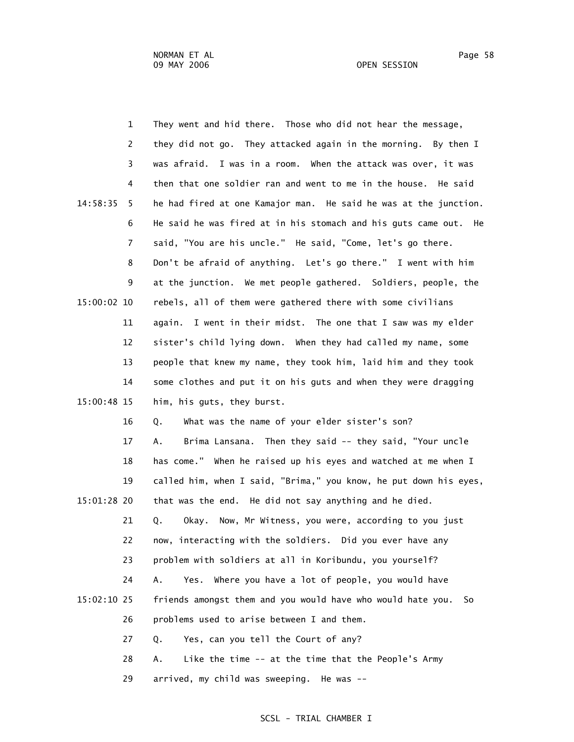They went and hid there. Those who did not hear the message, they did not go. They attacked again in the morning. By then I was afraid. I was in a room. When the attack was over, it was then that one soldier ran and went to me in the house. He said he had fired at one Kamajor man. He said he was at the junction. He said he was fired at in his stomach and his guts came out. He said, "You are his uncle." He said, "Come, let's go there. Don't be afraid of anything. Let's go there." I went with him at the junction. We met people gathered. Soldiers, people, the rebels, all of them were gathered there with some civilians again. I went in their midst. The one that I saw was my elder sister's child lying down. When they had called my name, some people that knew my name, they took him, laid him and they took some clothes and put it on his guts and when they were dragging him, his guts, they burst.

Q. What was the name of your elder sister's son?

A. Brima Lansana. Then they said -- they said, "Your uncle has come." When he raised up his eyes and watched at me when I called him, when I said, "Brima," you know, he put down his eyes, that was the end. He did not say anything and he died.

Q. Okay. Now, Mr Witness, you were, according to you just now, interacting with the soldiers. Did you ever have any problem with soldiers at all in Koribundu, you yourself?

A. Yes. Where you have a lot of people, you would have friends amongst them and you would have who would hate you. So problems used to arise between I and them.

Q. Yes, can you tell the Court of any?

A. Like the time -- at the time that the People's Army arrived, my child was sweeping. He was --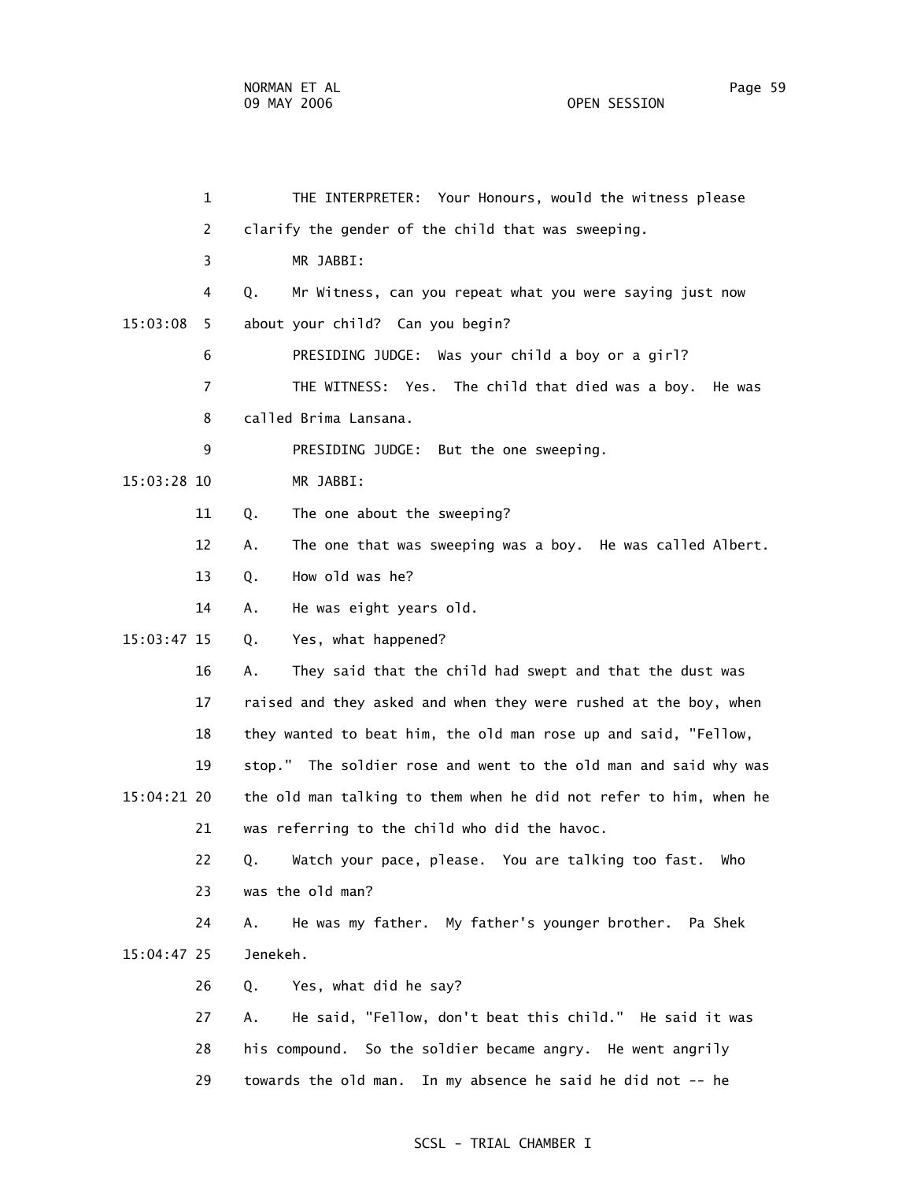THE INTERPRETER: Your Honours, would the witness please clarify the gender of the child that was sweeping.

MR JABBI:

Q. Mr Witness, can you repeat what you were saying just now about your child? Can you begin?

PRESIDING JUDGE: Was your child a boy or a girl?

THE WITNESS: Yes. The child that died was a boy. He was called Brima Lansana.

PRESIDING JUDGE: But the one sweeping.

MR JABBI:

Q. The one about the sweeping?

A. The one that was sweeping was a boy. He was called Albert.

Q. How old was he?

A. He was eight years old.

Q. Yes, what happened?

A. They said that the child had swept and that the dust was raised and they asked and when they were rushed at the boy, when they wanted to beat him, the old man rose up and said, "Fellow, stop." The soldier rose and went to the old man and said why was the old man talking to them when he did not refer to him, when he was referring to the child who did the havoc.

Q. Watch your pace, please. You are talking too fast. Who was the old man?

A. He was my father. My father's younger brother. Pa Shek Jenekeh.

Q. Yes, what did he say?

A. He said, "Fellow, don't beat this child." He said it was his compound. So the soldier became angry. He went angrily towards the old man. In my absence he said he did not -- he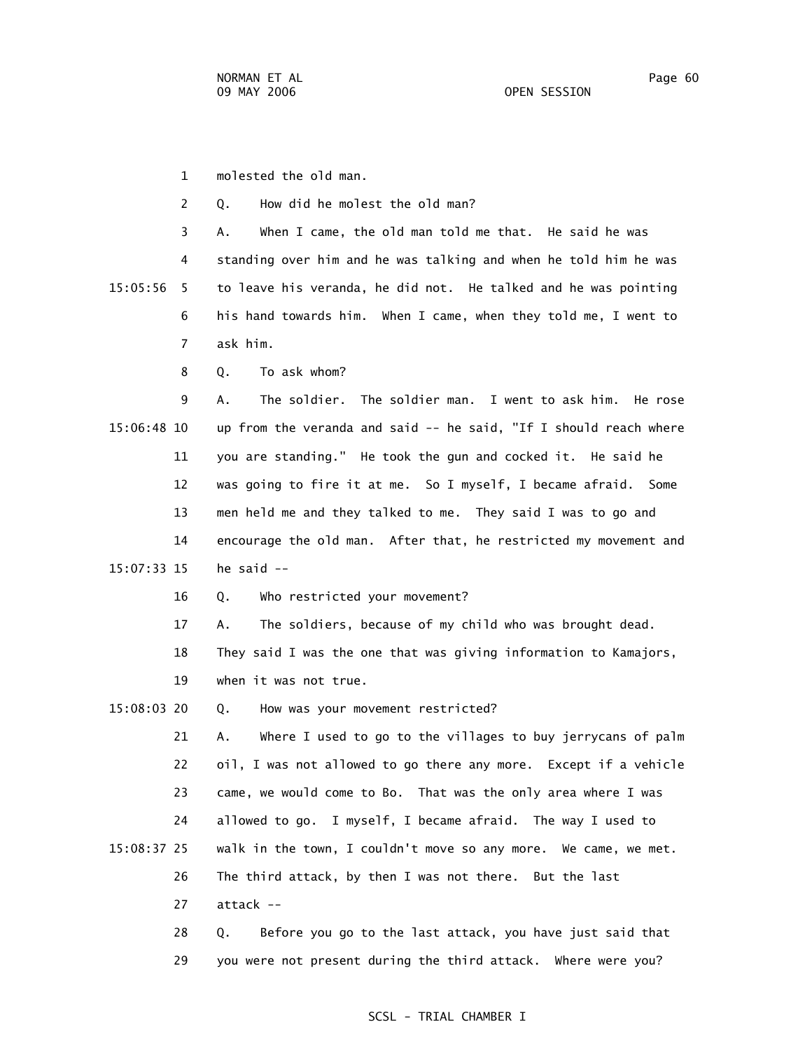1 molested the old man.

2 Q. How did he molest the old man?

3 A. When I came, the old man told me that. He said he was

4 standing over him and he was talking and when he told him he was

15:05:56 5 to leave his veranda, he did not. He talked and he was pointing

6 his hand towards him. When I came, when they told me, I went to

7 ask him.

8 Q. To ask whom?

9 A. The soldier. The soldier man. I went to ask him. He rose

15:06:48 10 up from the veranda and said -- he said, "If I should reach where

11 you are standing." He took the gun and cocked it. He said he

12 was going to fire it at me. So I myself, I became afraid. Some

13 men held me and they talked to me. They said I was to go and

14 encourage the old man. After that, he restricted my movement and

15:07:33 15 he said --

16 Q. Who restricted your movement?

17 A. The soldiers, because of my child who was brought dead.

18 They said I was the one that was giving information to Kamajors,

19 when it was not true.

15:08:03 20 Q. How was your movement restricted?

21 A. Where I used to go to the villages to buy jerrycans of palm

22 oil, I was not allowed to go there any more. Except if a vehicle

23 came, we would come to Bo. That was the only area where I was

24 allowed to go. I myself, I became afraid. The way I used to

15:08:37 25 walk in the town, I couldn't move so any more. We came, we met.

26 The third attack, by then I was not there. But the last

27 attack --

28 Q. Before you go to the last attack, you have just said that

29 you were not present during the third attack. Where were you?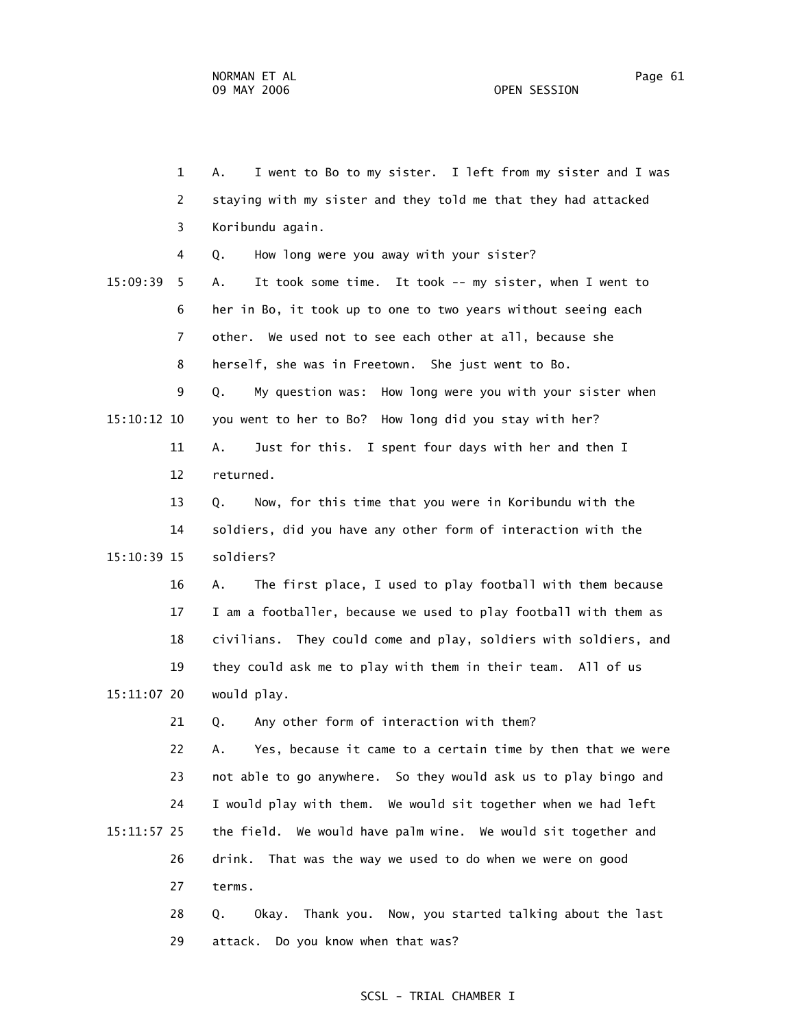A. I went to Bo to my sister. I left from my sister and I was staying with my sister and they told me that they had attacked Koribundu again.

Q. How long were you away with your sister?

A. It took some time. It took -- my sister, when I went to her in Bo, it took up to one to two years without seeing each other. We used not to see each other at all, because she herself, she was in Freetown. She just went to Bo.

Q. My question was: How long were you with your sister when you went to her to Bo? How long did you stay with her?

A. Just for this. I spent four days with her and then I returned.

Q. Now, for this time that you were in Koribundu with the soldiers, did you have any other form of interaction with the soldiers?

A. The first place, I used to play football with them because I am a footballer, because we used to play football with them as civilians. They could come and play, soldiers with soldiers, and they could ask me to play with them in their team. All of us would play.

Q. Any other form of interaction with them?

A. Yes, because it came to a certain time by then that we were not able to go anywhere. So they would ask us to play bingo and I would play with them. We would sit together when we had left the field. We would have palm wine. We would sit together and drink. That was the way we used to do when we were on good terms.

Q. Okay. Thank you. Now, you started talking about the last attack. Do you know when that was?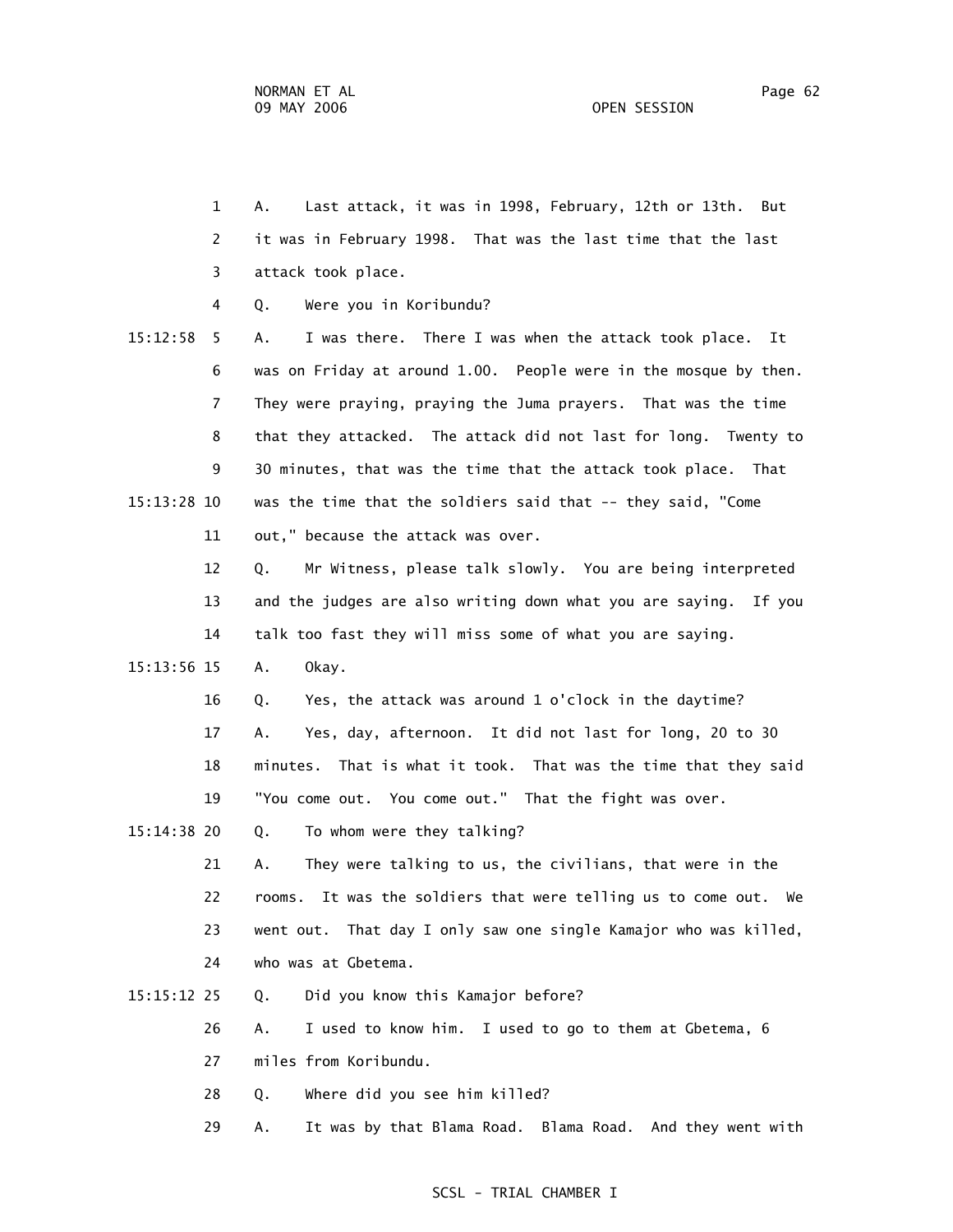A. Last attack, it was in 1998, February, 12th or 13th. But it was in February 1998. That was the last time that the last attack took place.

Q. Were you in Koribundu?

A. I was there. There I was when the attack took place. It was on Friday at around 1.00. People were in the mosque by then. They were praying, praying the Juma prayers. That was the time that they attacked. The attack did not last for long. Twenty to 30 minutes, that was the time that the attack took place. That was the time that the soldiers said that -- they said, "Come out," because the attack was over.

Q. Mr Witness, please talk slowly. You are being interpreted and the judges are also writing down what you are saying. If you talk too fast they will miss some of what you are saying.

A. Okay.

Q. Yes, the attack was around 1 o'clock in the daytime?

A. Yes, day, afternoon. It did not last for long, 20 to 30 minutes. That is what it took. That was the time that they said "You come out. You come out." That the fight was over.

Q. To whom were they talking?

A. They were talking to us, the civilians, that were in the rooms. It was the soldiers that were telling us to come out. We went out. That day I only saw one single Kamajor who was killed, who was at Gbetema.

Q. Did you know this Kamajor before?

A. I used to know him. I used to go to them at Gbetema, 6 miles from Koribundu.

Q. Where did you see him killed?

A. It was by that Blama Road. Blama Road. And they went with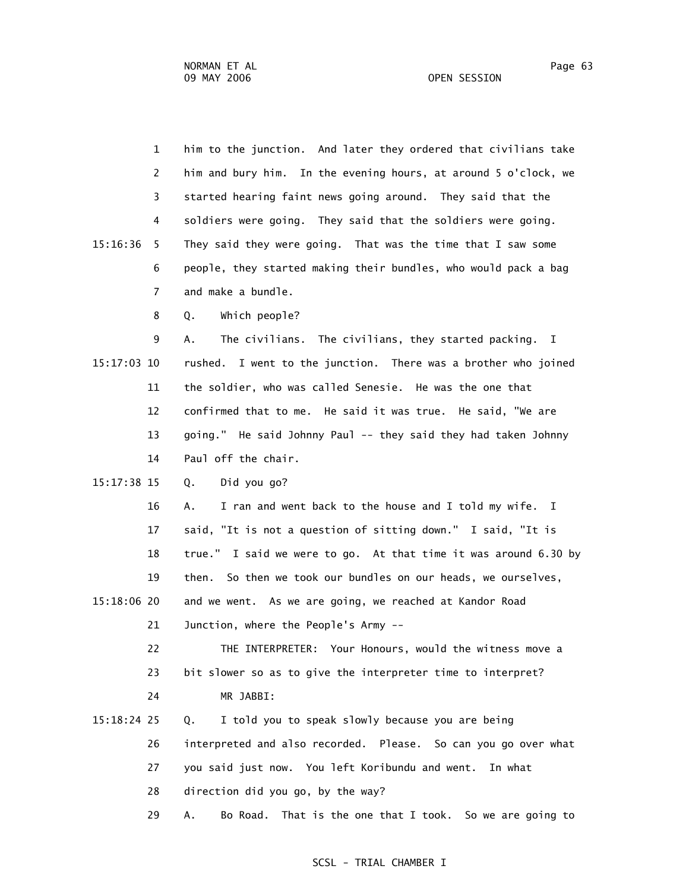him to the junction. And later they ordered that civilians take him and bury him. In the evening hours, at around 5 o'clock, we started hearing faint news going around. They said that the soldiers were going. They said that the soldiers were going. They said they were going. That was the time that I saw some people, they started making their bundles, who would pack a bag and make a bundle.

Q. Which people?

A. The civilians. The civilians, they started packing. I rushed. I went to the junction. There was a brother who joined the soldier, who was called Senesie. He was the one that confirmed that to me. He said it was true. He said, "We are going." He said Johnny Paul -- they said they had taken Johnny Paul off the chair.

Q. Did you go?

A. I ran and went back to the house and I told my wife. I said, "It is not a question of sitting down." I said, "It is true." I said we were to go. At that time it was around 6.30 by then. So then we took our bundles on our heads, we ourselves, and we went. As we are going, we reached at Kandor Road Junction, where the People's Army --

THE INTERPRETER: Your Honours, would the witness move a bit slower so as to give the interpreter time to interpret?

MR JABBI:

Q. I told you to speak slowly because you are being interpreted and also recorded. Please. So can you go over what you said just now. You left Koribundu and went. In what direction did you go, by the way?

A. Bo Road. That is the one that I took. So we are going to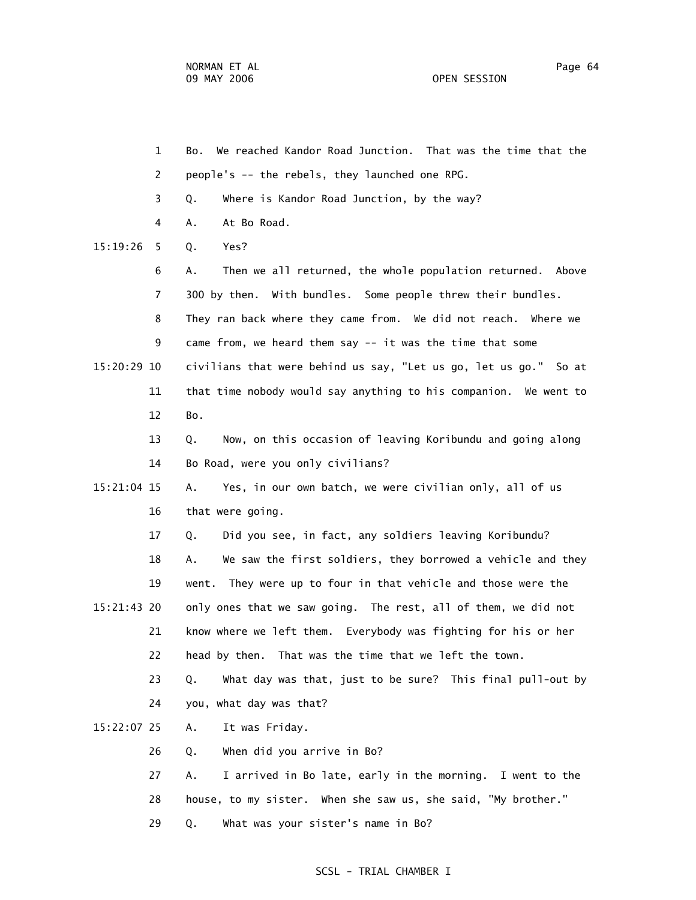Bo. We reached Kandor Road Junction. That was the time that the people's -- the rebels, they launched one RPG.

Q. Where is Kandor Road Junction, by the way?

A. At Bo Road.

Q. Yes?

A. Then we all returned, the whole population returned. Above 300 by then. With bundles. Some people threw their bundles. They ran back where they came from. We did not reach. Where we came from, we heard them say -- it was the time that some civilians that were behind us say, "Let us go, let us go." So at that time nobody would say anything to his companion. We went to Bo.

Q. Now, on this occasion of leaving Koribundu and going along Bo Road, were you only civilians?

A. Yes, in our own batch, we were civilian only, all of us that were going.

Q. Did you see, in fact, any soldiers leaving Koribundu?

A. We saw the first soldiers, they borrowed a vehicle and they went. They were up to four in that vehicle and those were the only ones that we saw going. The rest, all of them, we did not know where we left them. Everybody was fighting for his or her head by then. That was the time that we left the town.

Q. What day was that, just to be sure? This final pull-out by you, what day was that?

A. It was Friday.

Q. When did you arrive in Bo?

A. I arrived in Bo late, early in the morning. I went to the house, to my sister. When she saw us, she said, "My brother."

Q. What was your sister's name in Bo?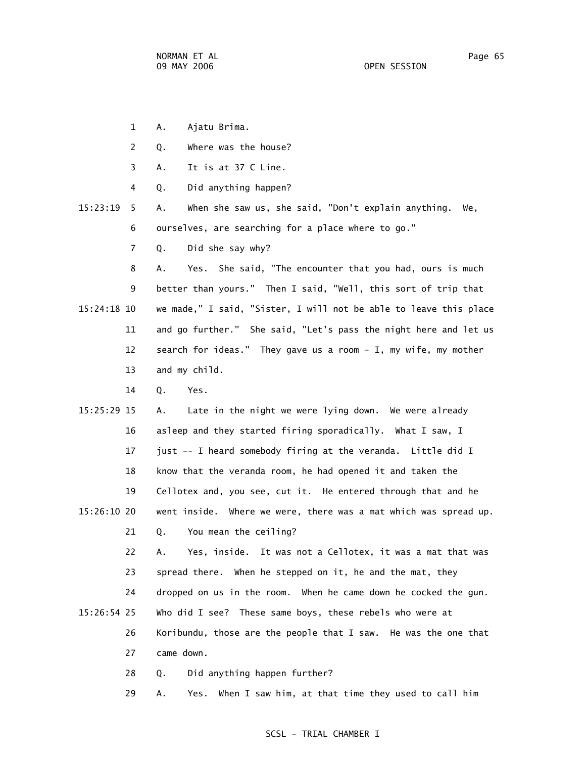1 A. Ajatu Brima.

2 Q. Where was the house?

3 A. It is at 37 C Line.

4 Q. Did anything happen?

15:23:19 5 A. When she saw us, she said, "Don't explain anything. We,

6 ourselves, are searching for a place where to go."

7 Q. Did she say why?

8 A. Yes. She said, "The encounter that you had, ours is much

9 better than yours." Then I said, "Well, this sort of trip that

15:24:18 10 we made," I said, "Sister, I will not be able to leave this place

11 and go further." She said, "Let's pass the night here and let us

12 search for ideas." They gave us a room - I, my wife, my mother

13 and my child.

14 Q. Yes.

15:25:29 15 A. Late in the night we were lying down. We were already

16 asleep and they started firing sporadically. What I saw, I

17 just -- I heard somebody firing at the veranda. Little did I

18 know that the veranda room, he had opened it and taken the

19 Cellotex and, you see, cut it. He entered through that and he

15:26:10 20 went inside. Where we were, there was a mat which was spread up.

21 Q. You mean the ceiling?

22 A. Yes, inside. It was not a Cellotex, it was a mat that was

23 spread there. When he stepped on it, he and the mat, they

24 dropped on us in the room. When he came down he cocked the gun.

15:26:54 25 Who did I see? These same boys, these rebels who were at

26 Koribundu, those are the people that I saw. He was the one that

27 came down.

28 Q. Did anything happen further?

29 A. Yes. When I saw him, at that time they used to call him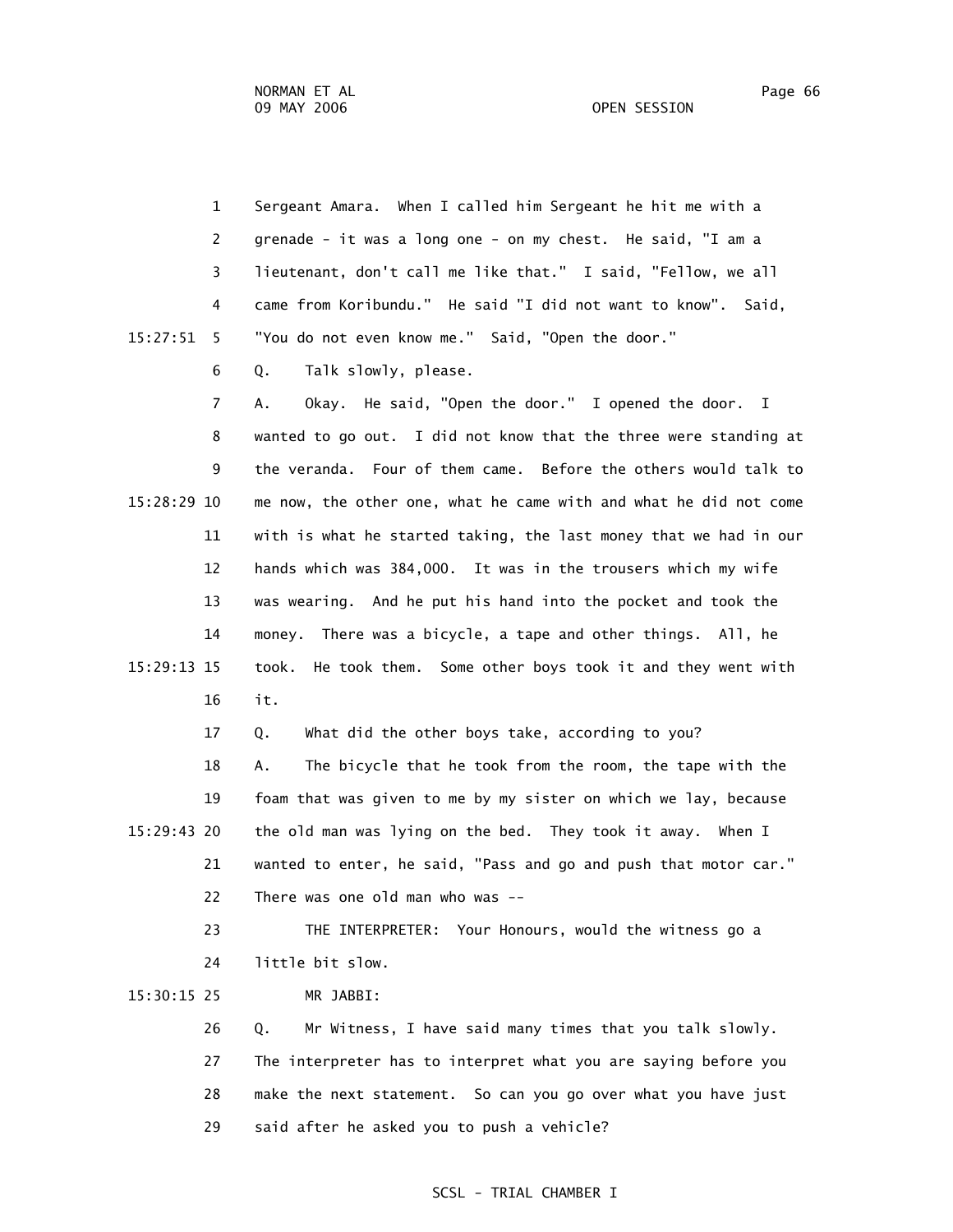Sergeant Amara. When I called him Sergeant he hit me with a grenade - it was a long one - on my chest. He said, "I am a lieutenant, don't call me like that." I said, "Fellow, we all came from Koribundu." He said "I did not want to know". Said, "You do not even know me." Said, "Open the door."

Q. Talk slowly, please.

A. Okay. He said, "Open the door." I opened the door. I wanted to go out. I did not know that the three were standing at the veranda. Four of them came. Before the others would talk to me now, the other one, what he came with and what he did not come with is what he started taking, the last money that we had in our hands which was 384,000. It was in the trousers which my wife was wearing. And he put his hand into the pocket and took the money. There was a bicycle, a tape and other things. All, he took. He took them. Some other boys took it and they went with it.

Q. What did the other boys take, according to you?

A. The bicycle that he took from the room, the tape with the foam that was given to me by my sister on which we lay, because the old man was lying on the bed. They took it away. When I wanted to enter, he said, "Pass and go and push that motor car." There was one old man who was --

THE INTERPRETER: Your Honours, would the witness go a little bit slow.

MR JABBI:

Q. Mr Witness, I have said many times that you talk slowly. The interpreter has to interpret what you are saying before you make the next statement. So can you go over what you have just said after he asked you to push a vehicle?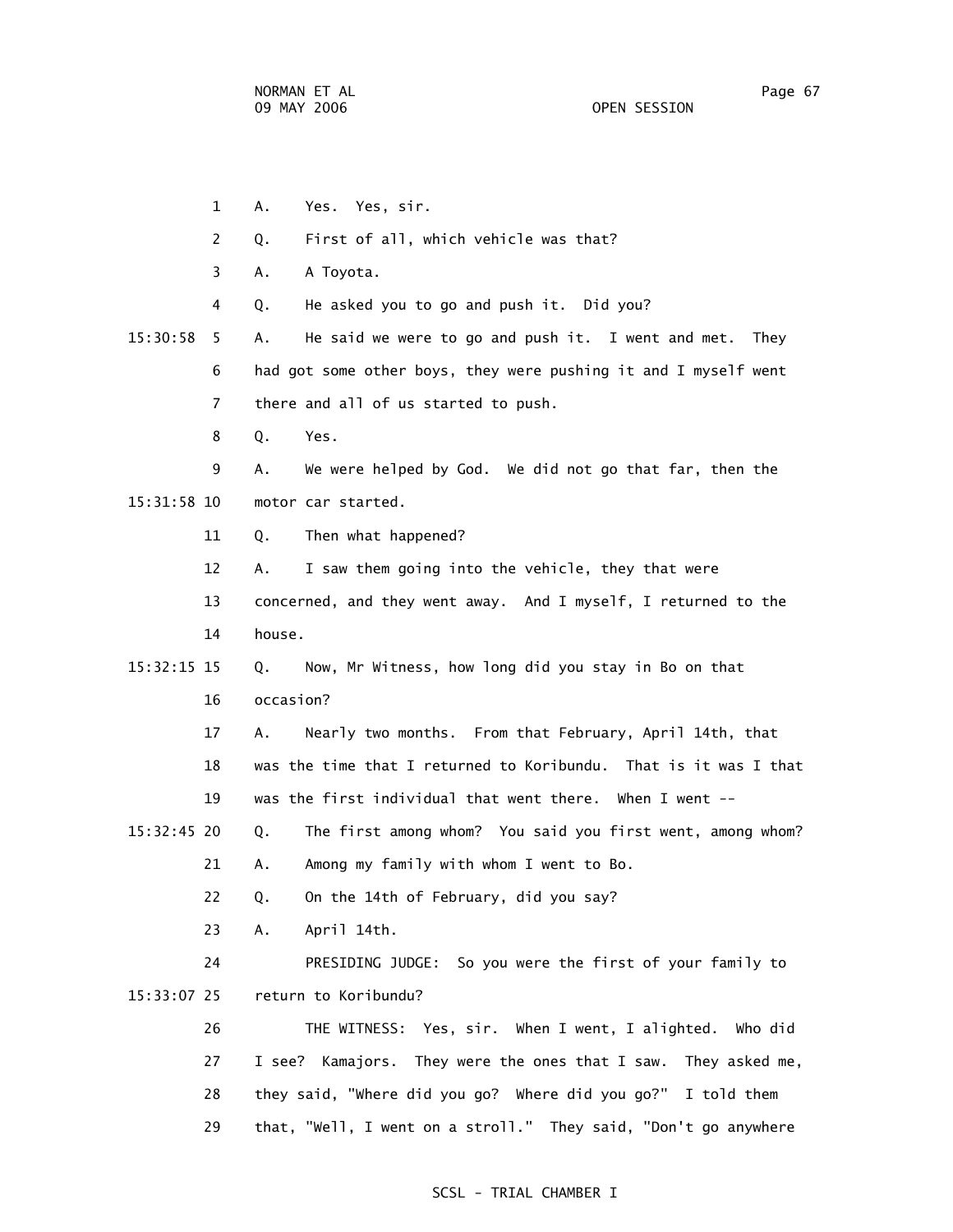1 A. Yes. Yes, sir.

2 Q. First of all, which vehicle was that?

3 A. A Toyota.

4 Q. He asked you to go and push it. Did you?

15:30:58 5 A. He said we were to go and push it. I went and met. They

6 had got some other boys, they were pushing it and I myself went

7 there and all of us started to push.

8 Q. Yes.

9 A. We were helped by God. We did not go that far, then the

15:31:58 10 motor car started.

11 Q. Then what happened?

12 A. I saw them going into the vehicle, they that were

13 concerned, and they went away. And I myself, I returned to the

14 house.

15:32:15 15 Q. Now, Mr Witness, how long did you stay in Bo on that

16 occasion?

17 A. Nearly two months. From that February, April 14th, that

18 was the time that I returned to Koribundu. That is it was I that

19 was the first individual that went there. When I went --

15:32:45 20 Q. The first among whom? You said you first went, among whom?

21 A. Among my family with whom I went to Bo.

22 Q. On the 14th of February, did you say?

23 A. April 14th.

24 PRESIDING JUDGE: So you were the first of your family to

15:33:07 25 return to Koribundu?

26 THE WITNESS: Yes, sir. When I went, I alighted. Who did

27 I see? Kamajors. They were the ones that I saw. They asked me,

28 they said, "Where did you go? Where did you go?" I told them

29 that, "Well, I went on a stroll." They said, "Don't go anywhere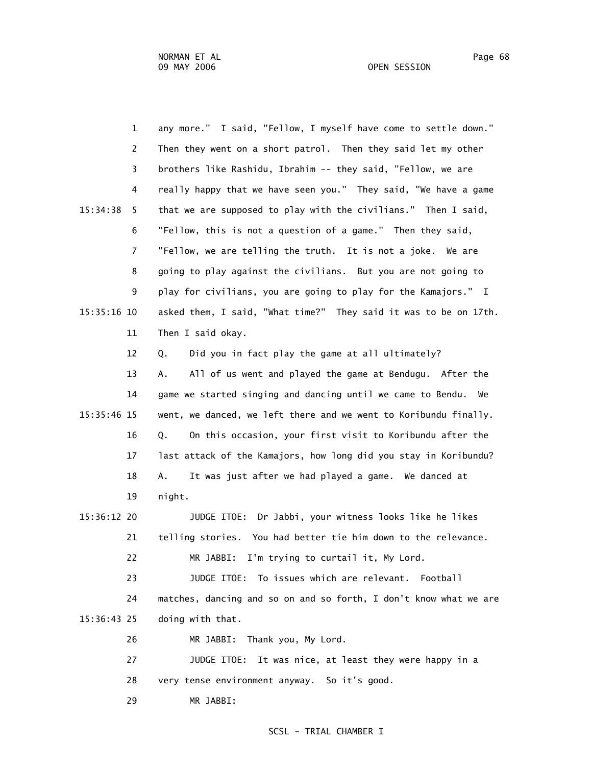1 any more." I said, "Fellow, I myself have come to settle down."
2 Then they went on a short patrol. Then they said let my other
3 brothers like Rashidu, Ibrahim -- they said, "Fellow, we are
4 really happy that we have seen you." They said, "We have a game
15:34:38 5 that we are supposed to play with the civilians." Then I said,
6 "Fellow, this is not a question of a game." Then they said,
7 "Fellow, we are telling the truth. It is not a joke. We are
8 going to play against the civilians. But you are not going to
9 play for civilians, you are going to play for the Kamajors." I
15:35:16 10 asked them, I said, "What time?" They said it was to be on 17th.
11 Then I said okay.
12 Q. Did you in fact play the game at all ultimately?
13 A. All of us went and played the game at Bendugu. After the
14 game we started singing and dancing until we came to Bendu. We
15:35:46 15 went, we danced, we left there and we went to Koribundu finally.
16 Q. On this occasion, your first visit to Koribundu after the
17 last attack of the Kamajors, how long did you stay in Koribundu?
18 A. It was just after we had played a game. We danced at
19 night.
15:36:12 20 JUDGE ITOE: Dr Jabbi, your witness looks like he likes
21 telling stories. You had better tie him down to the relevance.
22 MR JABBI: I'm trying to curtail it, My Lord.
23 JUDGE ITOE: To issues which are relevant. Football
24 matches, dancing and so on and so forth, I don't know what we are
15:36:43 25 doing with that.
26 MR JABBI: Thank you, My Lord.
27 JUDGE ITOE: It was nice, at least they were happy in a
28 very tense environment anyway. So it's good.
29 MR JABBI: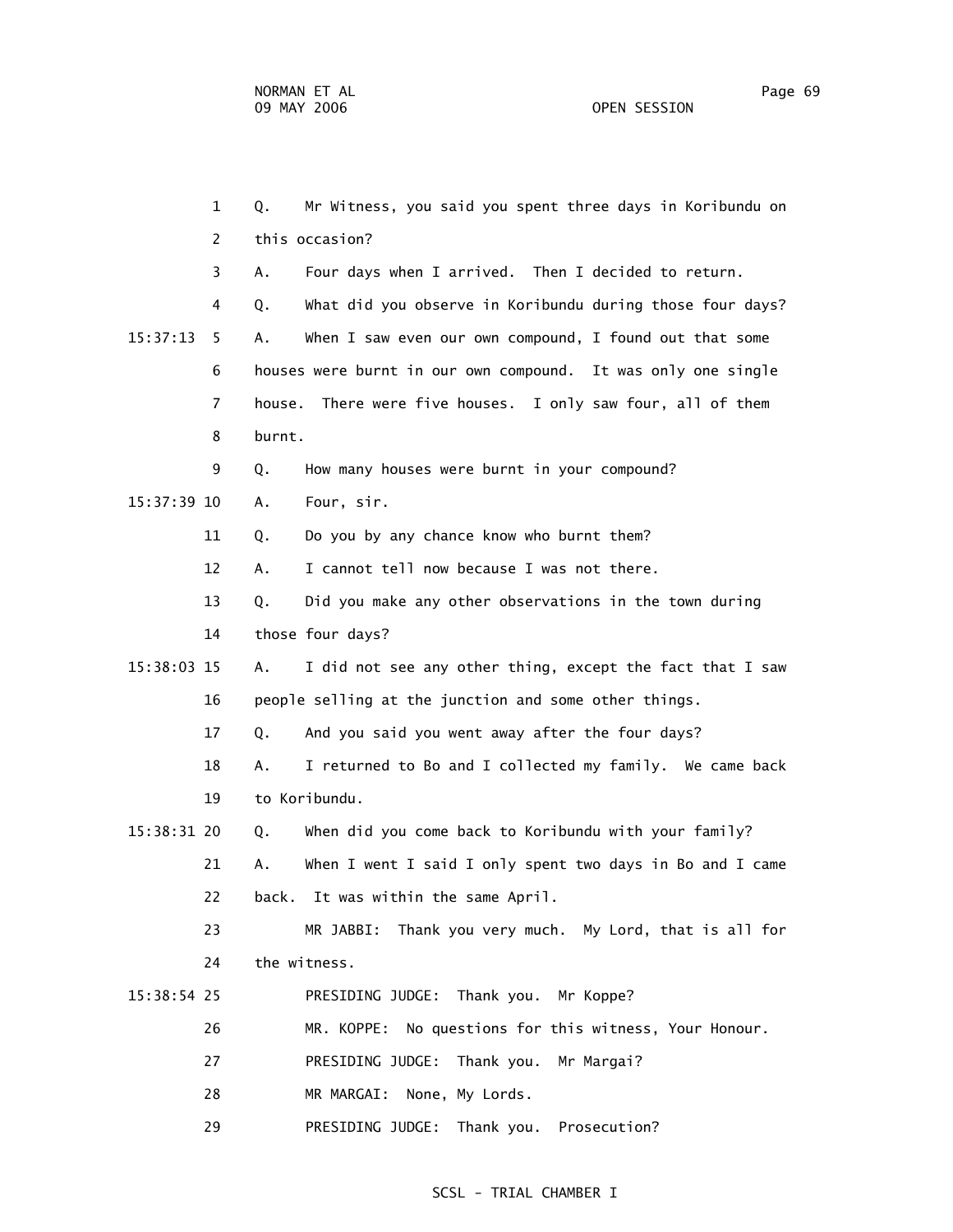Q. Mr Witness, you said you spent three days in Koribundu on this occasion?

A. Four days when I arrived. Then I decided to return.

Q. What did you observe in Koribundu during those four days?

A. When I saw even our own compound, I found out that some houses were burnt in our own compound. It was only one single house. There were five houses. I only saw four, all of them burnt.

Q. How many houses were burnt in your compound?

A. Four, sir.

Q. Do you by any chance know who burnt them?

A. I cannot tell now because I was not there.

Q. Did you make any other observations in the town during those four days?

A. I did not see any other thing, except the fact that I saw people selling at the junction and some other things.

Q. And you said you went away after the four days?

A. I returned to Bo and I collected my family. We came back to Koribundu.

Q. When did you come back to Koribundu with your family?

A. When I went I said I only spent two days in Bo and I came back. It was within the same April.

MR JABBI: Thank you very much. My Lord, that is all for the witness.

PRESIDING JUDGE: Thank you. Mr Koppe?

MR. KOPPE: No questions for this witness, Your Honour.

PRESIDING JUDGE: Thank you. Mr Margai?

MR MARGAI: None, My Lords.

PRESIDING JUDGE: Thank you. Prosecution?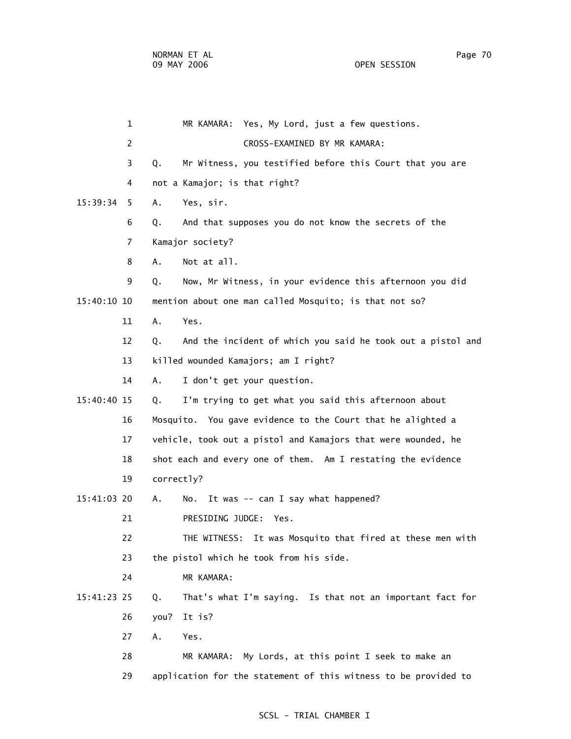MR KAMARA: Yes, My Lord, just a few questions.

CROSS-EXAMINED BY MR KAMARA:

Q. Mr Witness, you testified before this Court that you are not a Kamajor; is that right?

A. Yes, sir.

Q. And that supposes you do not know the secrets of the Kamajor society?

A. Not at all.

Q. Now, Mr Witness, in your evidence this afternoon you did mention about one man called Mosquito; is that not so?

A. Yes.

Q. And the incident of which you said he took out a pistol and killed wounded Kamajors; am I right?

A. I don't get your question.

Q. I'm trying to get what you said this afternoon about Mosquito. You gave evidence to the Court that he alighted a vehicle, took out a pistol and Kamajors that were wounded, he shot each and every one of them. Am I restating the evidence correctly?

A. No. It was -- can I say what happened?

PRESIDING JUDGE: Yes.

THE WITNESS: It was Mosquito that fired at these men with the pistol which he took from his side.

MR KAMARA:

Q. That's what I'm saying. Is that not an important fact for you? It is?

A. Yes.

MR KAMARA: My Lords, at this point I seek to make an application for the statement of this witness to be provided to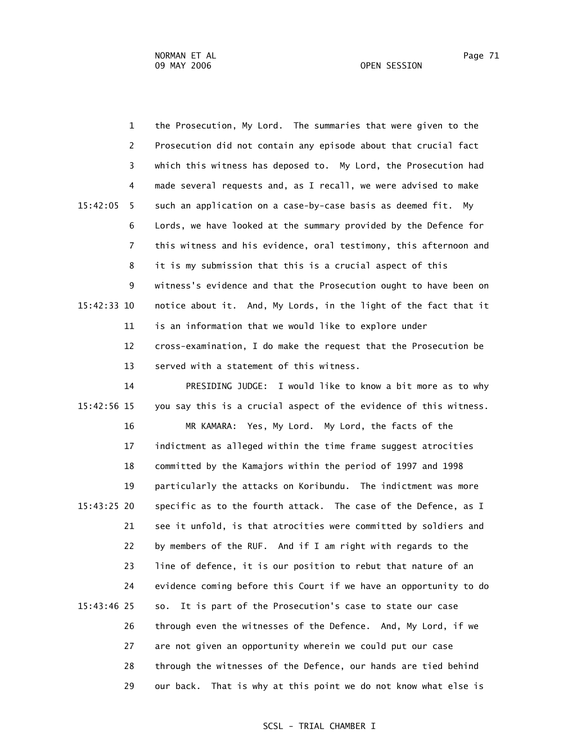1 the Prosecution, My Lord. The summaries that were given to the
2 Prosecution did not contain any episode about that crucial fact
3 which this witness has deposed to. My Lord, the Prosecution had
4 made several requests and, as I recall, we were advised to make
15:42:05 5 such an application on a case-by-case basis as deemed fit. My
6 Lords, we have looked at the summary provided by the Defence for
7 this witness and his evidence, oral testimony, this afternoon and
8 it is my submission that this is a crucial aspect of this
9 witness's evidence and that the Prosecution ought to have been on
15:42:33 10 notice about it. And, My Lords, in the light of the fact that it
11 is an information that we would like to explore under
12 cross-examination, I do make the request that the Prosecution be
13 served with a statement of this witness.
14 PRESIDING JUDGE: I would like to know a bit more as to why
15:42:56 15 you say this is a crucial aspect of the evidence of this witness.
16 MR KAMARA: Yes, My Lord. My Lord, the facts of the
17 indictment as alleged within the time frame suggest atrocities
18 committed by the Kamajors within the period of 1997 and 1998
19 particularly the attacks on Koribundu. The indictment was more
15:43:25 20 specific as to the fourth attack. The case of the Defence, as I
21 see it unfold, is that atrocities were committed by soldiers and
22 by members of the RUF. And if I am right with regards to the
23 line of defence, it is our position to rebut that nature of an
24 evidence coming before this Court if we have an opportunity to do
15:43:46 25 so. It is part of the Prosecution's case to state our case
26 through even the witnesses of the Defence. And, My Lord, if we
27 are not given an opportunity wherein we could put our case
28 through the witnesses of the Defence, our hands are tied behind
29 our back. That is why at this point we do not know what else is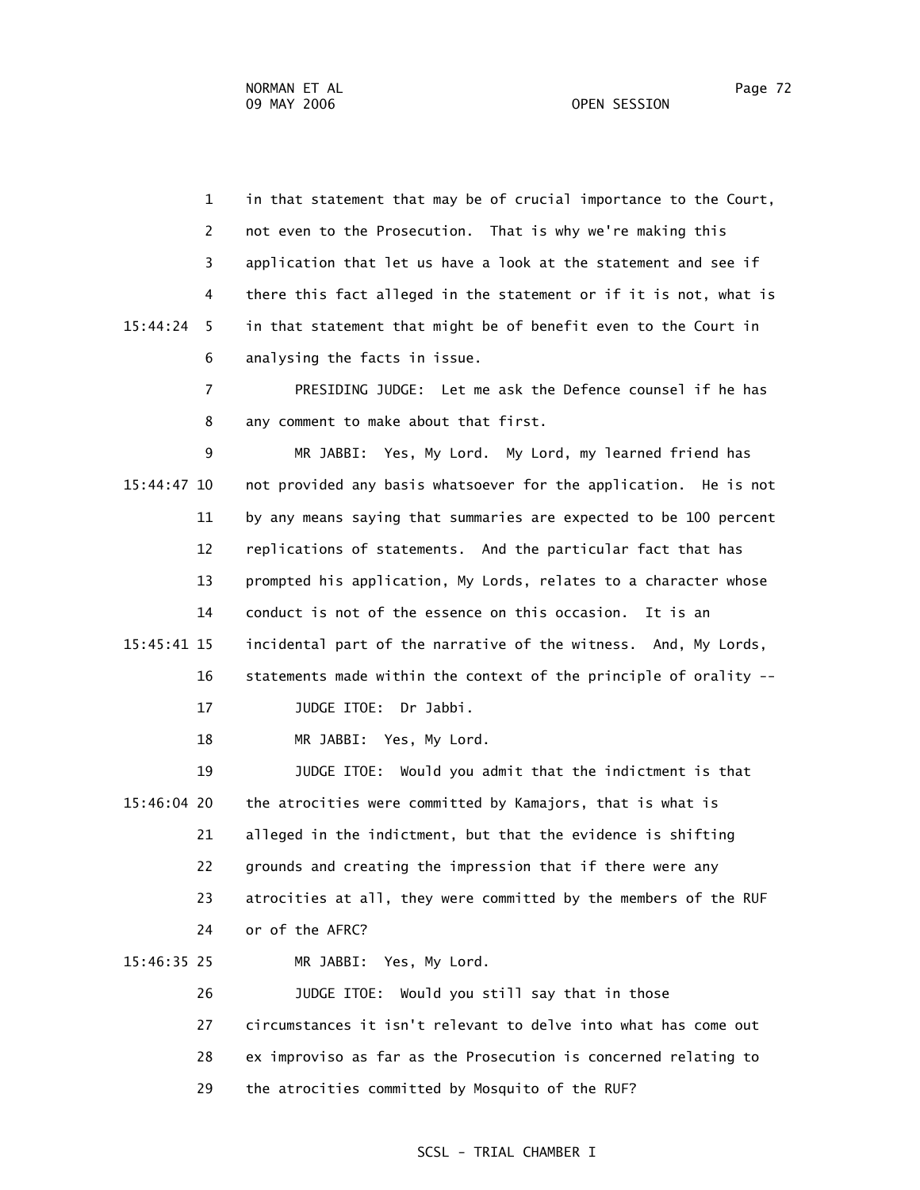in that statement that may be of crucial importance to the Court, not even to the Prosecution. That is why we're making this application that let us have a look at the statement and see if there this fact alleged in the statement or if it is not, what is in that statement that might be of benefit even to the Court in analysing the facts in issue.

PRESIDING JUDGE: Let me ask the Defence counsel if he has any comment to make about that first.

MR JABBI: Yes, My Lord. My Lord, my learned friend has not provided any basis whatsoever for the application. He is not by any means saying that summaries are expected to be 100 percent replications of statements. And the particular fact that has prompted his application, My Lords, relates to a character whose conduct is not of the essence on this occasion. It is an incidental part of the narrative of the witness. And, My Lords, statements made within the context of the principle of orality --

JUDGE ITOE: Dr Jabbi.

MR JABBI: Yes, My Lord.

JUDGE ITOE: Would you admit that the indictment is that the atrocities were committed by Kamajors, that is what is alleged in the indictment, but that the evidence is shifting grounds and creating the impression that if there were any atrocities at all, they were committed by the members of the RUF or of the AFRC?

MR JABBI: Yes, My Lord.

JUDGE ITOE: Would you still say that in those circumstances it isn't relevant to delve into what has come out ex improviso as far as the Prosecution is concerned relating to the atrocities committed by Mosquito of the RUF?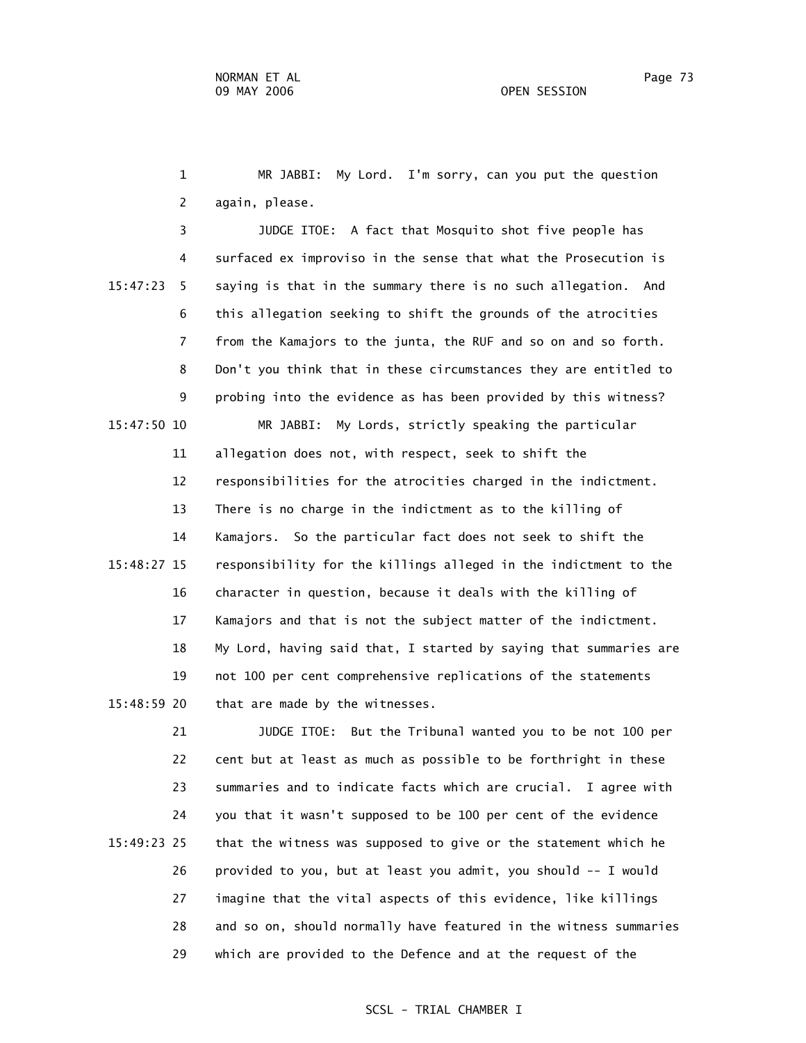MR JABBI: My Lord. I'm sorry, can you put the question again, please.

JUDGE ITOE: A fact that Mosquito shot five people has surfaced ex improviso in the sense that what the Prosecution is saying is that in the summary there is no such allegation. And this allegation seeking to shift the grounds of the atrocities from the Kamajors to the junta, the RUF and so on and so forth. Don't you think that in these circumstances they are entitled to probing into the evidence as has been provided by this witness?

MR JABBI: My Lords, strictly speaking the particular allegation does not, with respect, seek to shift the responsibilities for the atrocities charged in the indictment. There is no charge in the indictment as to the killing of Kamajors. So the particular fact does not seek to shift the responsibility for the killings alleged in the indictment to the character in question, because it deals with the killing of Kamajors and that is not the subject matter of the indictment. My Lord, having said that, I started by saying that summaries are not 100 per cent comprehensive replications of the statements that are made by the witnesses.

JUDGE ITOE: But the Tribunal wanted you to be not 100 per cent but at least as much as possible to be forthright in these summaries and to indicate facts which are crucial. I agree with you that it wasn't supposed to be 100 per cent of the evidence that the witness was supposed to give or the statement which he provided to you, but at least you admit, you should -- I would imagine that the vital aspects of this evidence, like killings and so on, should normally have featured in the witness summaries which are provided to the Defence and at the request of the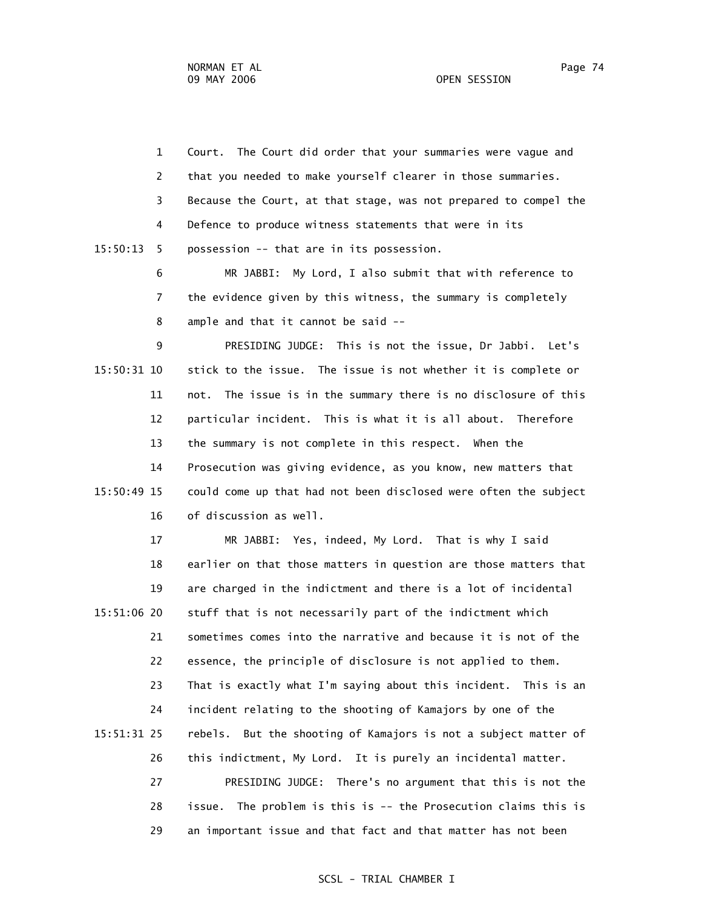Court. The Court did order that your summaries were vague and that you needed to make yourself clearer in those summaries. Because the Court, at that stage, was not prepared to compel the Defence to produce witness statements that were in its possession -- that are in its possession.

MR JABBI: My Lord, I also submit that with reference to the evidence given by this witness, the summary is completely ample and that it cannot be said --

PRESIDING JUDGE: This is not the issue, Dr Jabbi. Let's stick to the issue. The issue is not whether it is complete or not. The issue is in the summary there is no disclosure of this particular incident. This is what it is all about. Therefore the summary is not complete in this respect. When the Prosecution was giving evidence, as you know, new matters that could come up that had not been disclosed were often the subject of discussion as well.

MR JABBI: Yes, indeed, My Lord. That is why I said earlier on that those matters in question are those matters that are charged in the indictment and there is a lot of incidental stuff that is not necessarily part of the indictment which sometimes comes into the narrative and because it is not of the essence, the principle of disclosure is not applied to them. That is exactly what I'm saying about this incident. This is an incident relating to the shooting of Kamajors by one of the rebels. But the shooting of Kamajors is not a subject matter of this indictment, My Lord. It is purely an incidental matter.

PRESIDING JUDGE: There's no argument that this is not the issue. The problem is this is -- the Prosecution claims this is an important issue and that fact and that matter has not been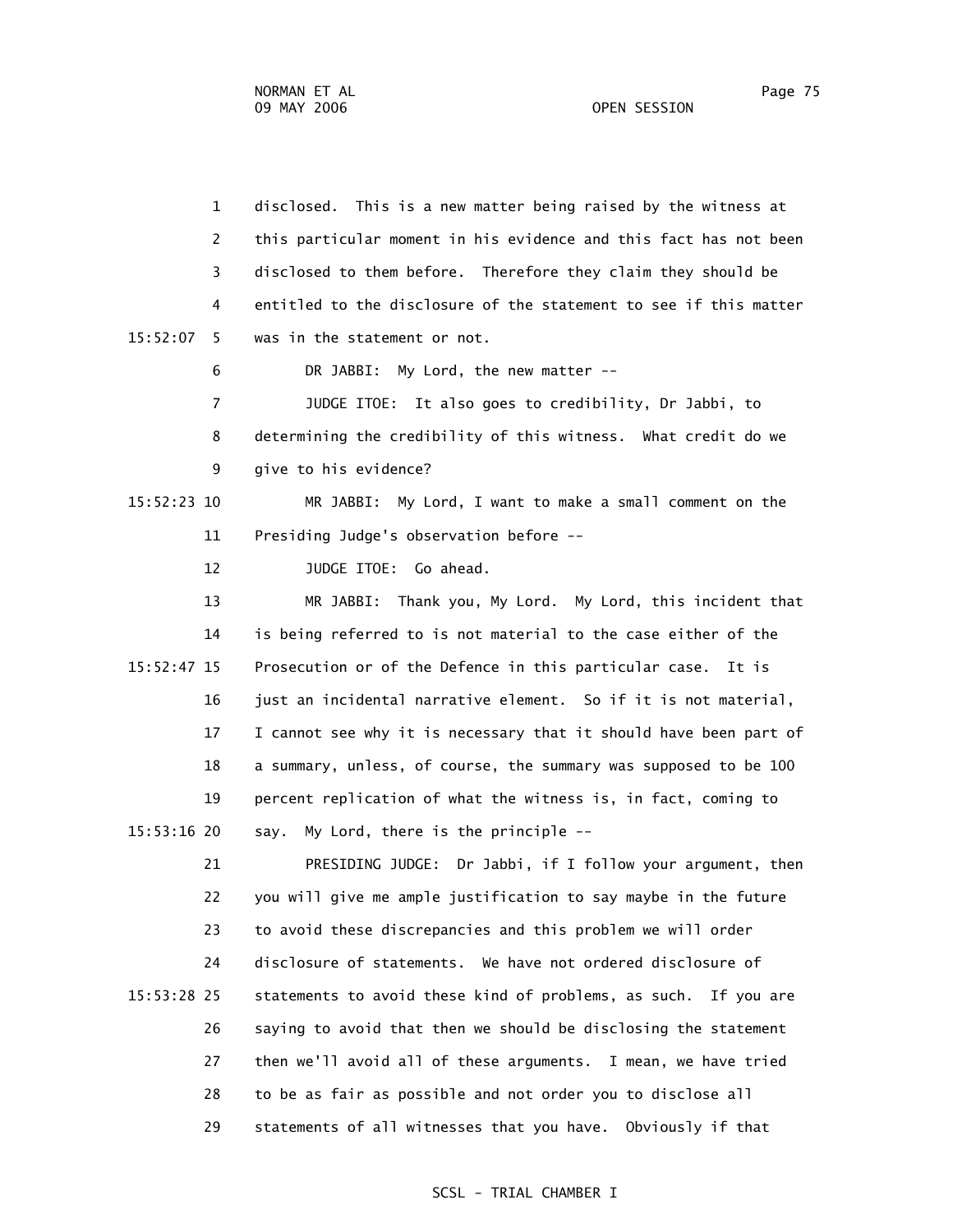1 disclosed. This is a new matter being raised by the witness at
2 this particular moment in his evidence and this fact has not been
3 disclosed to them before. Therefore they claim they should be
4 entitled to the disclosure of the statement to see if this matter
15:52:07 5 was in the statement or not.

6 DR JABBI: My Lord, the new matter --

7 JUDGE ITOE: It also goes to credibility, Dr Jabbi, to
8 determining the credibility of this witness. What credit do we
9 give to his evidence?

15:52:23 10 MR JABBI: My Lord, I want to make a small comment on the
11 Presiding Judge's observation before --

12 JUDGE ITOE: Go ahead.

13 MR JABBI: Thank you, My Lord. My Lord, this incident that
14 is being referred to is not material to the case either of the
15:52:47 15 Prosecution or of the Defence in this particular case. It is
16 just an incidental narrative element. So if it is not material,
17 I cannot see why it is necessary that it should have been part of
18 a summary, unless, of course, the summary was supposed to be 100
19 percent replication of what the witness is, in fact, coming to
15:53:16 20 say. My Lord, there is the principle --

21 PRESIDING JUDGE: Dr Jabbi, if I follow your argument, then
22 you will give me ample justification to say maybe in the future
23 to avoid these discrepancies and this problem we will order
24 disclosure of statements. We have not ordered disclosure of
15:53:28 25 statements to avoid these kind of problems, as such. If you are
26 saying to avoid that then we should be disclosing the statement
27 then we'll avoid all of these arguments. I mean, we have tried
28 to be as fair as possible and not order you to disclose all
29 statements of all witnesses that you have. Obviously if that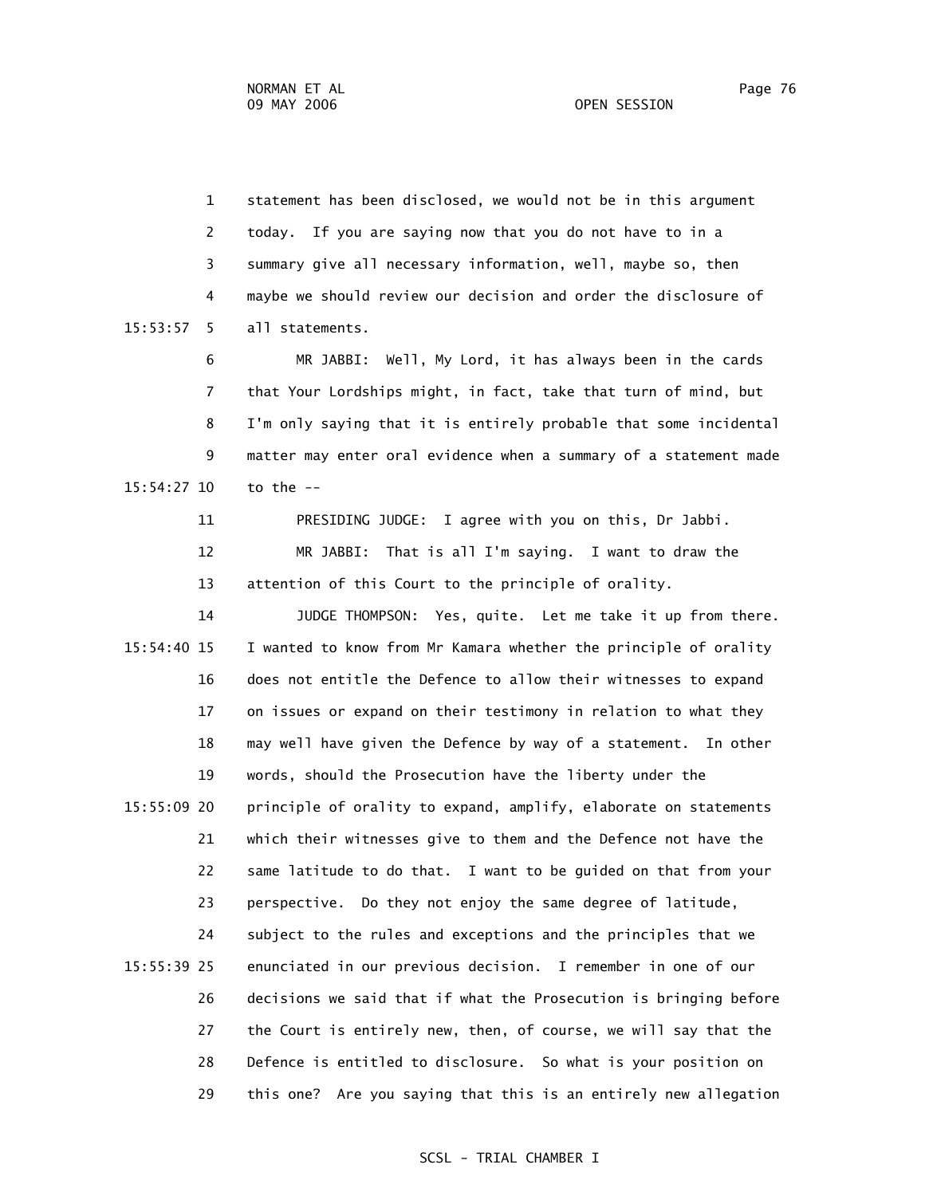1 statement has been disclosed, we would not be in this argument
2 today. If you are saying now that you do not have to in a
3 summary give all necessary information, well, maybe so, then
4 maybe we should review our decision and order the disclosure of
15:53:57 5 all statements.

6 MR JABBI: Well, My Lord, it has always been in the cards
7 that Your Lordships might, in fact, take that turn of mind, but
8 I'm only saying that it is entirely probable that some incidental
9 matter may enter oral evidence when a summary of a statement made
15:54:27 10 to the --

11 PRESIDING JUDGE: I agree with you on this, Dr Jabbi.

12 MR JABBI: That is all I'm saying. I want to draw the
13 attention of this Court to the principle of orality.

14 JUDGE THOMPSON: Yes, quite. Let me take it up from there.
15:54:40 15 I wanted to know from Mr Kamara whether the principle of orality
16 does not entitle the Defence to allow their witnesses to expand
17 on issues or expand on their testimony in relation to what they
18 may well have given the Defence by way of a statement. In other
19 words, should the Prosecution have the liberty under the
15:55:09 20 principle of orality to expand, amplify, elaborate on statements
21 which their witnesses give to them and the Defence not have the
22 same latitude to do that. I want to be guided on that from your
23 perspective. Do they not enjoy the same degree of latitude,
24 subject to the rules and exceptions and the principles that we
15:55:39 25 enunciated in our previous decision. I remember in one of our
26 decisions we said that if what the Prosecution is bringing before
27 the Court is entirely new, then, of course, we will say that the
28 Defence is entitled to disclosure. So what is your position on
29 this one? Are you saying that this is an entirely new allegation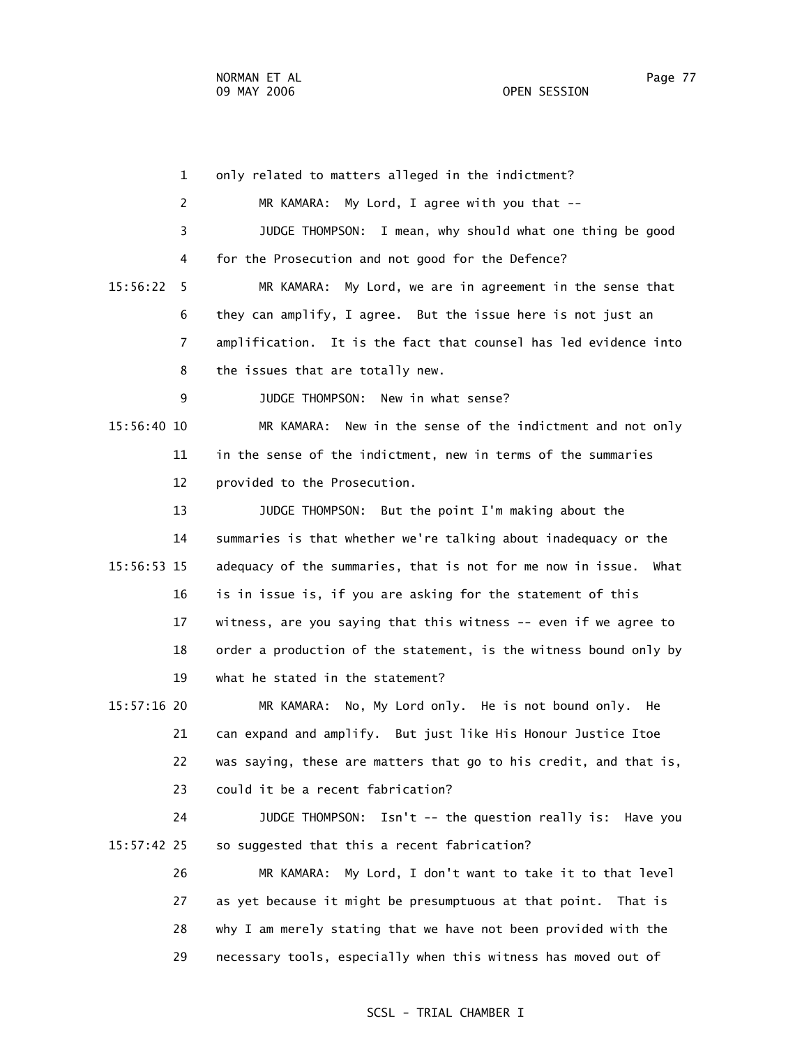only related to matters alleged in the indictment?

MR KAMARA: My Lord, I agree with you that --

JUDGE THOMPSON: I mean, why should what one thing be good for the Prosecution and not good for the Defence?

MR KAMARA: My Lord, we are in agreement in the sense that they can amplify, I agree. But the issue here is not just an amplification. It is the fact that counsel has led evidence into the issues that are totally new.

JUDGE THOMPSON: New in what sense?

MR KAMARA: New in the sense of the indictment and not only in the sense of the indictment, new in terms of the summaries provided to the Prosecution.

JUDGE THOMPSON: But the point I'm making about the summaries is that whether we're talking about inadequacy or the adequacy of the summaries, that is not for me now in issue. What is in issue is, if you are asking for the statement of this witness, are you saying that this witness -- even if we agree to order a production of the statement, is the witness bound only by what he stated in the statement?

MR KAMARA: No, My Lord only. He is not bound only. He can expand and amplify. But just like His Honour Justice Itoe was saying, these are matters that go to his credit, and that is, could it be a recent fabrication?

JUDGE THOMPSON: Isn't -- the question really is: Have you so suggested that this a recent fabrication?

MR KAMARA: My Lord, I don't want to take it to that level as yet because it might be presumptuous at that point. That is why I am merely stating that we have not been provided with the necessary tools, especially when this witness has moved out of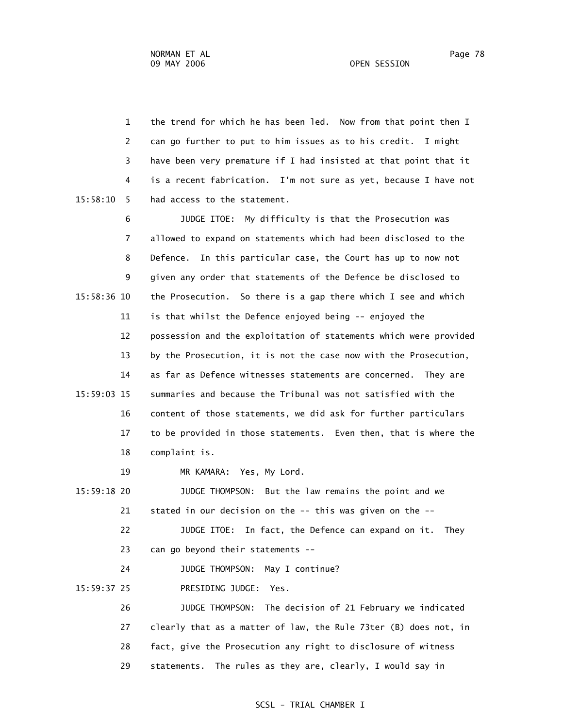the trend for which he has been led. Now from that point then I can go further to put to him issues as to his credit. I might have been very premature if I had insisted at that point that it is a recent fabrication. I'm not sure as yet, because I have not had access to the statement.

JUDGE ITOE: My difficulty is that the Prosecution was allowed to expand on statements which had been disclosed to the Defence. In this particular case, the Court has up to now not given any order that statements of the Defence be disclosed to the Prosecution. So there is a gap there which I see and which is that whilst the Defence enjoyed being -- enjoyed the possession and the exploitation of statements which were provided by the Prosecution, it is not the case now with the Prosecution, as far as Defence witnesses statements are concerned. They are summaries and because the Tribunal was not satisfied with the content of those statements, we did ask for further particulars to be provided in those statements. Even then, that is where the complaint is.

MR KAMARA: Yes, My Lord.

JUDGE THOMPSON: But the law remains the point and we stated in our decision on the -- this was given on the --

JUDGE ITOE: In fact, the Defence can expand on it. They can go beyond their statements --

JUDGE THOMPSON: May I continue?

PRESIDING JUDGE: Yes.

JUDGE THOMPSON: The decision of 21 February we indicated clearly that as a matter of law, the Rule 73ter (B) does not, in fact, give the Prosecution any right to disclosure of witness statements. The rules as they are, clearly, I would say in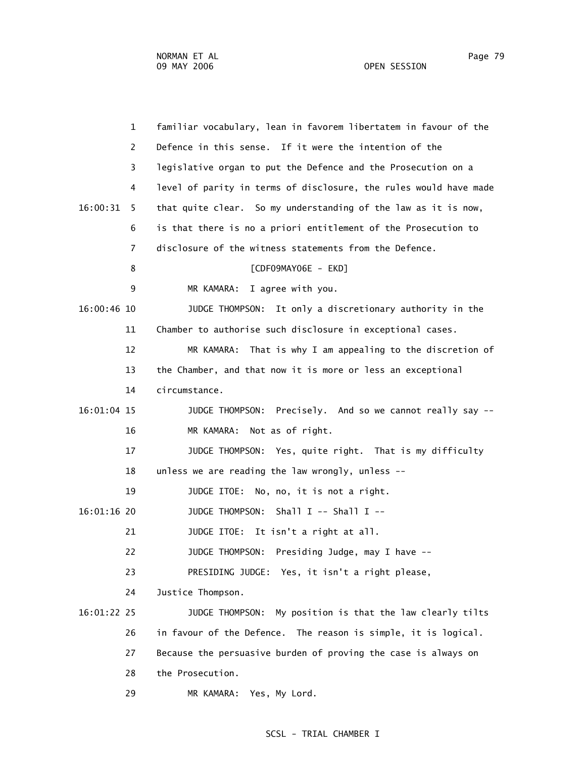familiar vocabulary, lean in favorem libertatem in favour of the Defence in this sense. If it were the intention of the legislative organ to put the Defence and the Prosecution on a level of parity in terms of disclosure, the rules would have made that quite clear. So my understanding of the law as it is now, is that there is no a priori entitlement of the Prosecution to disclosure of the witness statements from the Defence.

[CDF09MAY06E - EKD]

MR KAMARA: I agree with you.

JUDGE THOMPSON: It only a discretionary authority in the Chamber to authorise such disclosure in exceptional cases.

MR KAMARA: That is why I am appealing to the discretion of the Chamber, and that now it is more or less an exceptional circumstance.

JUDGE THOMPSON: Precisely. And so we cannot really say --

MR KAMARA: Not as of right.

JUDGE THOMPSON: Yes, quite right. That is my difficulty unless we are reading the law wrongly, unless --

JUDGE ITOE: No, no, it is not a right.

JUDGE THOMPSON: Shall I -- Shall I --

JUDGE ITOE: It isn't a right at all.

JUDGE THOMPSON: Presiding Judge, may I have --

PRESIDING JUDGE: Yes, it isn't a right please, Justice Thompson.

JUDGE THOMPSON: My position is that the law clearly tilts in favour of the Defence. The reason is simple, it is logical. Because the persuasive burden of proving the case is always on the Prosecution.

MR KAMARA: Yes, My Lord.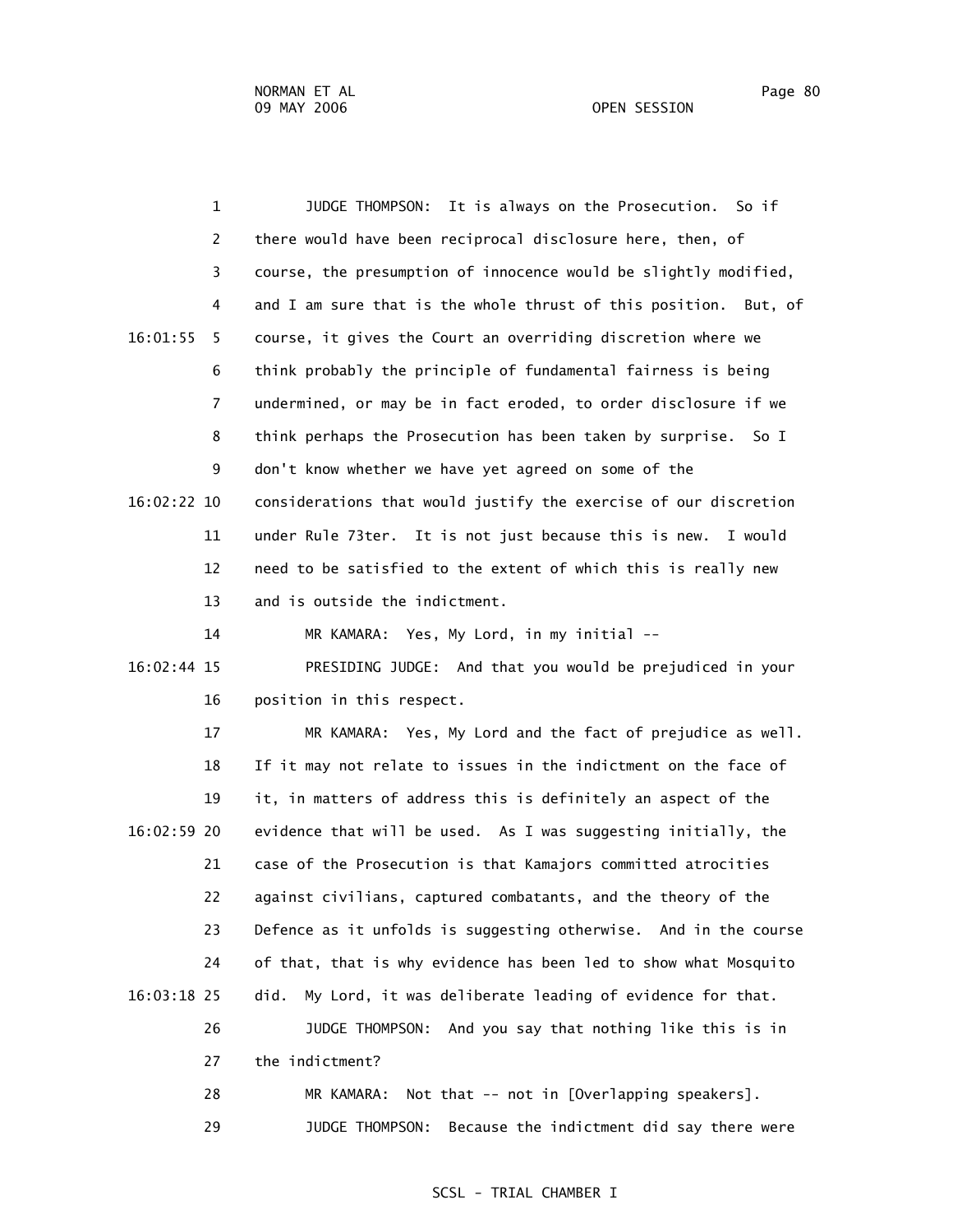JUDGE THOMPSON: It is always on the Prosecution. So if there would have been reciprocal disclosure here, then, of course, the presumption of innocence would be slightly modified, and I am sure that is the whole thrust of this position. But, of course, it gives the Court an overriding discretion where we think probably the principle of fundamental fairness is being undermined, or may be in fact eroded, to order disclosure if we think perhaps the Prosecution has been taken by surprise. So I don't know whether we have yet agreed on some of the considerations that would justify the exercise of our discretion under Rule 73ter. It is not just because this is new. I would need to be satisfied to the extent of which this is really new and is outside the indictment.

MR KAMARA: Yes, My Lord, in my initial --

PRESIDING JUDGE: And that you would be prejudiced in your position in this respect.

MR KAMARA: Yes, My Lord and the fact of prejudice as well. If it may not relate to issues in the indictment on the face of it, in matters of address this is definitely an aspect of the evidence that will be used. As I was suggesting initially, the case of the Prosecution is that Kamajors committed atrocities against civilians, captured combatants, and the theory of the Defence as it unfolds is suggesting otherwise. And in the course of that, that is why evidence has been led to show what Mosquito did. My Lord, it was deliberate leading of evidence for that.

JUDGE THOMPSON: And you say that nothing like this is in the indictment?

MR KAMARA: Not that -- not in [Overlapping speakers].

JUDGE THOMPSON: Because the indictment did say there were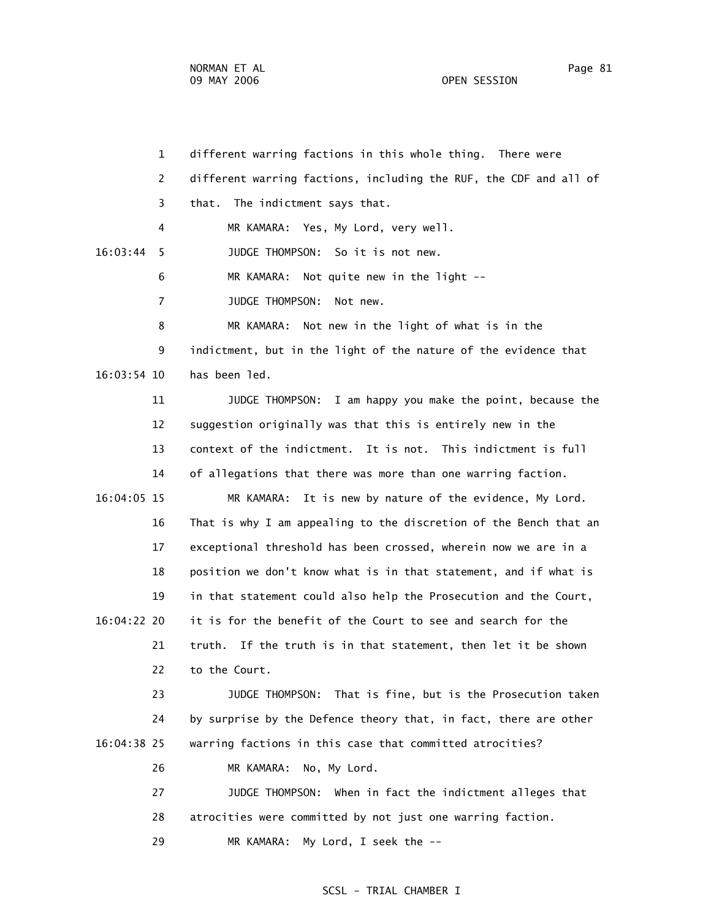different warring factions in this whole thing. There were different warring factions, including the RUF, the CDF and all of that. The indictment says that.

MR KAMARA: Yes, My Lord, very well.

JUDGE THOMPSON: So it is not new.

MR KAMARA: Not quite new in the light --

JUDGE THOMPSON: Not new.

MR KAMARA: Not new in the light of what is in the indictment, but in the light of the nature of the evidence that has been led.

JUDGE THOMPSON: I am happy you make the point, because the suggestion originally was that this is entirely new in the context of the indictment. It is not. This indictment is full of allegations that there was more than one warring faction.

MR KAMARA: It is new by nature of the evidence, My Lord. That is why I am appealing to the discretion of the Bench that an exceptional threshold has been crossed, wherein now we are in a position we don't know what is in that statement, and if what is in that statement could also help the Prosecution and the Court, it is for the benefit of the Court to see and search for the truth. If the truth is in that statement, then let it be shown to the Court.

JUDGE THOMPSON: That is fine, but is the Prosecution taken by surprise by the Defence theory that, in fact, there are other warring factions in this case that committed atrocities?

MR KAMARA: No, My Lord.

JUDGE THOMPSON: When in fact the indictment alleges that atrocities were committed by not just one warring faction.

MR KAMARA: My Lord, I seek the --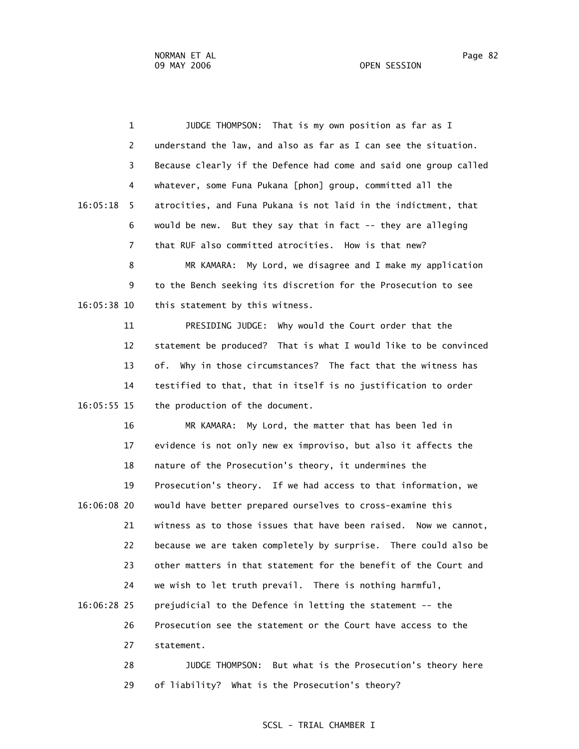JUDGE THOMPSON: That is my own position as far as I understand the law, and also as far as I can see the situation. Because clearly if the Defence had come and said one group called whatever, some Funa Pukana [phon] group, committed all the atrocities, and Funa Pukana is not laid in the indictment, that would be new. But they say that in fact -- they are alleging that RUF also committed atrocities. How is that new?

MR KAMARA: My Lord, we disagree and I make my application to the Bench seeking its discretion for the Prosecution to see this statement by this witness.

PRESIDING JUDGE: Why would the Court order that the statement be produced? That is what I would like to be convinced of. Why in those circumstances? The fact that the witness has testified to that, that in itself is no justification to order the production of the document.

MR KAMARA: My Lord, the matter that has been led in evidence is not only new ex improviso, but also it affects the nature of the Prosecution's theory, it undermines the Prosecution's theory. If we had access to that information, we would have better prepared ourselves to cross-examine this witness as to those issues that have been raised. Now we cannot, because we are taken completely by surprise. There could also be other matters in that statement for the benefit of the Court and we wish to let truth prevail. There is nothing harmful, prejudicial to the Defence in letting the statement -- the Prosecution see the statement or the Court have access to the statement.

JUDGE THOMPSON: But what is the Prosecution's theory here of liability? What is the Prosecution's theory?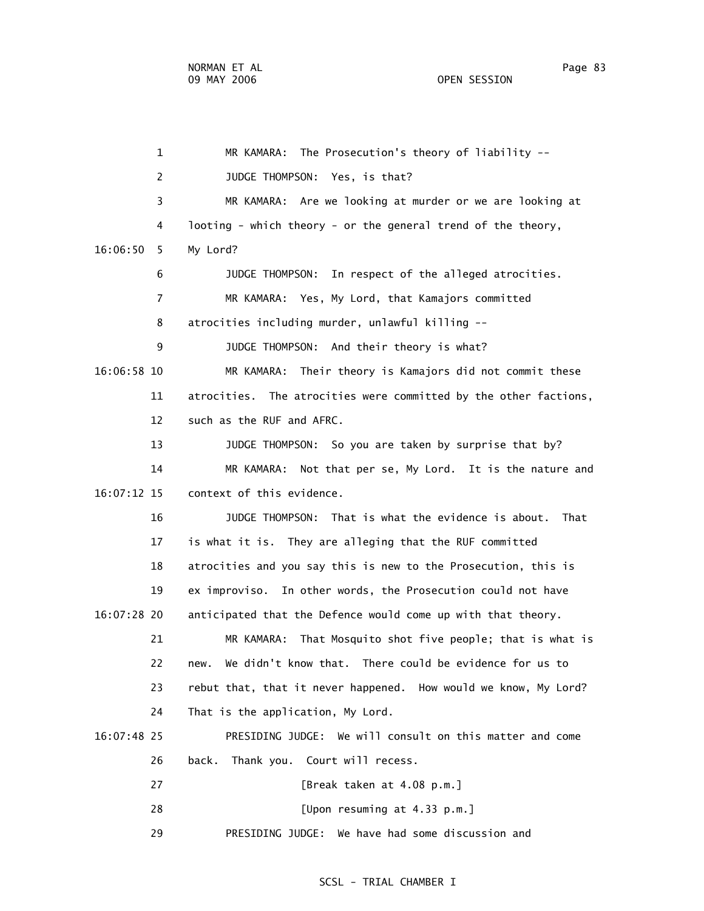MR KAMARA: The Prosecution's theory of liability --

JUDGE THOMPSON: Yes, is that?

MR KAMARA: Are we looking at murder or we are looking at looting - which theory - or the general trend of the theory, My Lord?

JUDGE THOMPSON: In respect of the alleged atrocities.

MR KAMARA: Yes, My Lord, that Kamajors committed atrocities including murder, unlawful killing --

JUDGE THOMPSON: And their theory is what?

MR KAMARA: Their theory is Kamajors did not commit these atrocities. The atrocities were committed by the other factions, such as the RUF and AFRC.

JUDGE THOMPSON: So you are taken by surprise that by?

MR KAMARA: Not that per se, My Lord. It is the nature and context of this evidence.

JUDGE THOMPSON: That is what the evidence is about. That is what it is. They are alleging that the RUF committed atrocities and you say this is new to the Prosecution, this is ex improviso. In other words, the Prosecution could not have anticipated that the Defence would come up with that theory.

MR KAMARA: That Mosquito shot five people; that is what is new. We didn't know that. There could be evidence for us to rebut that, that it never happened. How would we know, My Lord? That is the application, My Lord.

PRESIDING JUDGE: We will consult on this matter and come back. Thank you. Court will recess.

[Break taken at 4.08 p.m.]

[Upon resuming at 4.33 p.m.]

PRESIDING JUDGE: We have had some discussion and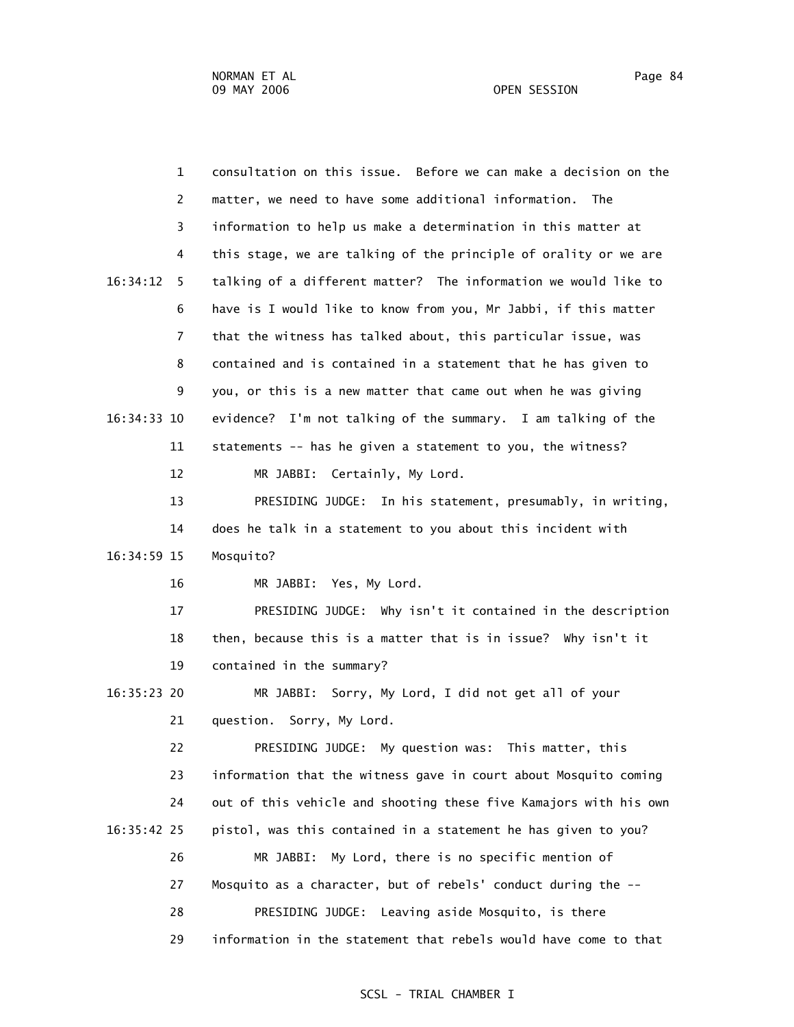1 consultation on this issue. Before we can make a decision on the
2 matter, we need to have some additional information. The
3 information to help us make a determination in this matter at
4 this stage, we are talking of the principle of orality or we are
16:34:12 5 talking of a different matter? The information we would like to
6 have is I would like to know from you, Mr Jabbi, if this matter
7 that the witness has talked about, this particular issue, was
8 contained and is contained in a statement that he has given to
9 you, or this is a new matter that came out when he was giving
16:34:33 10 evidence? I'm not talking of the summary. I am talking of the
11 statements -- has he given a statement to you, the witness?
12 MR JABBI: Certainly, My Lord.
13 PRESIDING JUDGE: In his statement, presumably, in writing,
14 does he talk in a statement to you about this incident with
16:34:59 15 Mosquito?
16 MR JABBI: Yes, My Lord.
17 PRESIDING JUDGE: Why isn't it contained in the description
18 then, because this is a matter that is in issue? Why isn't it
19 contained in the summary?
16:35:23 20 MR JABBI: Sorry, My Lord, I did not get all of your
21 question. Sorry, My Lord.
22 PRESIDING JUDGE: My question was: This matter, this
23 information that the witness gave in court about Mosquito coming
24 out of this vehicle and shooting these five Kamajors with his own
16:35:42 25 pistol, was this contained in a statement he has given to you?
26 MR JABBI: My Lord, there is no specific mention of
27 Mosquito as a character, but of rebels' conduct during the --
28 PRESIDING JUDGE: Leaving aside Mosquito, is there
29 information in the statement that rebels would have come to that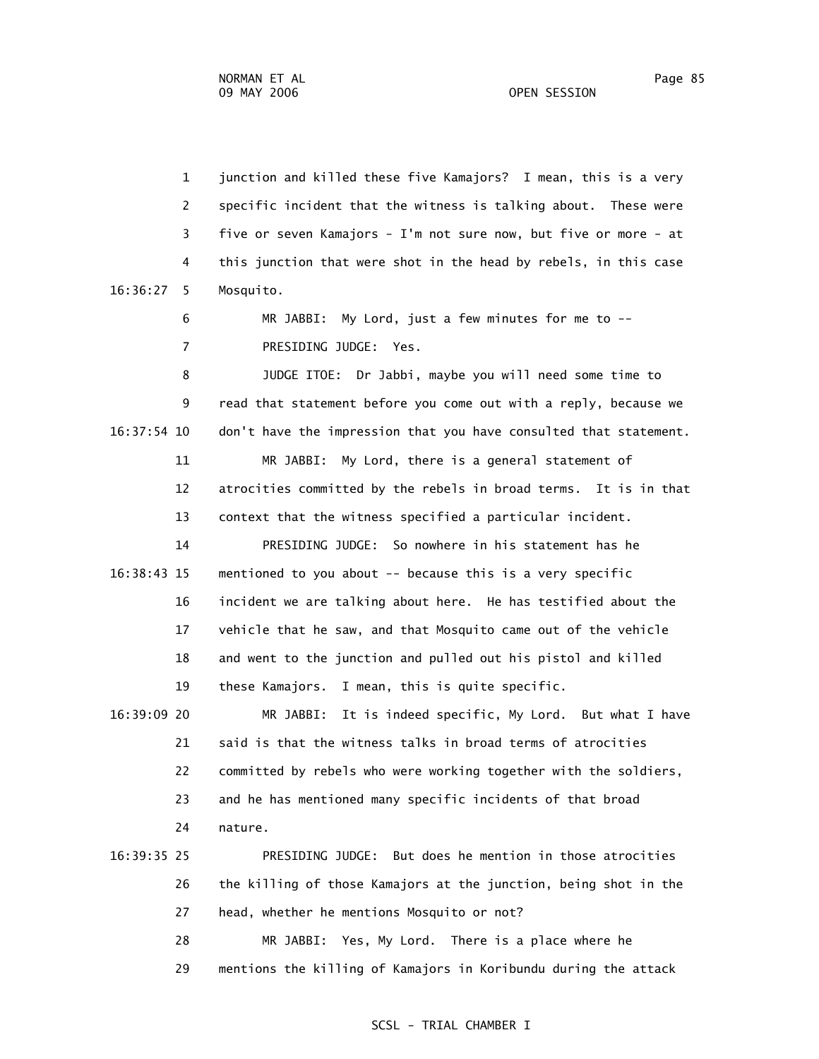1 junction and killed these five Kamajors? I mean, this is a very
2 specific incident that the witness is talking about. These were
3 five or seven Kamajors - I'm not sure now, but five or more - at
4 this junction that were shot in the head by rebels, in this case
16:36:27 5 Mosquito.

6 MR JABBI: My Lord, just a few minutes for me to --

7 PRESIDING JUDGE: Yes.

8 JUDGE ITOE: Dr Jabbi, maybe you will need some time to
9 read that statement before you come out with a reply, because we
16:37:54 10 don't have the impression that you have consulted that statement.

11 MR JABBI: My Lord, there is a general statement of
12 atrocities committed by the rebels in broad terms. It is in that
13 context that the witness specified a particular incident.

14 PRESIDING JUDGE: So nowhere in his statement has he
16:38:43 15 mentioned to you about -- because this is a very specific
16 incident we are talking about here. He has testified about the
17 vehicle that he saw, and that Mosquito came out of the vehicle
18 and went to the junction and pulled out his pistol and killed
19 these Kamajors. I mean, this is quite specific.

16:39:09 20 MR JABBI: It is indeed specific, My Lord. But what I have
21 said is that the witness talks in broad terms of atrocities
22 committed by rebels who were working together with the soldiers,
23 and he has mentioned many specific incidents of that broad
24 nature.

16:39:35 25 PRESIDING JUDGE: But does he mention in those atrocities
26 the killing of those Kamajors at the junction, being shot in the
27 head, whether he mentions Mosquito or not?

28 MR JABBI: Yes, My Lord. There is a place where he
29 mentions the killing of Kamajors in Koribundu during the attack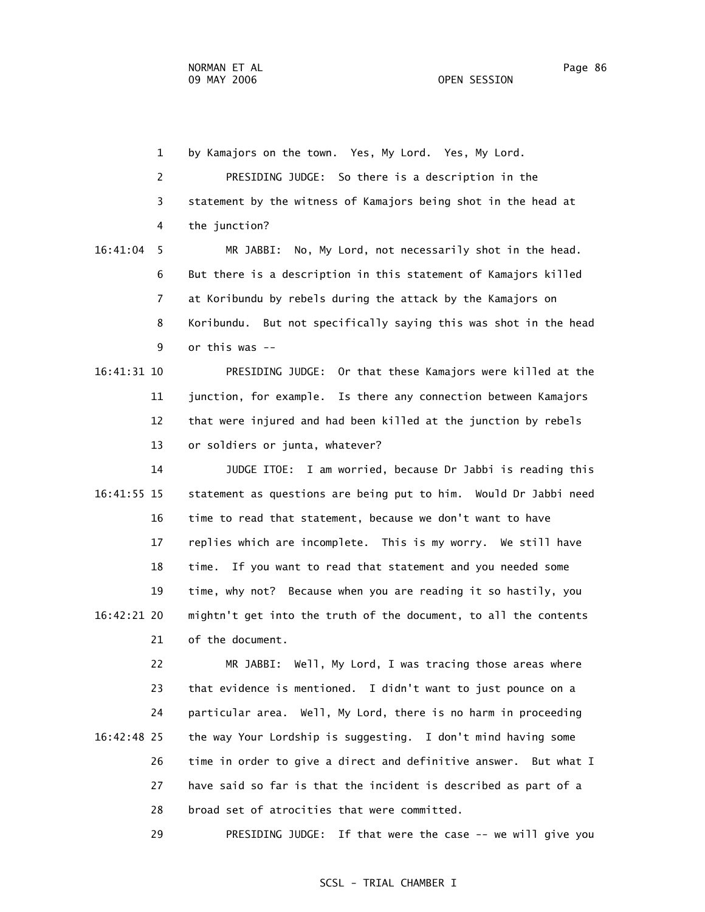1 by Kamajors on the town. Yes, My Lord. Yes, My Lord.

2 PRESIDING JUDGE: So there is a description in the

3 statement by the witness of Kamajors being shot in the head at

4 the junction?

16:41:04 5 MR JABBI: No, My Lord, not necessarily shot in the head.

6 But there is a description in this statement of Kamajors killed

7 at Koribundu by rebels during the attack by the Kamajors on

8 Koribundu. But not specifically saying this was shot in the head

9 or this was --

16:41:31 10 PRESIDING JUDGE: Or that these Kamajors were killed at the

11 junction, for example. Is there any connection between Kamajors

12 that were injured and had been killed at the junction by rebels

13 or soldiers or junta, whatever?

14 JUDGE ITOE: I am worried, because Dr Jabbi is reading this

16:41:55 15 statement as questions are being put to him. Would Dr Jabbi need

16 time to read that statement, because we don't want to have

17 replies which are incomplete. This is my worry. We still have

18 time. If you want to read that statement and you needed some

19 time, why not? Because when you are reading it so hastily, you

16:42:21 20 mightn't get into the truth of the document, to all the contents

21 of the document.

22 MR JABBI: Well, My Lord, I was tracing those areas where

23 that evidence is mentioned. I didn't want to just pounce on a

24 particular area. Well, My Lord, there is no harm in proceeding

16:42:48 25 the way Your Lordship is suggesting. I don't mind having some

26 time in order to give a direct and definitive answer. But what I

27 have said so far is that the incident is described as part of a

28 broad set of atrocities that were committed.

29 PRESIDING JUDGE: If that were the case -- we will give you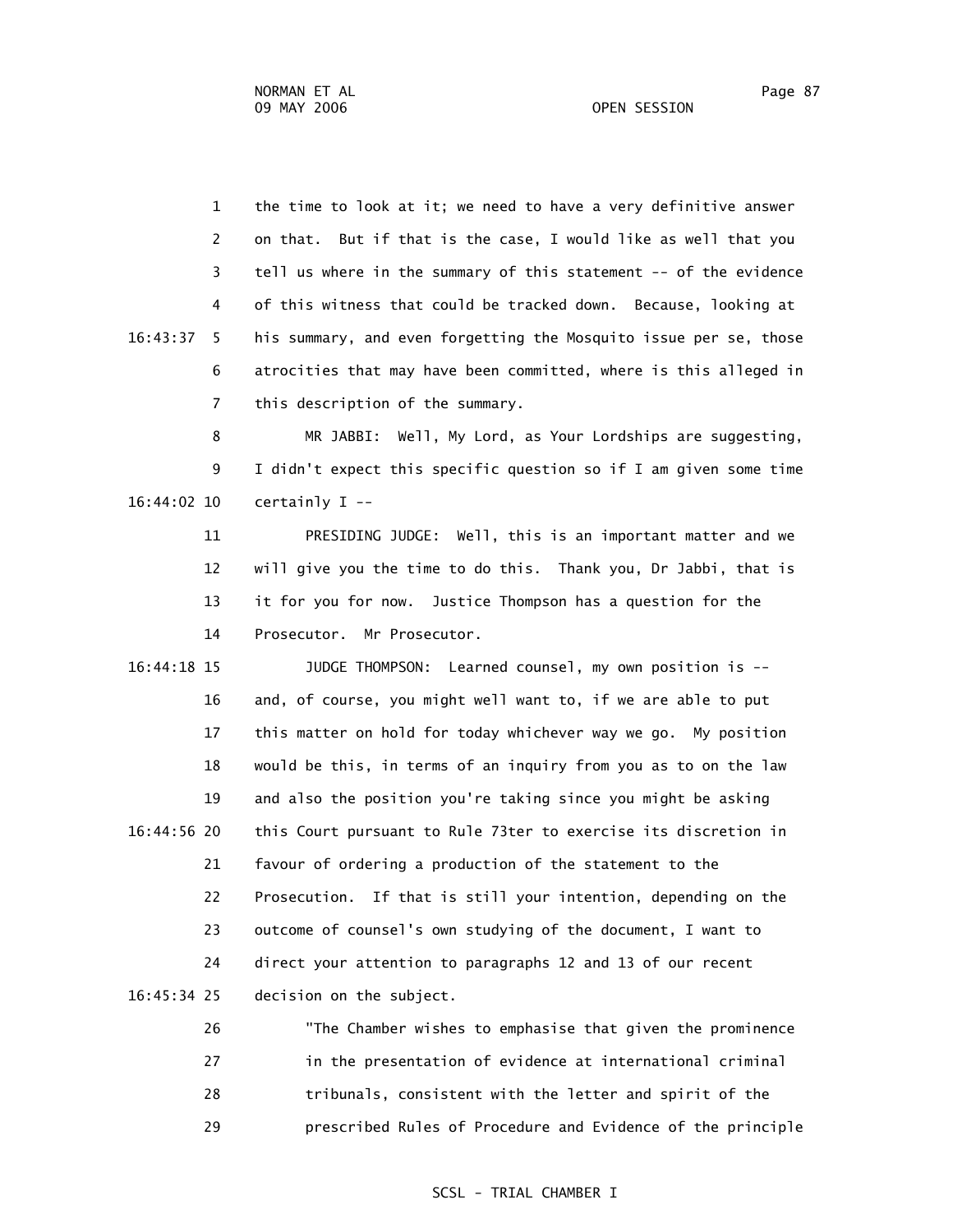1 the time to look at it; we need to have a very definitive answer
2 on that. But if that is the case, I would like as well that you
3 tell us where in the summary of this statement -- of the evidence
4 of this witness that could be tracked down. Because, looking at
16:43:37 5 his summary, and even forgetting the Mosquito issue per se, those
6 atrocities that may have been committed, where is this alleged in
7 this description of the summary.

8 MR JABBI: Well, My Lord, as Your Lordships are suggesting,
9 I didn't expect this specific question so if I am given some time
16:44:02 10 certainly I --

11 PRESIDING JUDGE: Well, this is an important matter and we
12 will give you the time to do this. Thank you, Dr Jabbi, that is
13 it for you for now. Justice Thompson has a question for the
14 Prosecutor. Mr Prosecutor.

16:44:18 15 JUDGE THOMPSON: Learned counsel, my own position is --
16 and, of course, you might well want to, if we are able to put
17 this matter on hold for today whichever way we go. My position
18 would be this, in terms of an inquiry from you as to on the law
19 and also the position you're taking since you might be asking
16:44:56 20 this Court pursuant to Rule 73ter to exercise its discretion in
21 favour of ordering a production of the statement to the
22 Prosecution. If that is still your intention, depending on the
23 outcome of counsel's own studying of the document, I want to
24 direct your attention to paragraphs 12 and 13 of our recent
16:45:34 25 decision on the subject.

26 "The Chamber wishes to emphasise that given the prominence
27 in the presentation of evidence at international criminal
28 tribunals, consistent with the letter and spirit of the
29 prescribed Rules of Procedure and Evidence of the principle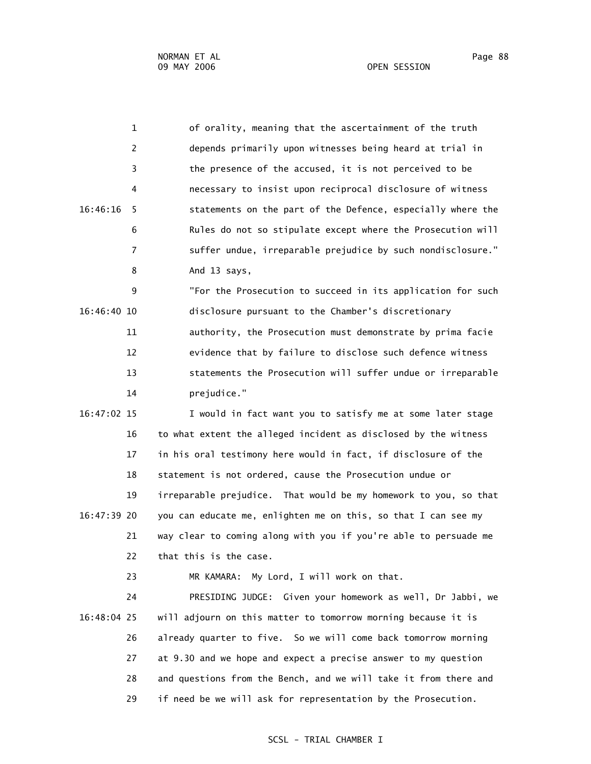of orality, meaning that the ascertainment of the truth depends primarily upon witnesses being heard at trial in the presence of the accused, it is not perceived to be necessary to insist upon reciprocal disclosure of witness statements on the part of the Defence, especially where the Rules do not so stipulate except where the Prosecution will suffer undue, irreparable prejudice by such nondisclosure."

And 13 says,

"For the Prosecution to succeed in its application for such disclosure pursuant to the Chamber's discretionary authority, the Prosecution must demonstrate by prima facie evidence that by failure to disclose such defence witness statements the Prosecution will suffer undue or irreparable prejudice."

I would in fact want you to satisfy me at some later stage to what extent the alleged incident as disclosed by the witness in his oral testimony here would in fact, if disclosure of the statement is not ordered, cause the Prosecution undue or irreparable prejudice. That would be my homework to you, so that you can educate me, enlighten me on this, so that I can see my way clear to coming along with you if you're able to persuade me that this is the case.

MR KAMARA: My Lord, I will work on that.

PRESIDING JUDGE: Given your homework as well, Dr Jabbi, we will adjourn on this matter to tomorrow morning because it is already quarter to five. So we will come back tomorrow morning at 9.30 and we hope and expect a precise answer to my question and questions from the Bench, and we will take it from there and if need be we will ask for representation by the Prosecution.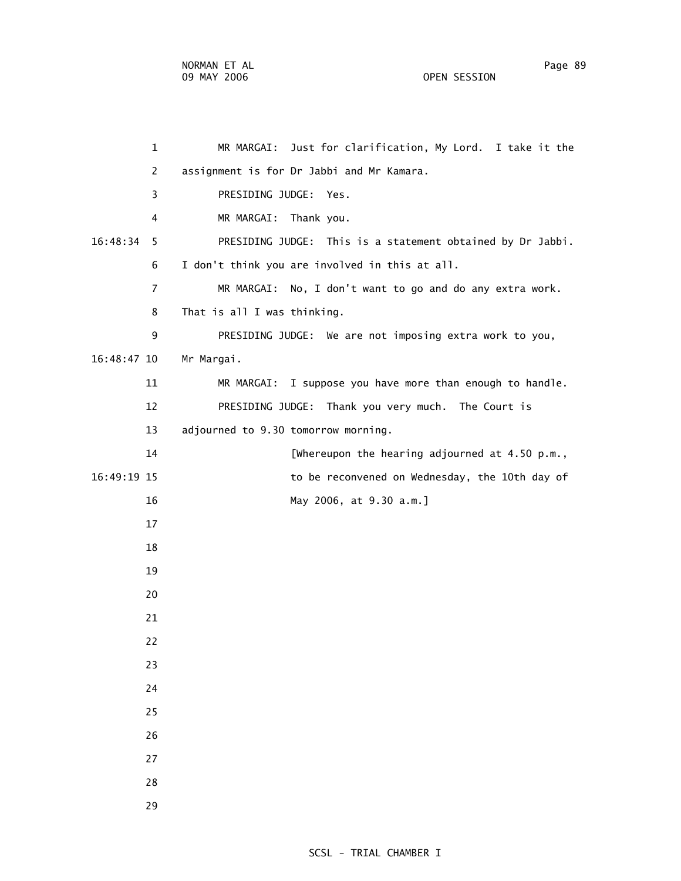MR MARGAI: Just for clarification, My Lord. I take it the assignment is for Dr Jabbi and Mr Kamara.

PRESIDING JUDGE: Yes.

MR MARGAI: Thank you.

PRESIDING JUDGE: This is a statement obtained by Dr Jabbi. I don't think you are involved in this at all.

MR MARGAI: No, I don't want to go and do any extra work. That is all I was thinking.

PRESIDING JUDGE: We are not imposing extra work to you, Mr Margai.

MR MARGAI: I suppose you have more than enough to handle.

PRESIDING JUDGE: Thank you very much. The Court is adjourned to 9.30 tomorrow morning.

[Whereupon the hearing adjourned at 4.50 p.m., to be reconvened on Wednesday, the 10th day of May 2006, at 9.30 a.m.]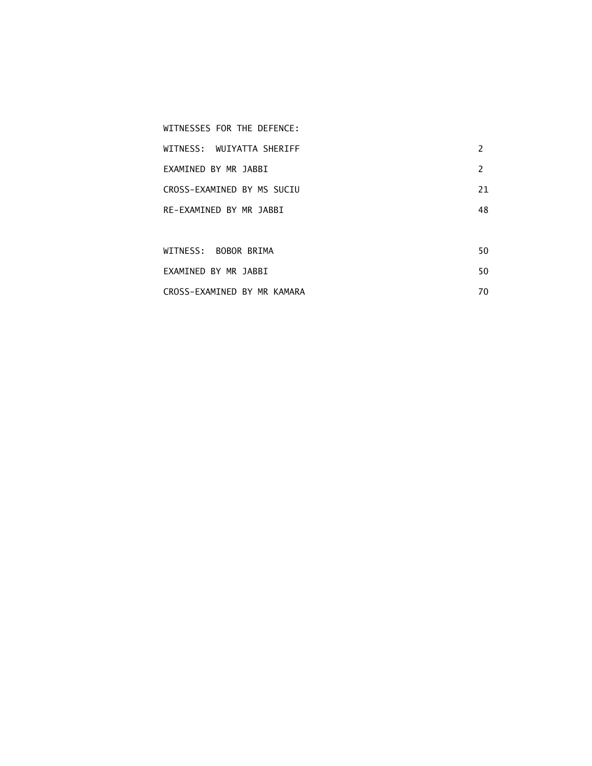WITNESSES FOR THE DEFENCE:

| | |
|---|---|
| WITNESS: WUIYATTA SHERIFF | 2 |
| EXAMINED BY MR JABBI | 2 |
| CROSS-EXAMINED BY MS SUCIU | 21 |
| RE-EXAMINED BY MR JABBI | 48 |
| | |
| WITNESS: BOBOR BRIMA | 50 |
| EXAMINED BY MR JABBI | 50 |
| CROSS-EXAMINED BY MR KAMARA | 70 |